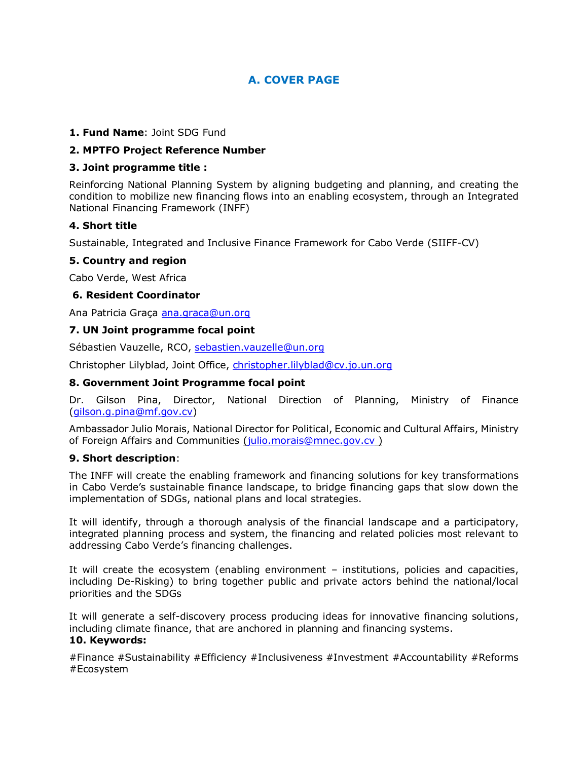# A. COVER PAGE

**1. Fund Name**: Joint SDG Fund

**2. MPTFO Project Reference Number**

**3. Joint programme title :**

Reinforcing National Planning System by aligning budgeting and planning, and creating the condition to mobilize new financing flows into an enabling ecosystem, through an Integrated National Financing Framework (INFF)

**4. Short title**

Sustainable, Integrated and Inclusive Finance Framework for Cabo Verde (SIIFF-CV)

**5. Country and region**

Cabo Verde, West Africa

**6. Resident Coordinator**

Ana Patricia Graça ana.graca@un.org

**7. UN Joint programme focal point**

Sébastien Vauzelle, RCO, sebastien.vauzelle@un.org

Christopher Lilyblad, Joint Office, christopher.lilyblad@cv.jo.un.org

**8. Government Joint Programme focal point**

Dr. Gilson Pina, Director, National Direction of Planning, Ministry of Finance (gilson.g.pina@mf.gov.cv)

Ambassador Julio Morais, National Director for Political, Economic and Cultural Affairs, Ministry of Foreign Affairs and Communities (julio.morais@mnec.gov.cv )

**9. Short description**:

The INFF will create the enabling framework and financing solutions for key transformations in Cabo Verde's sustainable finance landscape, to bridge financing gaps that slow down the implementation of SDGs, national plans and local strategies.

It will identify, through a thorough analysis of the financial landscape and a participatory, integrated planning process and system, the financing and related policies most relevant to addressing Cabo Verde's financing challenges.

It will create the ecosystem (enabling environment – institutions, policies and capacities, including De-Risking) to bring together public and private actors behind the national/local priorities and the SDGs

It will generate a self-discovery process producing ideas for innovative financing solutions, including climate finance, that are anchored in planning and financing systems.

**10. Keywords:**

#Finance #Sustainability #Efficiency #Inclusiveness #Investment #Accountability #Reforms #Ecosystem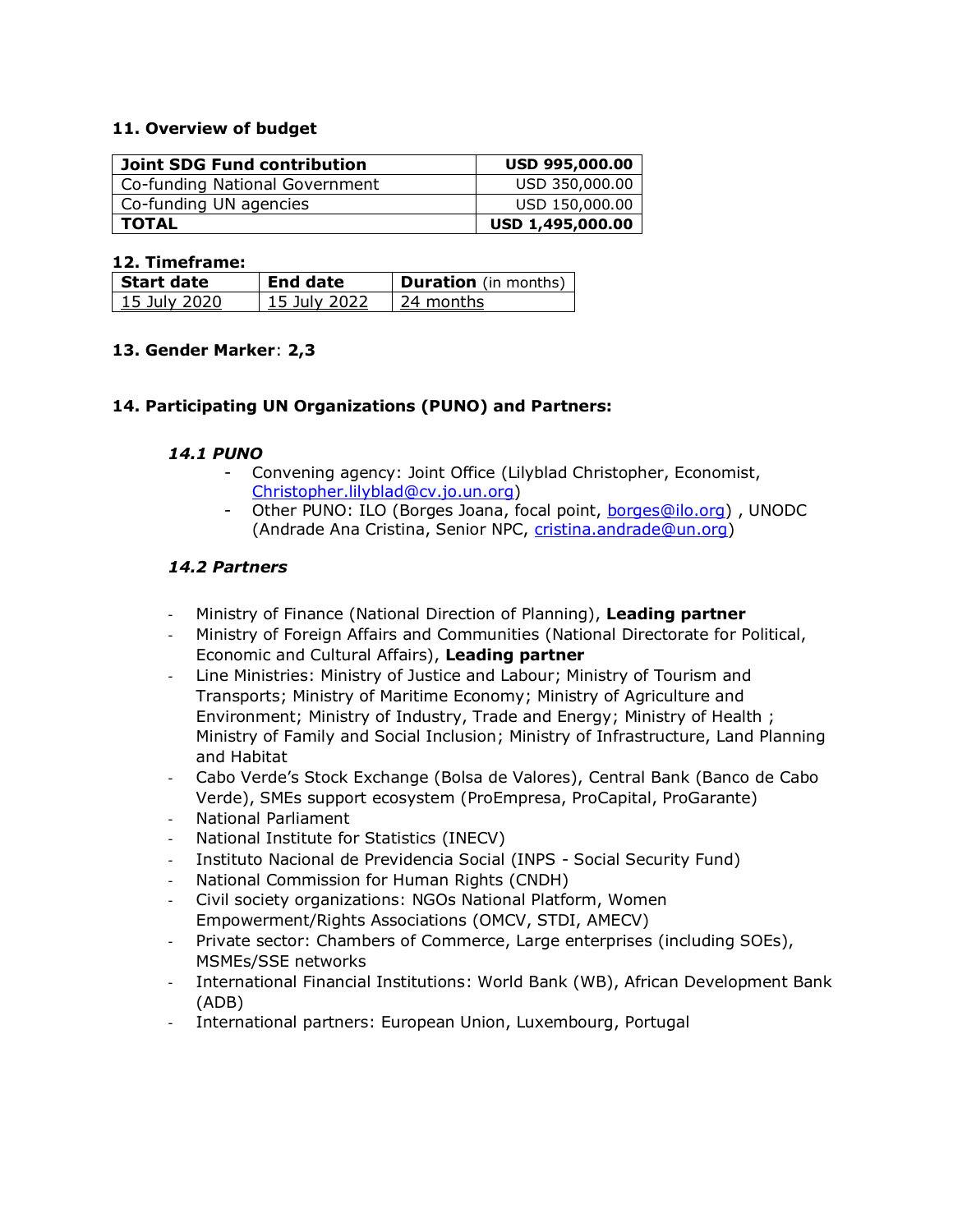**11. Overview of budget**

| **Joint SDG Fund contribution** | **USD 995,000.00** |
|---|---|
| Co-funding National Government | USD 350,000.00 |
| Co-funding UN agencies | USD 150,000.00 |
| **TOTAL** | **USD 1,495,000.00** |

**12. Timeframe:**

| **Start date** | **End date** | **Duration** (in months) |
|---|---|---|
| 15 July 2020 | 15 July 2022 | 24 months |

**13. Gender Marker**: **2,3**

**14. Participating UN Organizations (PUNO) and Partners:**

***14.1 PUNO***

- Convening agency: Joint Office (Lilyblad Christopher, Economist, Christopher.lilyblad@cv.jo.un.org)
- Other PUNO: ILO (Borges Joana, focal point, borges@ilo.org) , UNODC (Andrade Ana Cristina, Senior NPC, cristina.andrade@un.org)

***14.2 Partners***

- Ministry of Finance (National Direction of Planning), **Leading partner**
- Ministry of Foreign Affairs and Communities (National Directorate for Political, Economic and Cultural Affairs), **Leading partner**
- Line Ministries: Ministry of Justice and Labour; Ministry of Tourism and Transports; Ministry of Maritime Economy; Ministry of Agriculture and Environment; Ministry of Industry, Trade and Energy; Ministry of Health ; Ministry of Family and Social Inclusion; Ministry of Infrastructure, Land Planning and Habitat
- Cabo Verde's Stock Exchange (Bolsa de Valores), Central Bank (Banco de Cabo Verde), SMEs support ecosystem (ProEmpresa, ProCapital, ProGarante)
- National Parliament
- National Institute for Statistics (INECV)
- Instituto Nacional de Previdencia Social (INPS - Social Security Fund)
- National Commission for Human Rights (CNDH)
- Civil society organizations: NGOs National Platform, Women Empowerment/Rights Associations (OMCV, STDI, AMECV)
- Private sector: Chambers of Commerce, Large enterprises (including SOEs), MSMEs/SSE networks
- International Financial Institutions: World Bank (WB), African Development Bank (ADB)
- International partners: European Union, Luxembourg, Portugal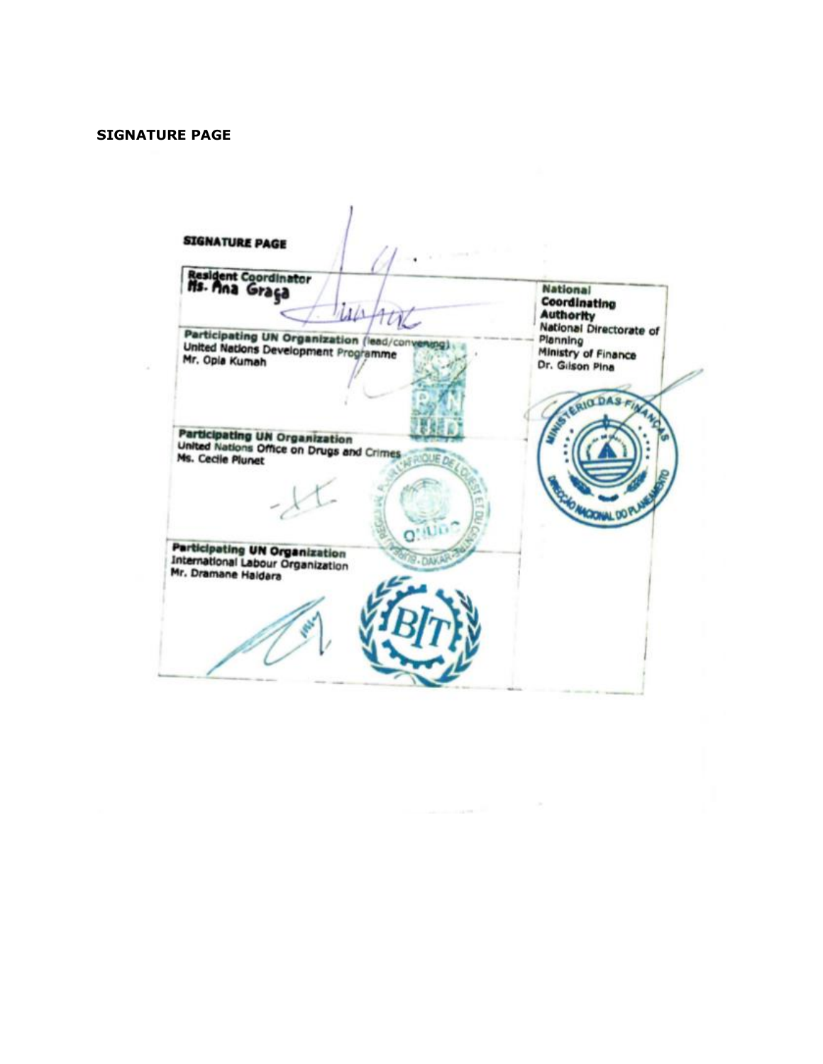**SIGNATURE PAGE**

**SIGNATURE PAGE**

| | |
|---|---|
| **Resident Coordinator**<br>**Ms. Ana Graça** | **National Coordinating Authority**<br>National Directorate of Planning<br>Ministry of Finance<br>Dr. Gilson Pina |
| **Participating UN Organization** (lead/convening)<br>United Nations Development Programme<br>Mr. Opia Kumah | |
| **Participating UN Organization**<br>United Nations Office on Drugs and Crimes<br>Ms. Cecile Plunet | |
| **Participating UN Organization**<br>International Labour Organization<br>Mr. Dramane Haidara | |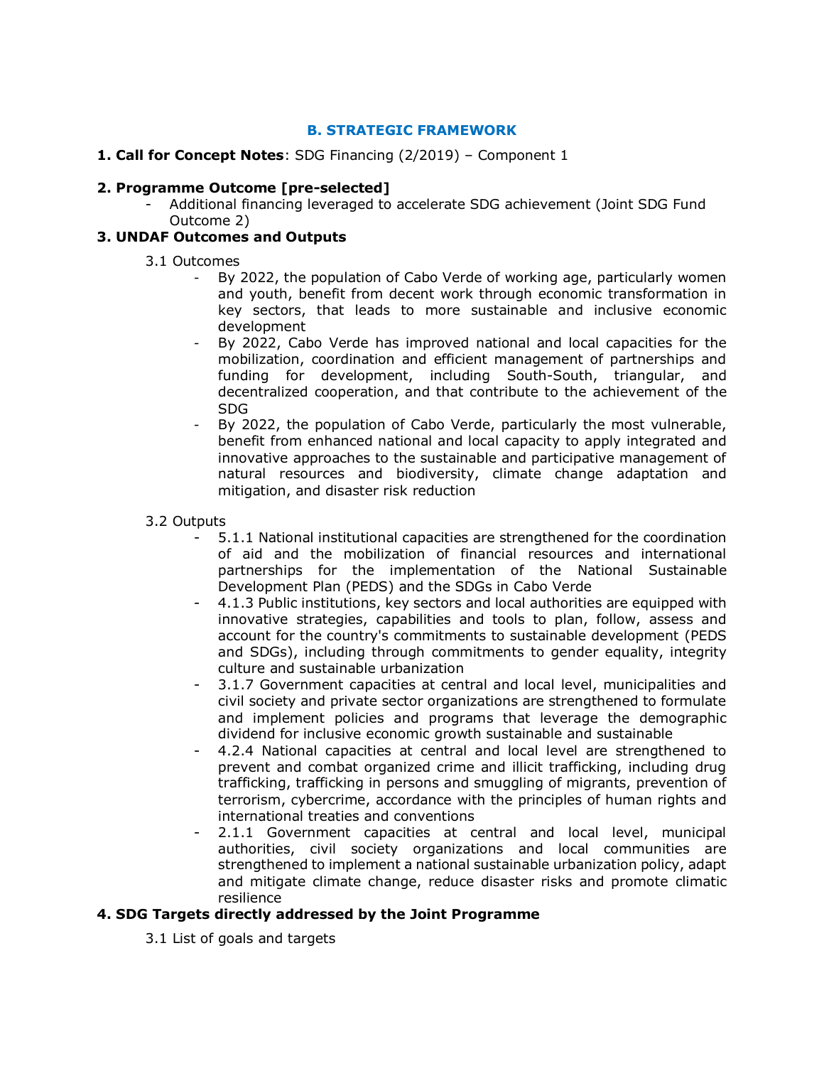## B. STRATEGIC FRAMEWORK

**1. Call for Concept Notes**: SDG Financing (2/2019) – Component 1

**2. Programme Outcome [pre-selected]**

- Additional financing leveraged to accelerate SDG achievement (Joint SDG Fund Outcome 2)

**3. UNDAF Outcomes and Outputs**

3.1 Outcomes

- By 2022, the population of Cabo Verde of working age, particularly women and youth, benefit from decent work through economic transformation in key sectors, that leads to more sustainable and inclusive economic development
- By 2022, Cabo Verde has improved national and local capacities for the mobilization, coordination and efficient management of partnerships and funding for development, including South-South, triangular, and decentralized cooperation, and that contribute to the achievement of the SDG
- By 2022, the population of Cabo Verde, particularly the most vulnerable, benefit from enhanced national and local capacity to apply integrated and innovative approaches to the sustainable and participative management of natural resources and biodiversity, climate change adaptation and mitigation, and disaster risk reduction

3.2 Outputs

- 5.1.1 National institutional capacities are strengthened for the coordination of aid and the mobilization of financial resources and international partnerships for the implementation of the National Sustainable Development Plan (PEDS) and the SDGs in Cabo Verde
- 4.1.3 Public institutions, key sectors and local authorities are equipped with innovative strategies, capabilities and tools to plan, follow, assess and account for the country's commitments to sustainable development (PEDS and SDGs), including through commitments to gender equality, integrity culture and sustainable urbanization
- 3.1.7 Government capacities at central and local level, municipalities and civil society and private sector organizations are strengthened to formulate and implement policies and programs that leverage the demographic dividend for inclusive economic growth sustainable and sustainable
- 4.2.4 National capacities at central and local level are strengthened to prevent and combat organized crime and illicit trafficking, including drug trafficking, trafficking in persons and smuggling of migrants, prevention of terrorism, cybercrime, accordance with the principles of human rights and international treaties and conventions
- 2.1.1 Government capacities at central and local level, municipal authorities, civil society organizations and local communities are strengthened to implement a national sustainable urbanization policy, adapt and mitigate climate change, reduce disaster risks and promote climatic resilience

**4. SDG Targets directly addressed by the Joint Programme**

3.1 List of goals and targets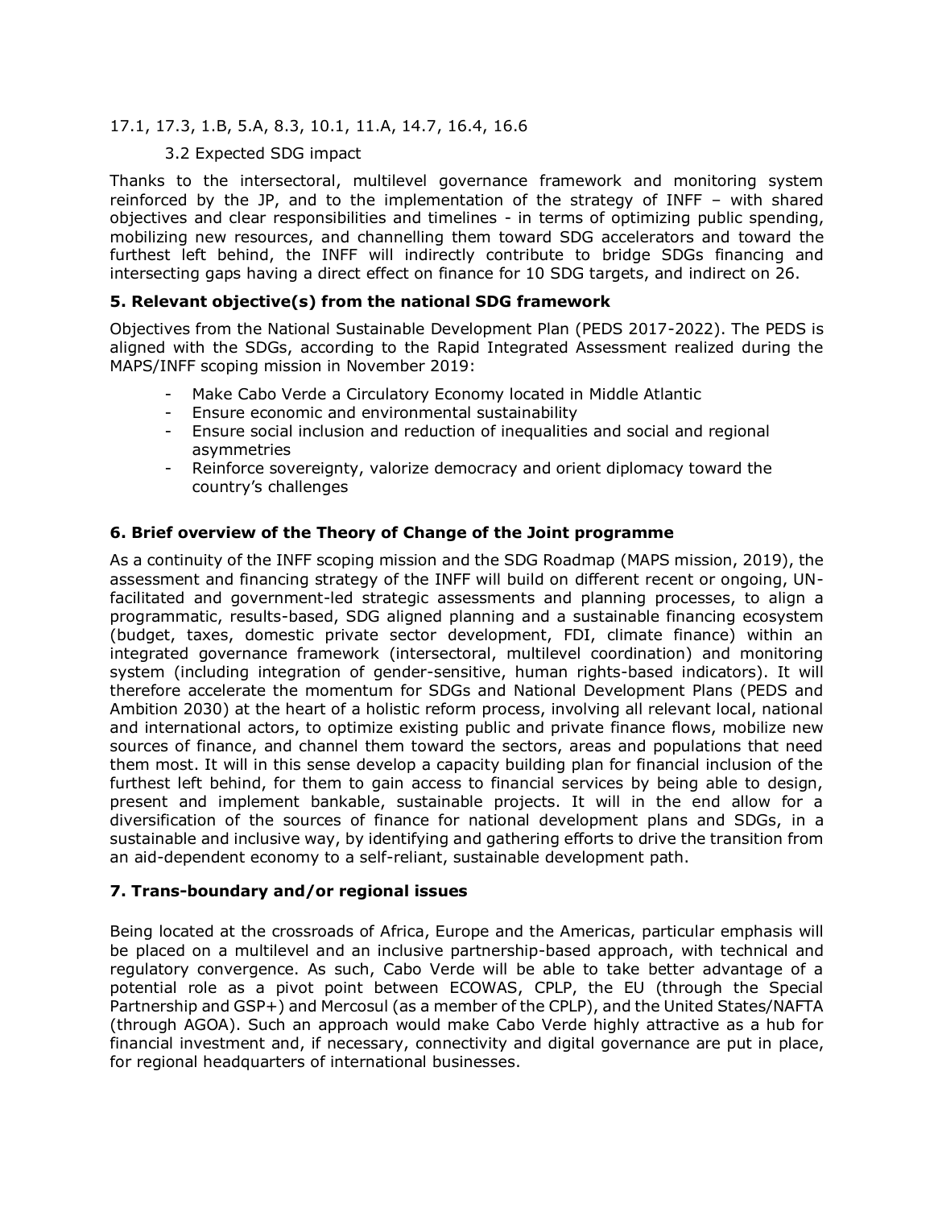17.1, 17.3, 1.B, 5.A, 8.3, 10.1, 11.A, 14.7, 16.4, 16.6

3.2 Expected SDG impact

Thanks to the intersectoral, multilevel governance framework and monitoring system reinforced by the JP, and to the implementation of the strategy of INFF – with shared objectives and clear responsibilities and timelines - in terms of optimizing public spending, mobilizing new resources, and channelling them toward SDG accelerators and toward the furthest left behind, the INFF will indirectly contribute to bridge SDGs financing and intersecting gaps having a direct effect on finance for 10 SDG targets, and indirect on 26.

## 5. Relevant objective(s) from the national SDG framework

Objectives from the National Sustainable Development Plan (PEDS 2017-2022). The PEDS is aligned with the SDGs, according to the Rapid Integrated Assessment realized during the MAPS/INFF scoping mission in November 2019:

- Make Cabo Verde a Circulatory Economy located in Middle Atlantic
- Ensure economic and environmental sustainability
- Ensure social inclusion and reduction of inequalities and social and regional asymmetries
- Reinforce sovereignty, valorize democracy and orient diplomacy toward the country's challenges

## 6. Brief overview of the Theory of Change of the Joint programme

As a continuity of the INFF scoping mission and the SDG Roadmap (MAPS mission, 2019), the assessment and financing strategy of the INFF will build on different recent or ongoing, UN-facilitated and government-led strategic assessments and planning processes, to align a programmatic, results-based, SDG aligned planning and a sustainable financing ecosystem (budget, taxes, domestic private sector development, FDI, climate finance) within an integrated governance framework (intersectoral, multilevel coordination) and monitoring system (including integration of gender-sensitive, human rights-based indicators). It will therefore accelerate the momentum for SDGs and National Development Plans (PEDS and Ambition 2030) at the heart of a holistic reform process, involving all relevant local, national and international actors, to optimize existing public and private finance flows, mobilize new sources of finance, and channel them toward the sectors, areas and populations that need them most. It will in this sense develop a capacity building plan for financial inclusion of the furthest left behind, for them to gain access to financial services by being able to design, present and implement bankable, sustainable projects. It will in the end allow for a diversification of the sources of finance for national development plans and SDGs, in a sustainable and inclusive way, by identifying and gathering efforts to drive the transition from an aid-dependent economy to a self-reliant, sustainable development path.

## 7. Trans-boundary and/or regional issues

Being located at the crossroads of Africa, Europe and the Americas, particular emphasis will be placed on a multilevel and an inclusive partnership-based approach, with technical and regulatory convergence. As such, Cabo Verde will be able to take better advantage of a potential role as a pivot point between ECOWAS, CPLP, the EU (through the Special Partnership and GSP+) and Mercosul (as a member of the CPLP), and the United States/NAFTA (through AGOA). Such an approach would make Cabo Verde highly attractive as a hub for financial investment and, if necessary, connectivity and digital governance are put in place, for regional headquarters of international businesses.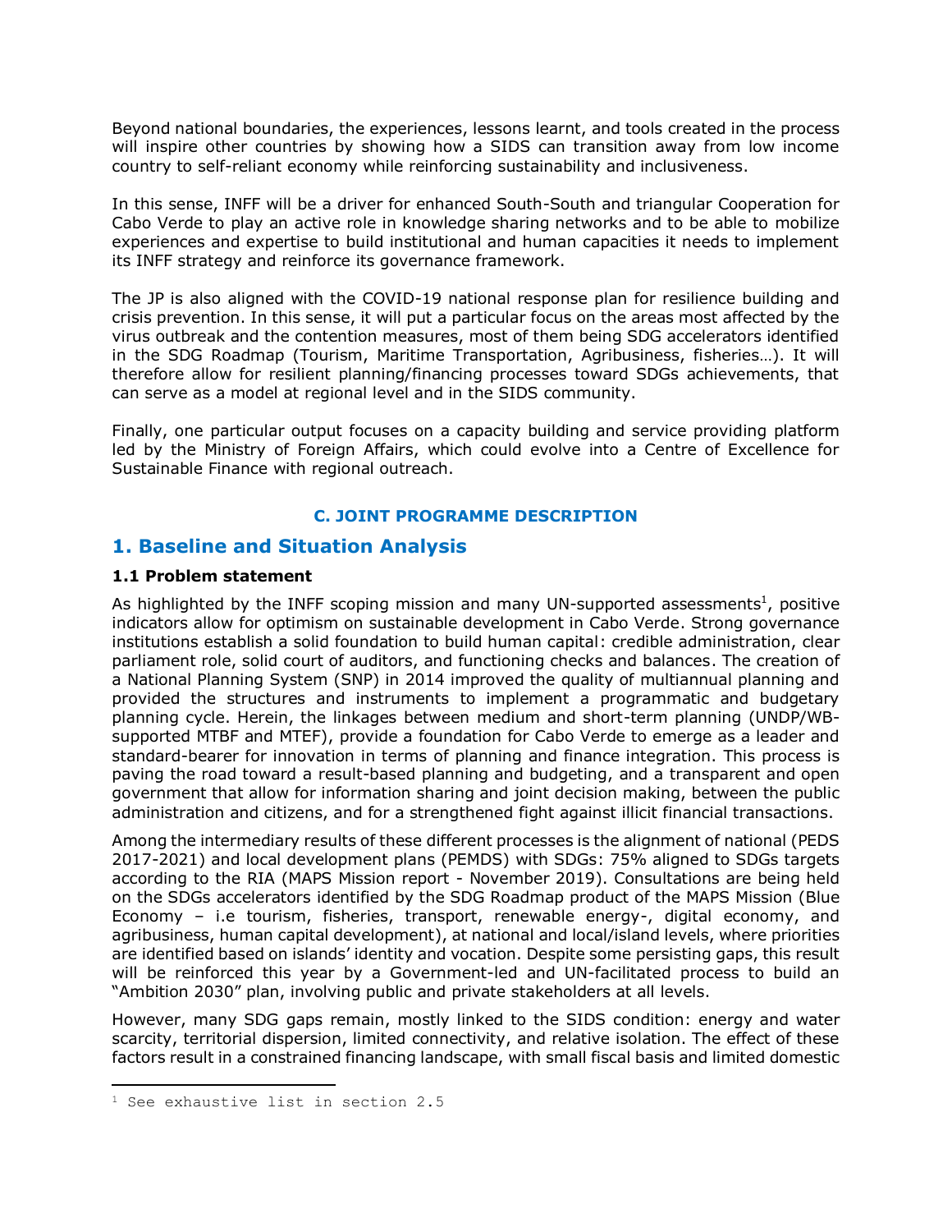Beyond national boundaries, the experiences, lessons learnt, and tools created in the process will inspire other countries by showing how a SIDS can transition away from low income country to self-reliant economy while reinforcing sustainability and inclusiveness.

In this sense, INFF will be a driver for enhanced South-South and triangular Cooperation for Cabo Verde to play an active role in knowledge sharing networks and to be able to mobilize experiences and expertise to build institutional and human capacities it needs to implement its INFF strategy and reinforce its governance framework.

The JP is also aligned with the COVID-19 national response plan for resilience building and crisis prevention. In this sense, it will put a particular focus on the areas most affected by the virus outbreak and the contention measures, most of them being SDG accelerators identified in the SDG Roadmap (Tourism, Maritime Transportation, Agribusiness, fisheries…). It will therefore allow for resilient planning/financing processes toward SDGs achievements, that can serve as a model at regional level and in the SIDS community.

Finally, one particular output focuses on a capacity building and service providing platform led by the Ministry of Foreign Affairs, which could evolve into a Centre of Excellence for Sustainable Finance with regional outreach.

## C. JOINT PROGRAMME DESCRIPTION

# 1. Baseline and Situation Analysis

### 1.1 Problem statement

As highlighted by the INFF scoping mission and many UN-supported assessments[1], positive indicators allow for optimism on sustainable development in Cabo Verde. Strong governance institutions establish a solid foundation to build human capital: credible administration, clear parliament role, solid court of auditors, and functioning checks and balances. The creation of a National Planning System (SNP) in 2014 improved the quality of multiannual planning and provided the structures and instruments to implement a programmatic and budgetary planning cycle. Herein, the linkages between medium and short-term planning (UNDP/WB-supported MTBF and MTEF), provide a foundation for Cabo Verde to emerge as a leader and standard-bearer for innovation in terms of planning and finance integration. This process is paving the road toward a result-based planning and budgeting, and a transparent and open government that allow for information sharing and joint decision making, between the public administration and citizens, and for a strengthened fight against illicit financial transactions.

Among the intermediary results of these different processes is the alignment of national (PEDS 2017-2021) and local development plans (PEMDS) with SDGs: 75% aligned to SDGs targets according to the RIA (MAPS Mission report - November 2019). Consultations are being held on the SDGs accelerators identified by the SDG Roadmap product of the MAPS Mission (Blue Economy – i.e tourism, fisheries, transport, renewable energy-, digital economy, and agribusiness, human capital development), at national and local/island levels, where priorities are identified based on islands' identity and vocation. Despite some persisting gaps, this result will be reinforced this year by a Government-led and UN-facilitated process to build an "Ambition 2030" plan, involving public and private stakeholders at all levels.

However, many SDG gaps remain, mostly linked to the SIDS condition: energy and water scarcity, territorial dispersion, limited connectivity, and relative isolation. The effect of these factors result in a constrained financing landscape, with small fiscal basis and limited domestic

[1] See exhaustive list in section 2.5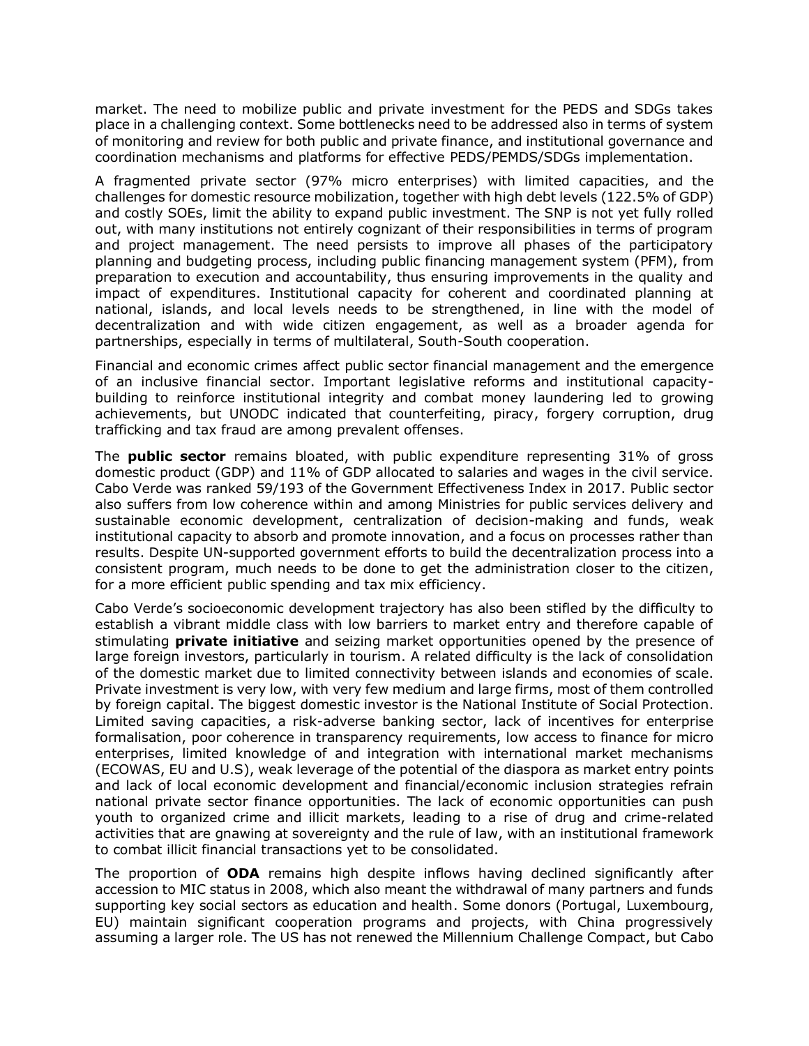market. The need to mobilize public and private investment for the PEDS and SDGs takes place in a challenging context. Some bottlenecks need to be addressed also in terms of system of monitoring and review for both public and private finance, and institutional governance and coordination mechanisms and platforms for effective PEDS/PEMDS/SDGs implementation.

A fragmented private sector (97% micro enterprises) with limited capacities, and the challenges for domestic resource mobilization, together with high debt levels (122.5% of GDP) and costly SOEs, limit the ability to expand public investment. The SNP is not yet fully rolled out, with many institutions not entirely cognizant of their responsibilities in terms of program and project management. The need persists to improve all phases of the participatory planning and budgeting process, including public financing management system (PFM), from preparation to execution and accountability, thus ensuring improvements in the quality and impact of expenditures. Institutional capacity for coherent and coordinated planning at national, islands, and local levels needs to be strengthened, in line with the model of decentralization and with wide citizen engagement, as well as a broader agenda for partnerships, especially in terms of multilateral, South-South cooperation.

Financial and economic crimes affect public sector financial management and the emergence of an inclusive financial sector. Important legislative reforms and institutional capacity-building to reinforce institutional integrity and combat money laundering led to growing achievements, but UNODC indicated that counterfeiting, piracy, forgery corruption, drug trafficking and tax fraud are among prevalent offenses.

The **public sector** remains bloated, with public expenditure representing 31% of gross domestic product (GDP) and 11% of GDP allocated to salaries and wages in the civil service. Cabo Verde was ranked 59/193 of the Government Effectiveness Index in 2017. Public sector also suffers from low coherence within and among Ministries for public services delivery and sustainable economic development, centralization of decision-making and funds, weak institutional capacity to absorb and promote innovation, and a focus on processes rather than results. Despite UN-supported government efforts to build the decentralization process into a consistent program, much needs to be done to get the administration closer to the citizen, for a more efficient public spending and tax mix efficiency.

Cabo Verde's socioeconomic development trajectory has also been stifled by the difficulty to establish a vibrant middle class with low barriers to market entry and therefore capable of stimulating **private initiative** and seizing market opportunities opened by the presence of large foreign investors, particularly in tourism. A related difficulty is the lack of consolidation of the domestic market due to limited connectivity between islands and economies of scale. Private investment is very low, with very few medium and large firms, most of them controlled by foreign capital. The biggest domestic investor is the National Institute of Social Protection. Limited saving capacities, a risk-adverse banking sector, lack of incentives for enterprise formalisation, poor coherence in transparency requirements, low access to finance for micro enterprises, limited knowledge of and integration with international market mechanisms (ECOWAS, EU and U.S), weak leverage of the potential of the diaspora as market entry points and lack of local economic development and financial/economic inclusion strategies refrain national private sector finance opportunities. The lack of economic opportunities can push youth to organized crime and illicit markets, leading to a rise of drug and crime-related activities that are gnawing at sovereignty and the rule of law, with an institutional framework to combat illicit financial transactions yet to be consolidated.

The proportion of **ODA** remains high despite inflows having declined significantly after accession to MIC status in 2008, which also meant the withdrawal of many partners and funds supporting key social sectors as education and health. Some donors (Portugal, Luxembourg, EU) maintain significant cooperation programs and projects, with China progressively assuming a larger role. The US has not renewed the Millennium Challenge Compact, but Cabo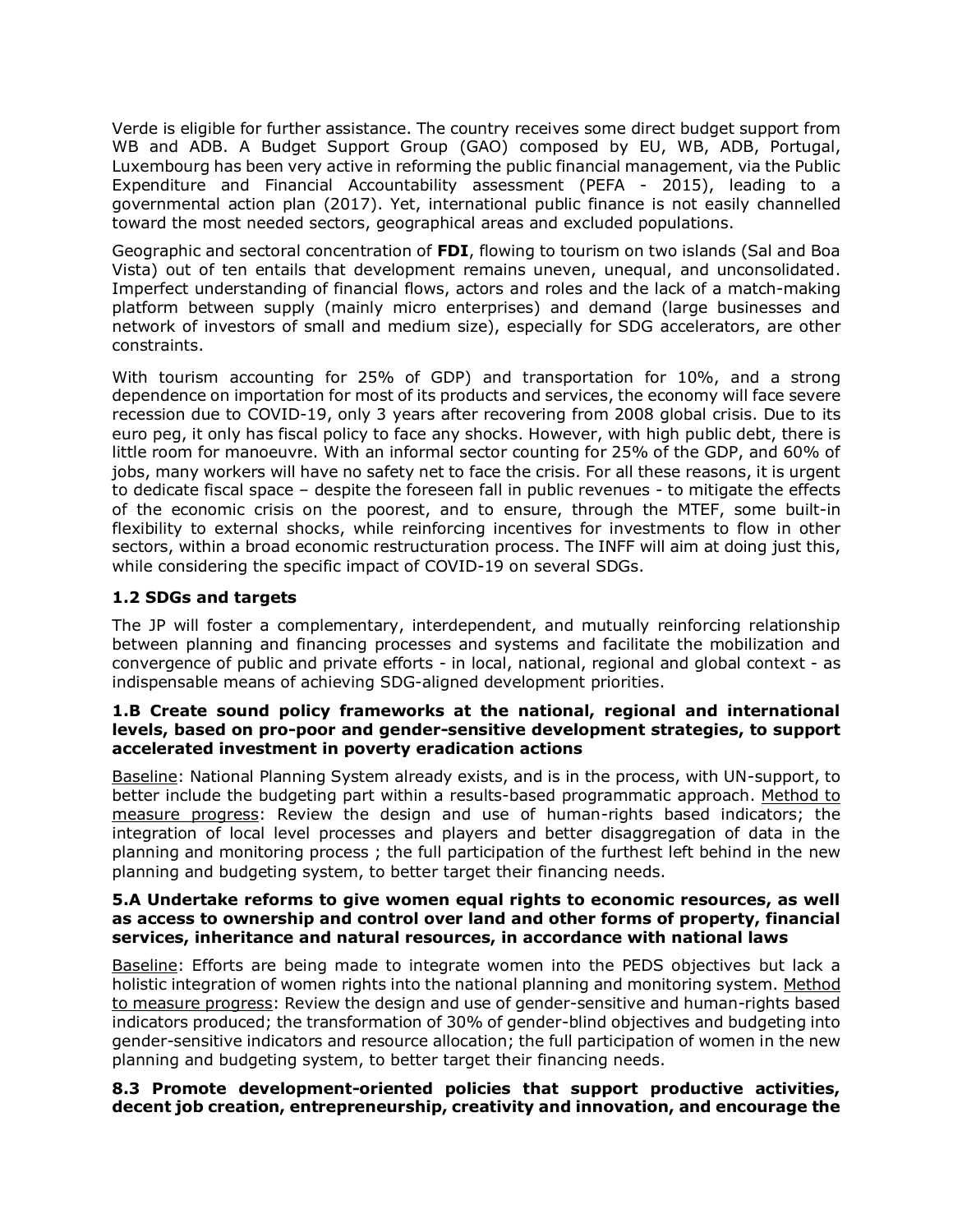Verde is eligible for further assistance. The country receives some direct budget support from WB and ADB. A Budget Support Group (GAO) composed by EU, WB, ADB, Portugal, Luxembourg has been very active in reforming the public financial management, via the Public Expenditure and Financial Accountability assessment (PEFA - 2015), leading to a governmental action plan (2017). Yet, international public finance is not easily channelled toward the most needed sectors, geographical areas and excluded populations.

Geographic and sectoral concentration of **FDI**, flowing to tourism on two islands (Sal and Boa Vista) out of ten entails that development remains uneven, unequal, and unconsolidated. Imperfect understanding of financial flows, actors and roles and the lack of a match-making platform between supply (mainly micro enterprises) and demand (large businesses and network of investors of small and medium size), especially for SDG accelerators, are other constraints.

With tourism accounting for 25% of GDP) and transportation for 10%, and a strong dependence on importation for most of its products and services, the economy will face severe recession due to COVID-19, only 3 years after recovering from 2008 global crisis. Due to its euro peg, it only has fiscal policy to face any shocks. However, with high public debt, there is little room for manoeuvre. With an informal sector counting for 25% of the GDP, and 60% of jobs, many workers will have no safety net to face the crisis. For all these reasons, it is urgent to dedicate fiscal space – despite the foreseen fall in public revenues - to mitigate the effects of the economic crisis on the poorest, and to ensure, through the MTEF, some built-in flexibility to external shocks, while reinforcing incentives for investments to flow in other sectors, within a broad economic restructuration process. The INFF will aim at doing just this, while considering the specific impact of COVID-19 on several SDGs.

### 1.2 SDGs and targets

The JP will foster a complementary, interdependent, and mutually reinforcing relationship between planning and financing processes and systems and facilitate the mobilization and convergence of public and private efforts - in local, national, regional and global context - as indispensable means of achieving SDG-aligned development priorities.

#### 1.B Create sound policy frameworks at the national, regional and international levels, based on pro-poor and gender-sensitive development strategies, to support accelerated investment in poverty eradication actions

Baseline: National Planning System already exists, and is in the process, with UN-support, to better include the budgeting part within a results-based programmatic approach. Method to measure progress: Review the design and use of human-rights based indicators; the integration of local level processes and players and better disaggregation of data in the planning and monitoring process ; the full participation of the furthest left behind in the new planning and budgeting system, to better target their financing needs.

#### 5.A Undertake reforms to give women equal rights to economic resources, as well as access to ownership and control over land and other forms of property, financial services, inheritance and natural resources, in accordance with national laws

Baseline: Efforts are being made to integrate women into the PEDS objectives but lack a holistic integration of women rights into the national planning and monitoring system. Method to measure progress: Review the design and use of gender-sensitive and human-rights based indicators produced; the transformation of 30% of gender-blind objectives and budgeting into gender-sensitive indicators and resource allocation; the full participation of women in the new planning and budgeting system, to better target their financing needs.

#### 8.3 Promote development-oriented policies that support productive activities, decent job creation, entrepreneurship, creativity and innovation, and encourage the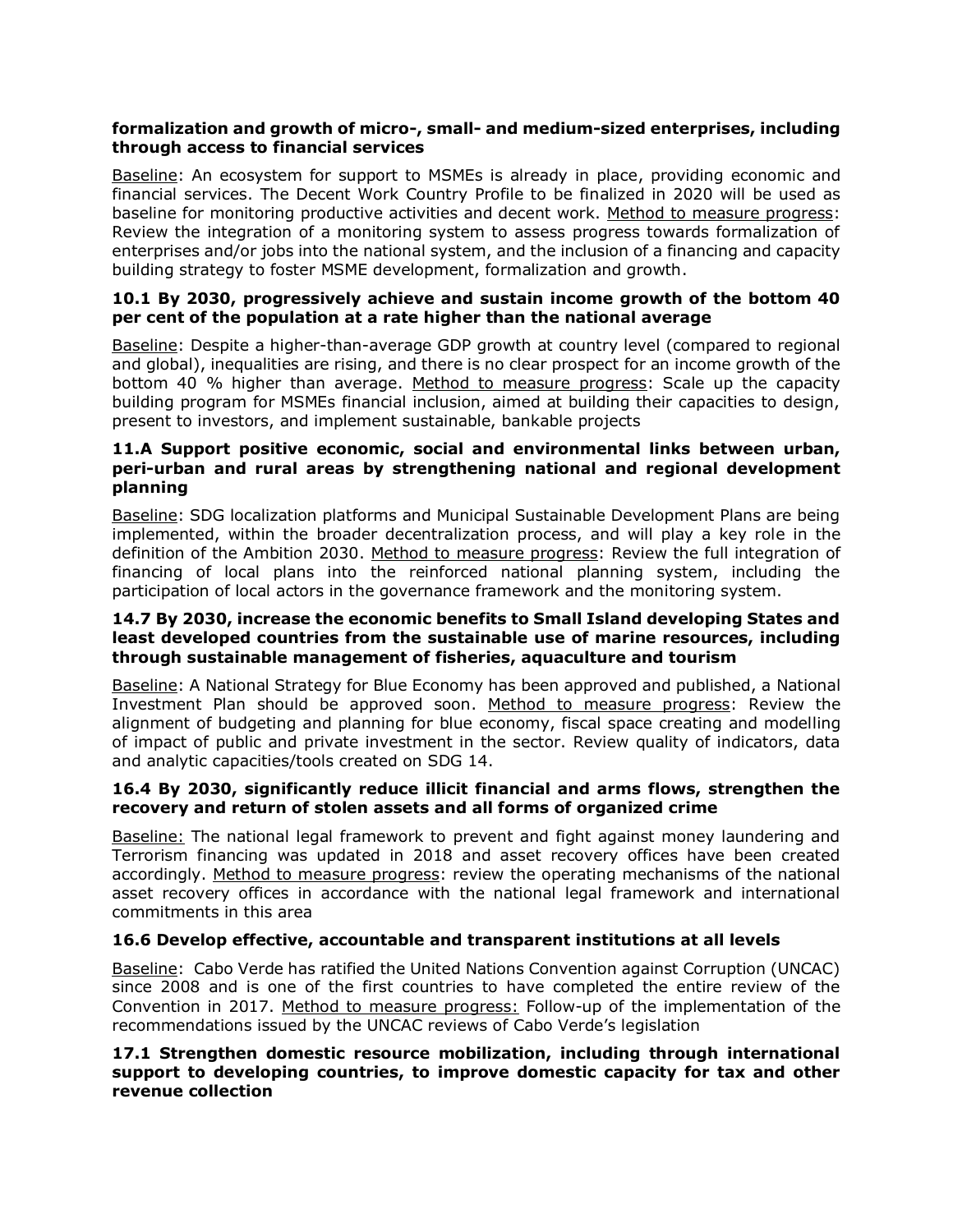**formalization and growth of micro-, small- and medium-sized enterprises, including through access to financial services**

Baseline: An ecosystem for support to MSMEs is already in place, providing economic and financial services. The Decent Work Country Profile to be finalized in 2020 will be used as baseline for monitoring productive activities and decent work. Method to measure progress: Review the integration of a monitoring system to assess progress towards formalization of enterprises and/or jobs into the national system, and the inclusion of a financing and capacity building strategy to foster MSME development, formalization and growth.

**10.1 By 2030, progressively achieve and sustain income growth of the bottom 40 per cent of the population at a rate higher than the national average**

Baseline: Despite a higher-than-average GDP growth at country level (compared to regional and global), inequalities are rising, and there is no clear prospect for an income growth of the bottom 40 % higher than average. Method to measure progress: Scale up the capacity building program for MSMEs financial inclusion, aimed at building their capacities to design, present to investors, and implement sustainable, bankable projects

**11.A Support positive economic, social and environmental links between urban, peri-urban and rural areas by strengthening national and regional development planning**

Baseline: SDG localization platforms and Municipal Sustainable Development Plans are being implemented, within the broader decentralization process, and will play a key role in the definition of the Ambition 2030. Method to measure progress: Review the full integration of financing of local plans into the reinforced national planning system, including the participation of local actors in the governance framework and the monitoring system.

**14.7 By 2030, increase the economic benefits to Small Island developing States and least developed countries from the sustainable use of marine resources, including through sustainable management of fisheries, aquaculture and tourism**

Baseline: A National Strategy for Blue Economy has been approved and published, a National Investment Plan should be approved soon. Method to measure progress: Review the alignment of budgeting and planning for blue economy, fiscal space creating and modelling of impact of public and private investment in the sector. Review quality of indicators, data and analytic capacities/tools created on SDG 14.

**16.4 By 2030, significantly reduce illicit financial and arms flows, strengthen the recovery and return of stolen assets and all forms of organized crime**

Baseline: The national legal framework to prevent and fight against money laundering and Terrorism financing was updated in 2018 and asset recovery offices have been created accordingly. Method to measure progress: review the operating mechanisms of the national asset recovery offices in accordance with the national legal framework and international commitments in this area

**16.6 Develop effective, accountable and transparent institutions at all levels**

Baseline: Cabo Verde has ratified the United Nations Convention against Corruption (UNCAC) since 2008 and is one of the first countries to have completed the entire review of the Convention in 2017. Method to measure progress: Follow-up of the implementation of the recommendations issued by the UNCAC reviews of Cabo Verde's legislation

**17.1 Strengthen domestic resource mobilization, including through international support to developing countries, to improve domestic capacity for tax and other revenue collection**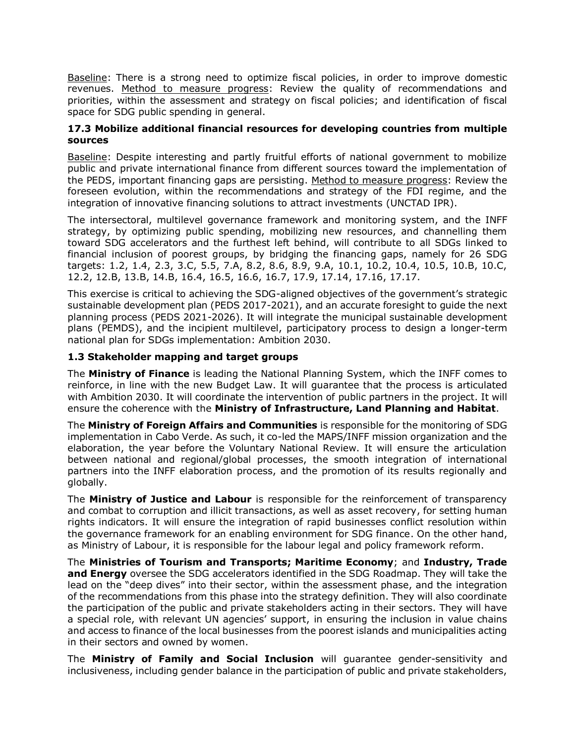Baseline: There is a strong need to optimize fiscal policies, in order to improve domestic revenues. Method to measure progress: Review the quality of recommendations and priorities, within the assessment and strategy on fiscal policies; and identification of fiscal space for SDG public spending in general.

**17.3 Mobilize additional financial resources for developing countries from multiple sources**

Baseline: Despite interesting and partly fruitful efforts of national government to mobilize public and private international finance from different sources toward the implementation of the PEDS, important financing gaps are persisting. Method to measure progress: Review the foreseen evolution, within the recommendations and strategy of the FDI regime, and the integration of innovative financing solutions to attract investments (UNCTAD IPR).

The intersectoral, multilevel governance framework and monitoring system, and the INFF strategy, by optimizing public spending, mobilizing new resources, and channelling them toward SDG accelerators and the furthest left behind, will contribute to all SDGs linked to financial inclusion of poorest groups, by bridging the financing gaps, namely for 26 SDG targets: 1.2, 1.4, 2.3, 3.C, 5.5, 7.A, 8.2, 8.6, 8.9, 9.A, 10.1, 10.2, 10.4, 10.5, 10.B, 10.C, 12.2, 12.B, 13.B, 14.B, 16.4, 16.5, 16.6, 16.7, 17.9, 17.14, 17.16, 17.17.

This exercise is critical to achieving the SDG-aligned objectives of the government's strategic sustainable development plan (PEDS 2017-2021), and an accurate foresight to guide the next planning process (PEDS 2021-2026). It will integrate the municipal sustainable development plans (PEMDS), and the incipient multilevel, participatory process to design a longer-term national plan for SDGs implementation: Ambition 2030.

### 1.3 Stakeholder mapping and target groups

The **Ministry of Finance** is leading the National Planning System, which the INFF comes to reinforce, in line with the new Budget Law. It will guarantee that the process is articulated with Ambition 2030. It will coordinate the intervention of public partners in the project. It will ensure the coherence with the **Ministry of Infrastructure, Land Planning and Habitat**.

The **Ministry of Foreign Affairs and Communities** is responsible for the monitoring of SDG implementation in Cabo Verde. As such, it co-led the MAPS/INFF mission organization and the elaboration, the year before the Voluntary National Review. It will ensure the articulation between national and regional/global processes, the smooth integration of international partners into the INFF elaboration process, and the promotion of its results regionally and globally.

The **Ministry of Justice and Labour** is responsible for the reinforcement of transparency and combat to corruption and illicit transactions, as well as asset recovery, for setting human rights indicators. It will ensure the integration of rapid businesses conflict resolution within the governance framework for an enabling environment for SDG finance. On the other hand, as Ministry of Labour, it is responsible for the labour legal and policy framework reform.

The **Ministries of Tourism and Transports; Maritime Economy**; and **Industry, Trade and Energy** oversee the SDG accelerators identified in the SDG Roadmap. They will take the lead on the "deep dives" into their sector, within the assessment phase, and the integration of the recommendations from this phase into the strategy definition. They will also coordinate the participation of the public and private stakeholders acting in their sectors. They will have a special role, with relevant UN agencies' support, in ensuring the inclusion in value chains and access to finance of the local businesses from the poorest islands and municipalities acting in their sectors and owned by women.

The **Ministry of Family and Social Inclusion** will guarantee gender-sensitivity and inclusiveness, including gender balance in the participation of public and private stakeholders,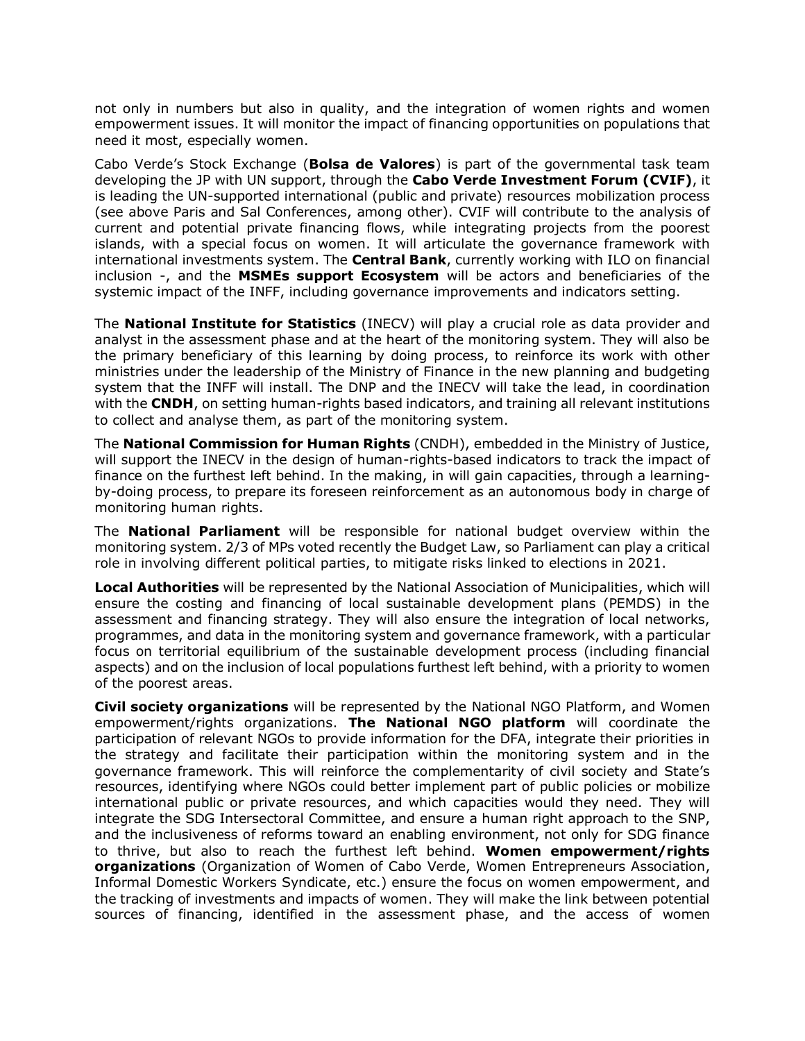not only in numbers but also in quality, and the integration of women rights and women empowerment issues. It will monitor the impact of financing opportunities on populations that need it most, especially women.

Cabo Verde's Stock Exchange (**Bolsa de Valores**) is part of the governmental task team developing the JP with UN support, through the **Cabo Verde Investment Forum (CVIF)**, it is leading the UN-supported international (public and private) resources mobilization process (see above Paris and Sal Conferences, among other). CVIF will contribute to the analysis of current and potential private financing flows, while integrating projects from the poorest islands, with a special focus on women. It will articulate the governance framework with international investments system. The **Central Bank**, currently working with ILO on financial inclusion -, and the **MSMEs support Ecosystem** will be actors and beneficiaries of the systemic impact of the INFF, including governance improvements and indicators setting.

The **National Institute for Statistics** (INECV) will play a crucial role as data provider and analyst in the assessment phase and at the heart of the monitoring system. They will also be the primary beneficiary of this learning by doing process, to reinforce its work with other ministries under the leadership of the Ministry of Finance in the new planning and budgeting system that the INFF will install. The DNP and the INECV will take the lead, in coordination with the **CNDH**, on setting human-rights based indicators, and training all relevant institutions to collect and analyse them, as part of the monitoring system.

The **National Commission for Human Rights** (CNDH), embedded in the Ministry of Justice, will support the INECV in the design of human-rights-based indicators to track the impact of finance on the furthest left behind. In the making, in will gain capacities, through a learning-by-doing process, to prepare its foreseen reinforcement as an autonomous body in charge of monitoring human rights.

The **National Parliament** will be responsible for national budget overview within the monitoring system. 2/3 of MPs voted recently the Budget Law, so Parliament can play a critical role in involving different political parties, to mitigate risks linked to elections in 2021.

**Local Authorities** will be represented by the National Association of Municipalities, which will ensure the costing and financing of local sustainable development plans (PEMDS) in the assessment and financing strategy. They will also ensure the integration of local networks, programmes, and data in the monitoring system and governance framework, with a particular focus on territorial equilibrium of the sustainable development process (including financial aspects) and on the inclusion of local populations furthest left behind, with a priority to women of the poorest areas.

**Civil society organizations** will be represented by the National NGO Platform, and Women empowerment/rights organizations. **The National NGO platform** will coordinate the participation of relevant NGOs to provide information for the DFA, integrate their priorities in the strategy and facilitate their participation within the monitoring system and in the governance framework. This will reinforce the complementarity of civil society and State's resources, identifying where NGOs could better implement part of public policies or mobilize international public or private resources, and which capacities would they need. They will integrate the SDG Intersectoral Committee, and ensure a human right approach to the SNP, and the inclusiveness of reforms toward an enabling environment, not only for SDG finance to thrive, but also to reach the furthest left behind. **Women empowerment/rights organizations** (Organization of Women of Cabo Verde, Women Entrepreneurs Association, Informal Domestic Workers Syndicate, etc.) ensure the focus on women empowerment, and the tracking of investments and impacts of women. They will make the link between potential sources of financing, identified in the assessment phase, and the access of women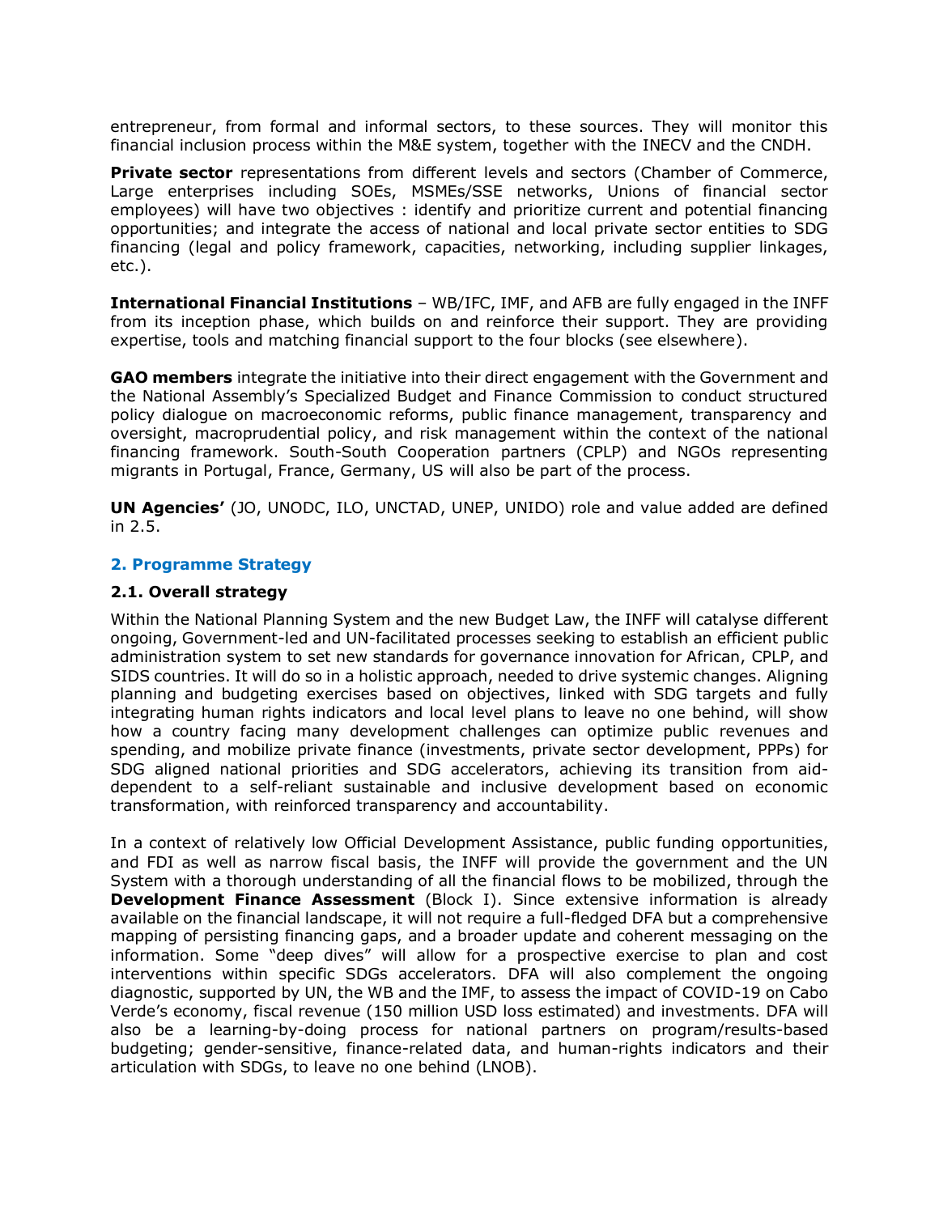entrepreneur, from formal and informal sectors, to these sources. They will monitor this financial inclusion process within the M&E system, together with the INECV and the CNDH.

**Private sector** representations from different levels and sectors (Chamber of Commerce, Large enterprises including SOEs, MSMEs/SSE networks, Unions of financial sector employees) will have two objectives : identify and prioritize current and potential financing opportunities; and integrate the access of national and local private sector entities to SDG financing (legal and policy framework, capacities, networking, including supplier linkages, etc.).

**International Financial Institutions** – WB/IFC, IMF, and AFB are fully engaged in the INFF from its inception phase, which builds on and reinforce their support. They are providing expertise, tools and matching financial support to the four blocks (see elsewhere).

**GAO members** integrate the initiative into their direct engagement with the Government and the National Assembly's Specialized Budget and Finance Commission to conduct structured policy dialogue on macroeconomic reforms, public finance management, transparency and oversight, macroprudential policy, and risk management within the context of the national financing framework. South-South Cooperation partners (CPLP) and NGOs representing migrants in Portugal, France, Germany, US will also be part of the process.

**UN Agencies'** (JO, UNODC, ILO, UNCTAD, UNEP, UNIDO) role and value added are defined in 2.5.

## 2. Programme Strategy

### 2.1. Overall strategy

Within the National Planning System and the new Budget Law, the INFF will catalyse different ongoing, Government-led and UN-facilitated processes seeking to establish an efficient public administration system to set new standards for governance innovation for African, CPLP, and SIDS countries. It will do so in a holistic approach, needed to drive systemic changes. Aligning planning and budgeting exercises based on objectives, linked with SDG targets and fully integrating human rights indicators and local level plans to leave no one behind, will show how a country facing many development challenges can optimize public revenues and spending, and mobilize private finance (investments, private sector development, PPPs) for SDG aligned national priorities and SDG accelerators, achieving its transition from aid-dependent to a self-reliant sustainable and inclusive development based on economic transformation, with reinforced transparency and accountability.

In a context of relatively low Official Development Assistance, public funding opportunities, and FDI as well as narrow fiscal basis, the INFF will provide the government and the UN System with a thorough understanding of all the financial flows to be mobilized, through the **Development Finance Assessment** (Block I). Since extensive information is already available on the financial landscape, it will not require a full-fledged DFA but a comprehensive mapping of persisting financing gaps, and a broader update and coherent messaging on the information. Some "deep dives" will allow for a prospective exercise to plan and cost interventions within specific SDGs accelerators. DFA will also complement the ongoing diagnostic, supported by UN, the WB and the IMF, to assess the impact of COVID-19 on Cabo Verde's economy, fiscal revenue (150 million USD loss estimated) and investments. DFA will also be a learning-by-doing process for national partners on program/results-based budgeting; gender-sensitive, finance-related data, and human-rights indicators and their articulation with SDGs, to leave no one behind (LNOB).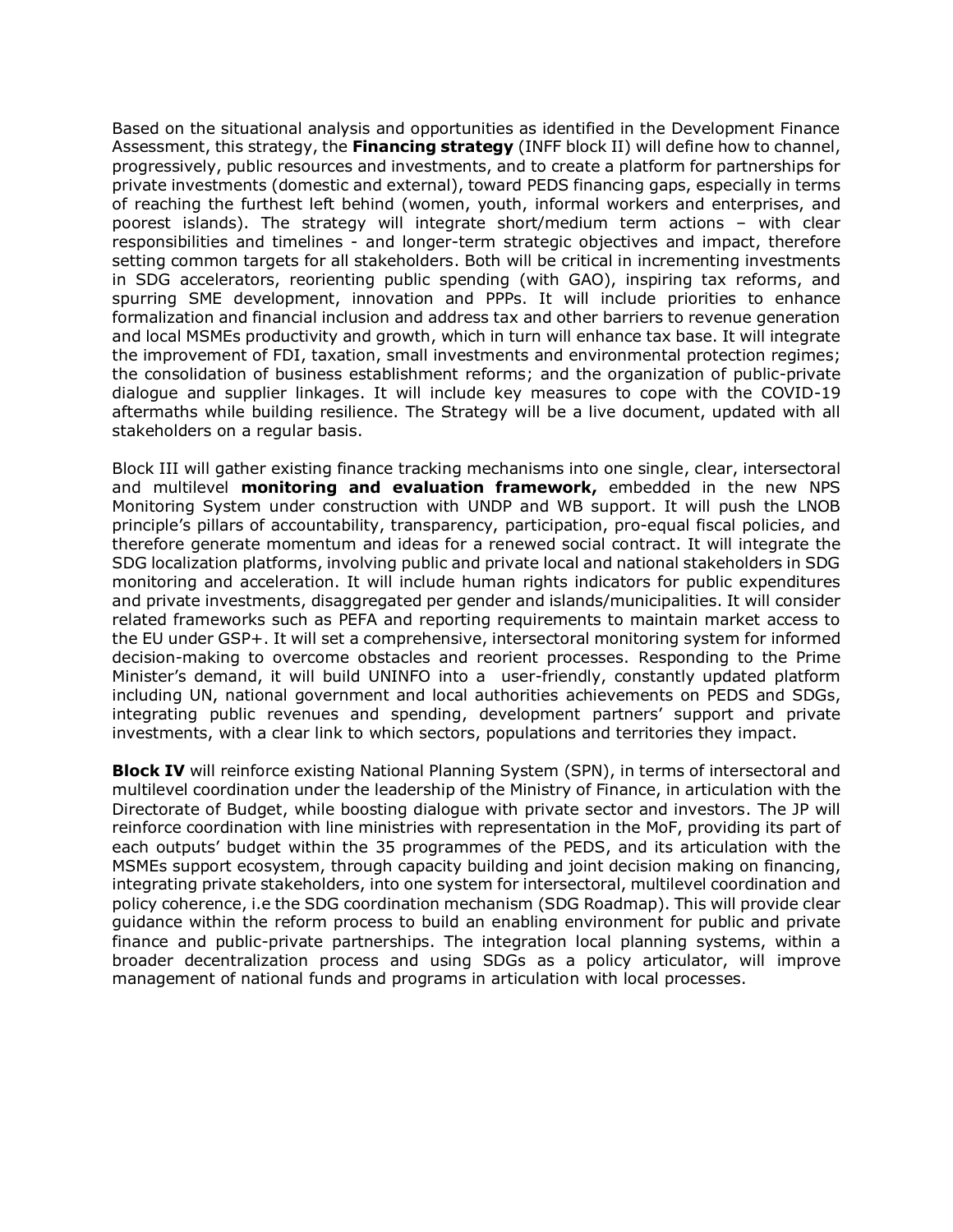Based on the situational analysis and opportunities as identified in the Development Finance Assessment, this strategy, the **Financing strategy** (INFF block II) will define how to channel, progressively, public resources and investments, and to create a platform for partnerships for private investments (domestic and external), toward PEDS financing gaps, especially in terms of reaching the furthest left behind (women, youth, informal workers and enterprises, and poorest islands). The strategy will integrate short/medium term actions – with clear responsibilities and timelines - and longer-term strategic objectives and impact, therefore setting common targets for all stakeholders. Both will be critical in incrementing investments in SDG accelerators, reorienting public spending (with GAO), inspiring tax reforms, and spurring SME development, innovation and PPPs. It will include priorities to enhance formalization and financial inclusion and address tax and other barriers to revenue generation and local MSMEs productivity and growth, which in turn will enhance tax base. It will integrate the improvement of FDI, taxation, small investments and environmental protection regimes; the consolidation of business establishment reforms; and the organization of public-private dialogue and supplier linkages. It will include key measures to cope with the COVID-19 aftermaths while building resilience. The Strategy will be a live document, updated with all stakeholders on a regular basis.

Block III will gather existing finance tracking mechanisms into one single, clear, intersectoral and multilevel **monitoring and evaluation framework,** embedded in the new NPS Monitoring System under construction with UNDP and WB support. It will push the LNOB principle's pillars of accountability, transparency, participation, pro-equal fiscal policies, and therefore generate momentum and ideas for a renewed social contract. It will integrate the SDG localization platforms, involving public and private local and national stakeholders in SDG monitoring and acceleration. It will include human rights indicators for public expenditures and private investments, disaggregated per gender and islands/municipalities. It will consider related frameworks such as PEFA and reporting requirements to maintain market access to the EU under GSP+. It will set a comprehensive, intersectoral monitoring system for informed decision-making to overcome obstacles and reorient processes. Responding to the Prime Minister's demand, it will build UNINFO into a user-friendly, constantly updated platform including UN, national government and local authorities achievements on PEDS and SDGs, integrating public revenues and spending, development partners' support and private investments, with a clear link to which sectors, populations and territories they impact.

**Block IV** will reinforce existing National Planning System (SPN), in terms of intersectoral and multilevel coordination under the leadership of the Ministry of Finance, in articulation with the Directorate of Budget, while boosting dialogue with private sector and investors. The JP will reinforce coordination with line ministries with representation in the MoF, providing its part of each outputs' budget within the 35 programmes of the PEDS, and its articulation with the MSMEs support ecosystem, through capacity building and joint decision making on financing, integrating private stakeholders, into one system for intersectoral, multilevel coordination and policy coherence, i.e the SDG coordination mechanism (SDG Roadmap). This will provide clear guidance within the reform process to build an enabling environment for public and private finance and public-private partnerships. The integration local planning systems, within a broader decentralization process and using SDGs as a policy articulator, will improve management of national funds and programs in articulation with local processes.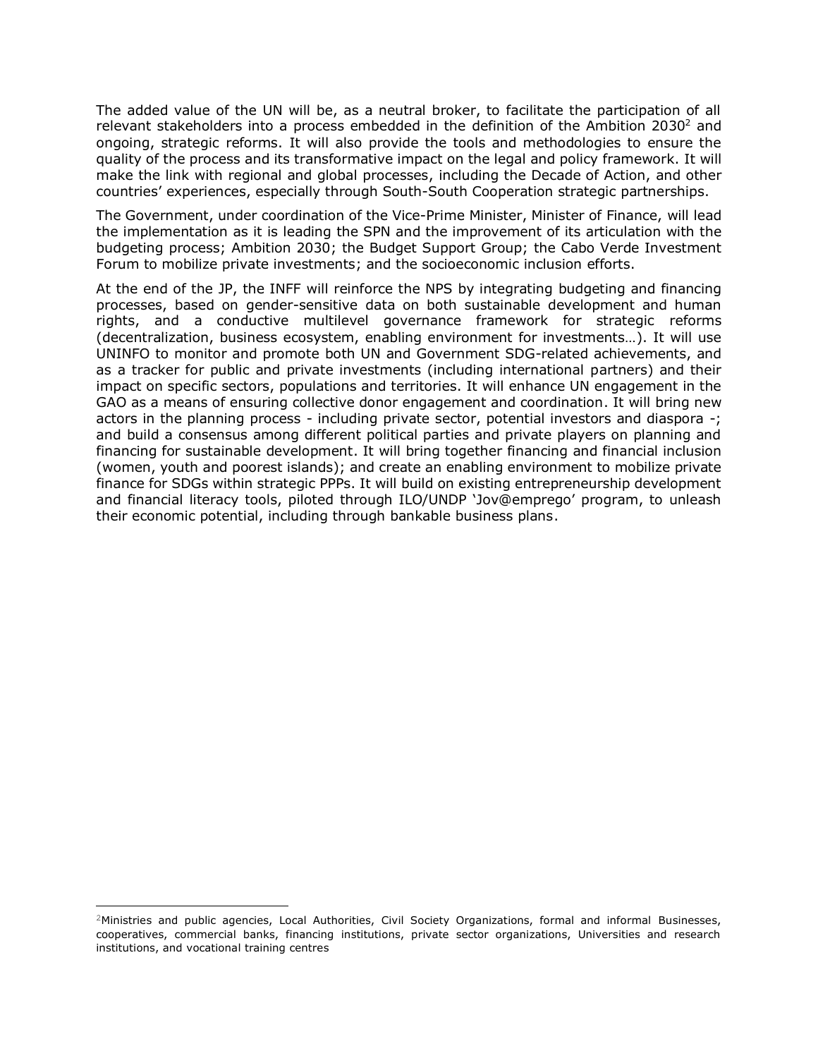The added value of the UN will be, as a neutral broker, to facilitate the participation of all relevant stakeholders into a process embedded in the definition of the Ambition 2030[2] and ongoing, strategic reforms. It will also provide the tools and methodologies to ensure the quality of the process and its transformative impact on the legal and policy framework. It will make the link with regional and global processes, including the Decade of Action, and other countries' experiences, especially through South-South Cooperation strategic partnerships.

The Government, under coordination of the Vice-Prime Minister, Minister of Finance, will lead the implementation as it is leading the SPN and the improvement of its articulation with the budgeting process; Ambition 2030; the Budget Support Group; the Cabo Verde Investment Forum to mobilize private investments; and the socioeconomic inclusion efforts.

At the end of the JP, the INFF will reinforce the NPS by integrating budgeting and financing processes, based on gender-sensitive data on both sustainable development and human rights, and a conductive multilevel governance framework for strategic reforms (decentralization, business ecosystem, enabling environment for investments…). It will use UNINFO to monitor and promote both UN and Government SDG-related achievements, and as a tracker for public and private investments (including international partners) and their impact on specific sectors, populations and territories. It will enhance UN engagement in the GAO as a means of ensuring collective donor engagement and coordination. It will bring new actors in the planning process - including private sector, potential investors and diaspora -; and build a consensus among different political parties and private players on planning and financing for sustainable development. It will bring together financing and financial inclusion (women, youth and poorest islands); and create an enabling environment to mobilize private finance for SDGs within strategic PPPs. It will build on existing entrepreneurship development and financial literacy tools, piloted through ILO/UNDP 'Jov@emprego' program, to unleash their economic potential, including through bankable business plans.

---

[2] Ministries and public agencies, Local Authorities, Civil Society Organizations, formal and informal Businesses, cooperatives, commercial banks, financing institutions, private sector organizations, Universities and research institutions, and vocational training centres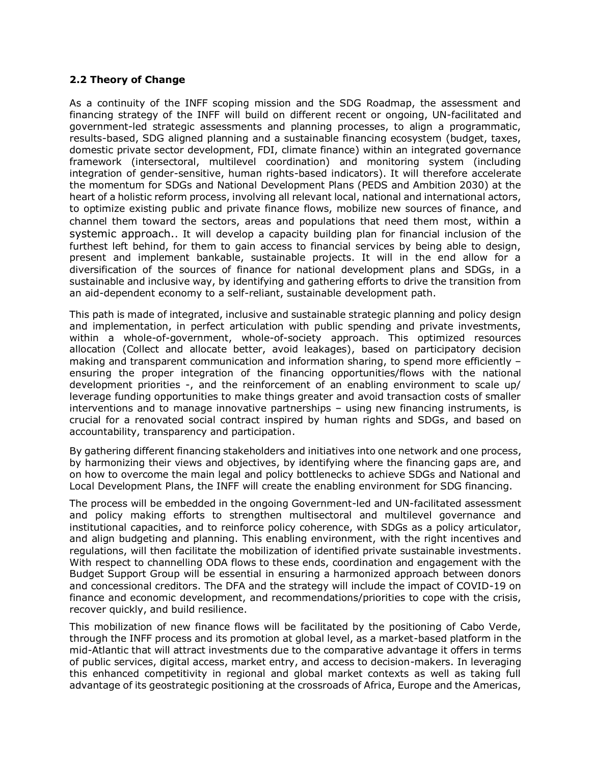### 2.2 Theory of Change

As a continuity of the INFF scoping mission and the SDG Roadmap, the assessment and financing strategy of the INFF will build on different recent or ongoing, UN-facilitated and government-led strategic assessments and planning processes, to align a programmatic, results-based, SDG aligned planning and a sustainable financing ecosystem (budget, taxes, domestic private sector development, FDI, climate finance) within an integrated governance framework (intersectoral, multilevel coordination) and monitoring system (including integration of gender-sensitive, human rights-based indicators). It will therefore accelerate the momentum for SDGs and National Development Plans (PEDS and Ambition 2030) at the heart of a holistic reform process, involving all relevant local, national and international actors, to optimize existing public and private finance flows, mobilize new sources of finance, and channel them toward the sectors, areas and populations that need them most, within a systemic approach.. It will develop a capacity building plan for financial inclusion of the furthest left behind, for them to gain access to financial services by being able to design, present and implement bankable, sustainable projects. It will in the end allow for a diversification of the sources of finance for national development plans and SDGs, in a sustainable and inclusive way, by identifying and gathering efforts to drive the transition from an aid-dependent economy to a self-reliant, sustainable development path.

This path is made of integrated, inclusive and sustainable strategic planning and policy design and implementation, in perfect articulation with public spending and private investments, within a whole-of-government, whole-of-society approach. This optimized resources allocation (Collect and allocate better, avoid leakages), based on participatory decision making and transparent communication and information sharing, to spend more efficiently – ensuring the proper integration of the financing opportunities/flows with the national development priorities -, and the reinforcement of an enabling environment to scale up/ leverage funding opportunities to make things greater and avoid transaction costs of smaller interventions and to manage innovative partnerships – using new financing instruments, is crucial for a renovated social contract inspired by human rights and SDGs, and based on accountability, transparency and participation.

By gathering different financing stakeholders and initiatives into one network and one process, by harmonizing their views and objectives, by identifying where the financing gaps are, and on how to overcome the main legal and policy bottlenecks to achieve SDGs and National and Local Development Plans, the INFF will create the enabling environment for SDG financing.

The process will be embedded in the ongoing Government-led and UN-facilitated assessment and policy making efforts to strengthen multisectoral and multilevel governance and institutional capacities, and to reinforce policy coherence, with SDGs as a policy articulator, and align budgeting and planning. This enabling environment, with the right incentives and regulations, will then facilitate the mobilization of identified private sustainable investments. With respect to channelling ODA flows to these ends, coordination and engagement with the Budget Support Group will be essential in ensuring a harmonized approach between donors and concessional creditors. The DFA and the strategy will include the impact of COVID-19 on finance and economic development, and recommendations/priorities to cope with the crisis, recover quickly, and build resilience.

This mobilization of new finance flows will be facilitated by the positioning of Cabo Verde, through the INFF process and its promotion at global level, as a market-based platform in the mid-Atlantic that will attract investments due to the comparative advantage it offers in terms of public services, digital access, market entry, and access to decision-makers. In leveraging this enhanced competitivity in regional and global market contexts as well as taking full advantage of its geostrategic positioning at the crossroads of Africa, Europe and the Americas,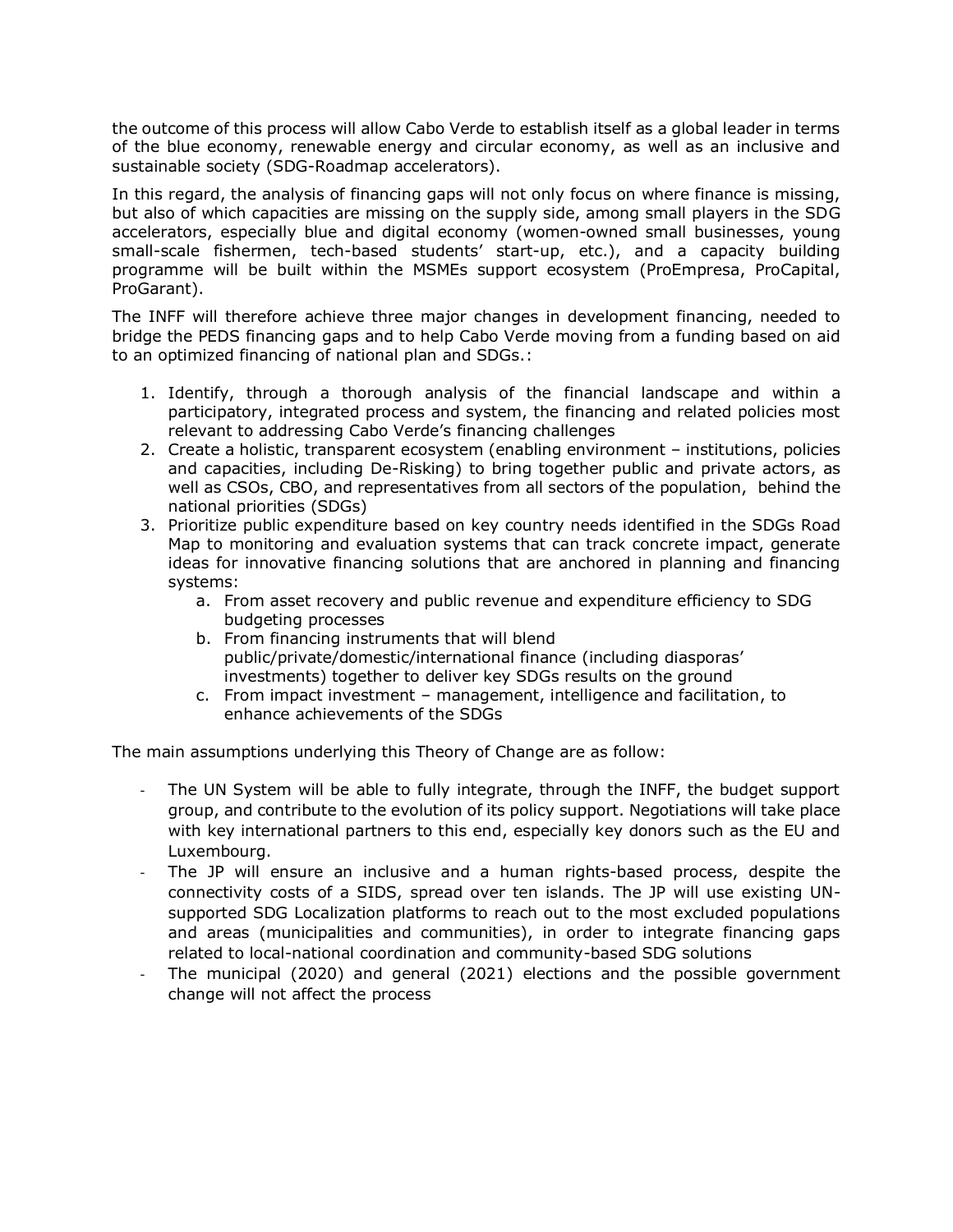the outcome of this process will allow Cabo Verde to establish itself as a global leader in terms of the blue economy, renewable energy and circular economy, as well as an inclusive and sustainable society (SDG-Roadmap accelerators).

In this regard, the analysis of financing gaps will not only focus on where finance is missing, but also of which capacities are missing on the supply side, among small players in the SDG accelerators, especially blue and digital economy (women-owned small businesses, young small-scale fishermen, tech-based students' start-up, etc.), and a capacity building programme will be built within the MSMEs support ecosystem (ProEmpresa, ProCapital, ProGarant).

The INFF will therefore achieve three major changes in development financing, needed to bridge the PEDS financing gaps and to help Cabo Verde moving from a funding based on aid to an optimized financing of national plan and SDGs.:

1. Identify, through a thorough analysis of the financial landscape and within a participatory, integrated process and system, the financing and related policies most relevant to addressing Cabo Verde's financing challenges
2. Create a holistic, transparent ecosystem (enabling environment – institutions, policies and capacities, including De-Risking) to bring together public and private actors, as well as CSOs, CBO, and representatives from all sectors of the population, behind the national priorities (SDGs)
3. Prioritize public expenditure based on key country needs identified in the SDGs Road Map to monitoring and evaluation systems that can track concrete impact, generate ideas for innovative financing solutions that are anchored in planning and financing systems:
   a. From asset recovery and public revenue and expenditure efficiency to SDG budgeting processes
   b. From financing instruments that will blend public/private/domestic/international finance (including diasporas' investments) together to deliver key SDGs results on the ground
   c. From impact investment – management, intelligence and facilitation, to enhance achievements of the SDGs

The main assumptions underlying this Theory of Change are as follow:

- The UN System will be able to fully integrate, through the INFF, the budget support group, and contribute to the evolution of its policy support. Negotiations will take place with key international partners to this end, especially key donors such as the EU and Luxembourg.
- The JP will ensure an inclusive and a human rights-based process, despite the connectivity costs of a SIDS, spread over ten islands. The JP will use existing UN-supported SDG Localization platforms to reach out to the most excluded populations and areas (municipalities and communities), in order to integrate financing gaps related to local-national coordination and community-based SDG solutions
- The municipal (2020) and general (2021) elections and the possible government change will not affect the process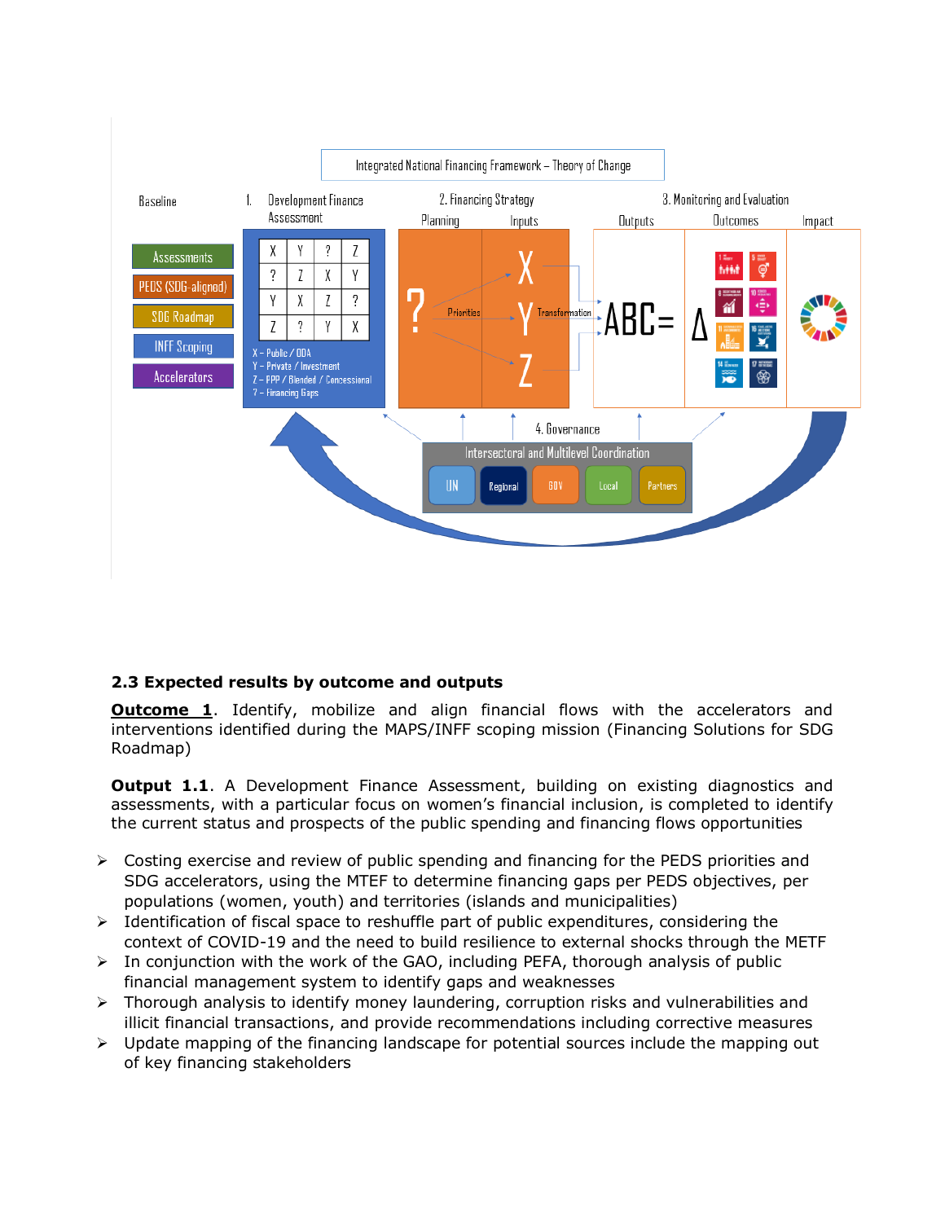## 2.3 Expected results by outcome and outputs

**Outcome 1**. Identify, mobilize and align financial flows with the accelerators and interventions identified during the MAPS/INFF scoping mission (Financing Solutions for SDG Roadmap)

**Output 1.1**. A Development Finance Assessment, building on existing diagnostics and assessments, with a particular focus on women's financial inclusion, is completed to identify the current status and prospects of the public spending and financing flows opportunities

- Costing exercise and review of public spending and financing for the PEDS priorities and SDG accelerators, using the MTEF to determine financing gaps per PEDS objectives, per populations (women, youth) and territories (islands and municipalities)
- Identification of fiscal space to reshuffle part of public expenditures, considering the context of COVID-19 and the need to build resilience to external shocks through the METF
- In conjunction with the work of the GAO, including PEFA, thorough analysis of public financial management system to identify gaps and weaknesses
- Thorough analysis to identify money laundering, corruption risks and vulnerabilities and illicit financial transactions, and provide recommendations including corrective measures
- Update mapping of the financing landscape for potential sources include the mapping out of key financing stakeholders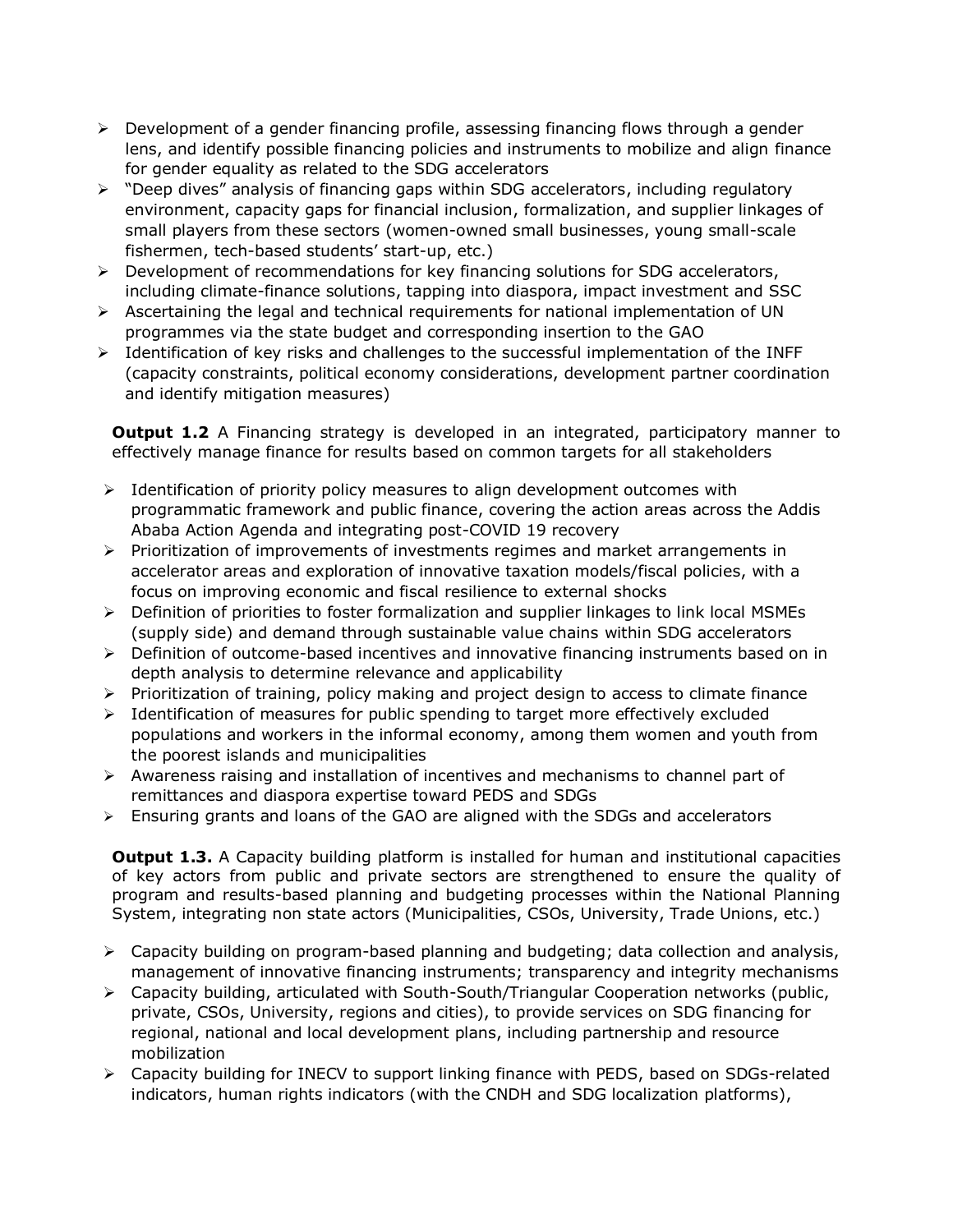- Development of a gender financing profile, assessing financing flows through a gender lens, and identify possible financing policies and instruments to mobilize and align finance for gender equality as related to the SDG accelerators
- "Deep dives" analysis of financing gaps within SDG accelerators, including regulatory environment, capacity gaps for financial inclusion, formalization, and supplier linkages of small players from these sectors (women-owned small businesses, young small-scale fishermen, tech-based students' start-up, etc.)
- Development of recommendations for key financing solutions for SDG accelerators, including climate-finance solutions, tapping into diaspora, impact investment and SSC
- Ascertaining the legal and technical requirements for national implementation of UN programmes via the state budget and corresponding insertion to the GAO
- Identification of key risks and challenges to the successful implementation of the INFF (capacity constraints, political economy considerations, development partner coordination and identify mitigation measures)

**Output 1.2** A Financing strategy is developed in an integrated, participatory manner to effectively manage finance for results based on common targets for all stakeholders

- Identification of priority policy measures to align development outcomes with programmatic framework and public finance, covering the action areas across the Addis Ababa Action Agenda and integrating post-COVID 19 recovery
- Prioritization of improvements of investments regimes and market arrangements in accelerator areas and exploration of innovative taxation models/fiscal policies, with a focus on improving economic and fiscal resilience to external shocks
- Definition of priorities to foster formalization and supplier linkages to link local MSMEs (supply side) and demand through sustainable value chains within SDG accelerators
- Definition of outcome-based incentives and innovative financing instruments based on in depth analysis to determine relevance and applicability
- Prioritization of training, policy making and project design to access to climate finance
- Identification of measures for public spending to target more effectively excluded populations and workers in the informal economy, among them women and youth from the poorest islands and municipalities
- Awareness raising and installation of incentives and mechanisms to channel part of remittances and diaspora expertise toward PEDS and SDGs
- Ensuring grants and loans of the GAO are aligned with the SDGs and accelerators

**Output 1.3.** A Capacity building platform is installed for human and institutional capacities of key actors from public and private sectors are strengthened to ensure the quality of program and results-based planning and budgeting processes within the National Planning System, integrating non state actors (Municipalities, CSOs, University, Trade Unions, etc.)

- Capacity building on program-based planning and budgeting; data collection and analysis, management of innovative financing instruments; transparency and integrity mechanisms
- Capacity building, articulated with South-South/Triangular Cooperation networks (public, private, CSOs, University, regions and cities), to provide services on SDG financing for regional, national and local development plans, including partnership and resource mobilization
- Capacity building for INECV to support linking finance with PEDS, based on SDGs-related indicators, human rights indicators (with the CNDH and SDG localization platforms),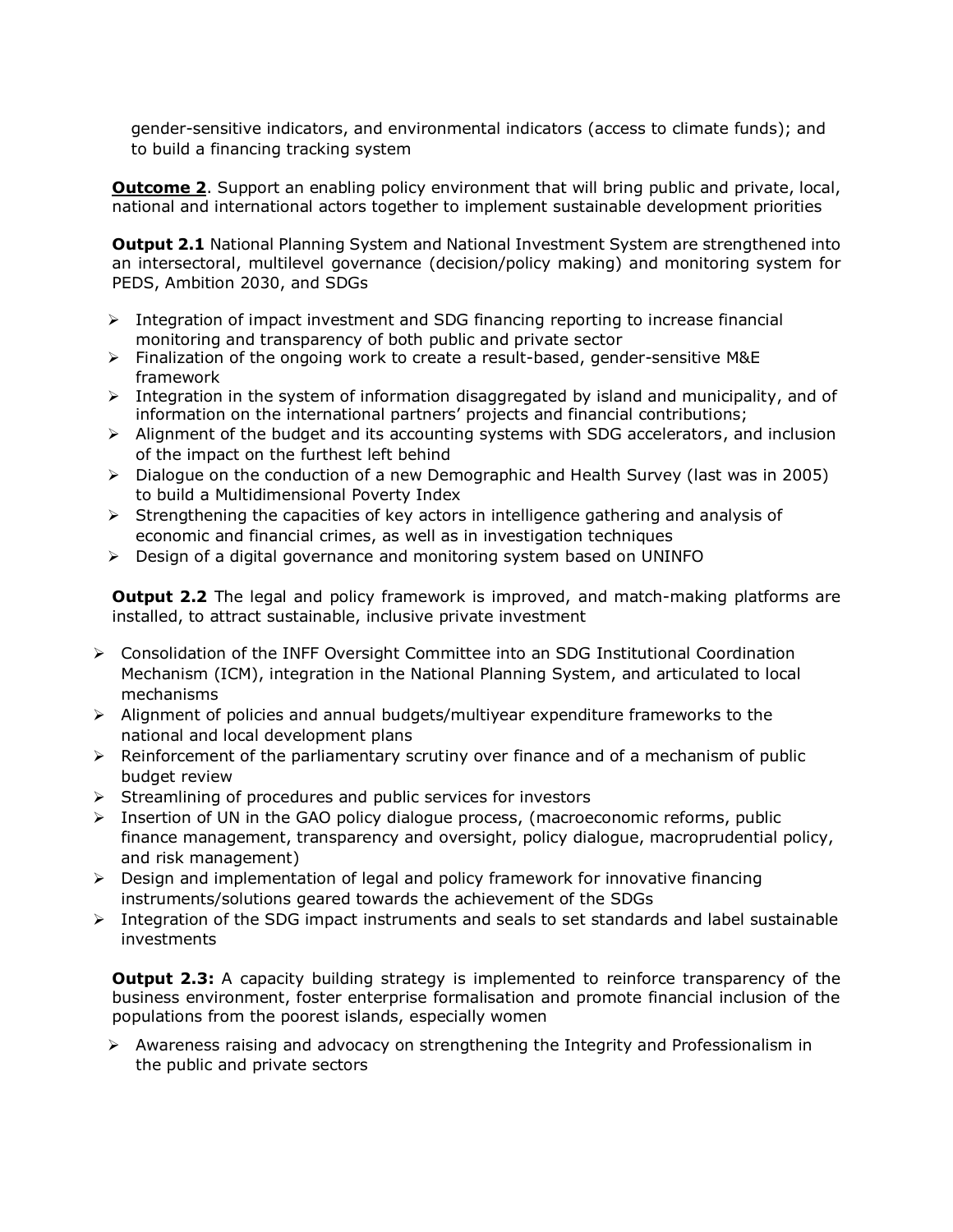gender-sensitive indicators, and environmental indicators (access to climate funds); and to build a financing tracking system

**Outcome 2**. Support an enabling policy environment that will bring public and private, local, national and international actors together to implement sustainable development priorities

**Output 2.1** National Planning System and National Investment System are strengthened into an intersectoral, multilevel governance (decision/policy making) and monitoring system for PEDS, Ambition 2030, and SDGs

- Integration of impact investment and SDG financing reporting to increase financial monitoring and transparency of both public and private sector
- Finalization of the ongoing work to create a result-based, gender-sensitive M&E framework
- Integration in the system of information disaggregated by island and municipality, and of information on the international partners' projects and financial contributions;
- Alignment of the budget and its accounting systems with SDG accelerators, and inclusion of the impact on the furthest left behind
- Dialogue on the conduction of a new Demographic and Health Survey (last was in 2005) to build a Multidimensional Poverty Index
- Strengthening the capacities of key actors in intelligence gathering and analysis of economic and financial crimes, as well as in investigation techniques
- Design of a digital governance and monitoring system based on UNINFO

**Output 2.2** The legal and policy framework is improved, and match-making platforms are installed, to attract sustainable, inclusive private investment

- Consolidation of the INFF Oversight Committee into an SDG Institutional Coordination Mechanism (ICM), integration in the National Planning System, and articulated to local mechanisms
- Alignment of policies and annual budgets/multiyear expenditure frameworks to the national and local development plans
- Reinforcement of the parliamentary scrutiny over finance and of a mechanism of public budget review
- Streamlining of procedures and public services for investors
- Insertion of UN in the GAO policy dialogue process, (macroeconomic reforms, public finance management, transparency and oversight, policy dialogue, macroprudential policy, and risk management)
- Design and implementation of legal and policy framework for innovative financing instruments/solutions geared towards the achievement of the SDGs
- Integration of the SDG impact instruments and seals to set standards and label sustainable investments

**Output 2.3:** A capacity building strategy is implemented to reinforce transparency of the business environment, foster enterprise formalisation and promote financial inclusion of the populations from the poorest islands, especially women

- Awareness raising and advocacy on strengthening the Integrity and Professionalism in the public and private sectors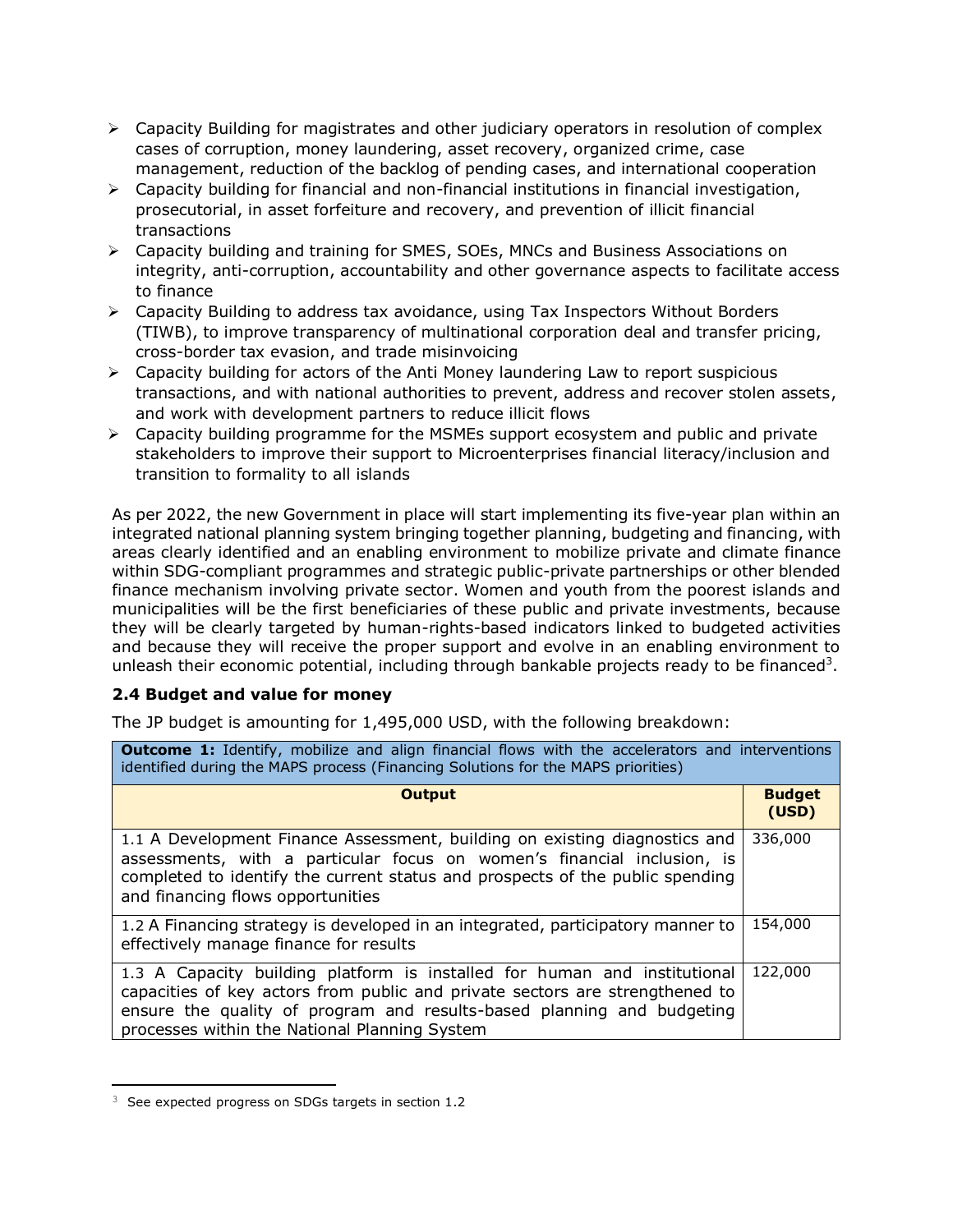- Capacity Building for magistrates and other judiciary operators in resolution of complex cases of corruption, money laundering, asset recovery, organized crime, case management, reduction of the backlog of pending cases, and international cooperation
- Capacity building for financial and non-financial institutions in financial investigation, prosecutorial, in asset forfeiture and recovery, and prevention of illicit financial transactions
- Capacity building and training for SMES, SOEs, MNCs and Business Associations on integrity, anti-corruption, accountability and other governance aspects to facilitate access to finance
- Capacity Building to address tax avoidance, using Tax Inspectors Without Borders (TIWB), to improve transparency of multinational corporation deal and transfer pricing, cross-border tax evasion, and trade misinvoicing
- Capacity building for actors of the Anti Money laundering Law to report suspicious transactions, and with national authorities to prevent, address and recover stolen assets, and work with development partners to reduce illicit flows
- Capacity building programme for the MSMEs support ecosystem and public and private stakeholders to improve their support to Microenterprises financial literacy/inclusion and transition to formality to all islands

As per 2022, the new Government in place will start implementing its five-year plan within an integrated national planning system bringing together planning, budgeting and financing, with areas clearly identified and an enabling environment to mobilize private and climate finance within SDG-compliant programmes and strategic public-private partnerships or other blended finance mechanism involving private sector. Women and youth from the poorest islands and municipalities will be the first beneficiaries of these public and private investments, because they will be clearly targeted by human-rights-based indicators linked to budgeted activities and because they will receive the proper support and evolve in an enabling environment to unleash their economic potential, including through bankable projects ready to be financed[3].

### 2.4 Budget and value for money

The JP budget is amounting for 1,495,000 USD, with the following breakdown:

| **Outcome 1:** Identify, mobilize and align financial flows with the accelerators and interventions identified during the MAPS process (Financing Solutions for the MAPS priorities) | |
|---|---|
| **Output** | **Budget (USD)** |
| 1.1 A Development Finance Assessment, building on existing diagnostics and assessments, with a particular focus on women's financial inclusion, is completed to identify the current status and prospects of the public spending and financing flows opportunities | 336,000 |
| 1.2 A Financing strategy is developed in an integrated, participatory manner to effectively manage finance for results | 154,000 |
| 1.3 A Capacity building platform is installed for human and institutional capacities of key actors from public and private sectors are strengthened to ensure the quality of program and results-based planning and budgeting processes within the National Planning System | 122,000 |

[3] See expected progress on SDGs targets in section 1.2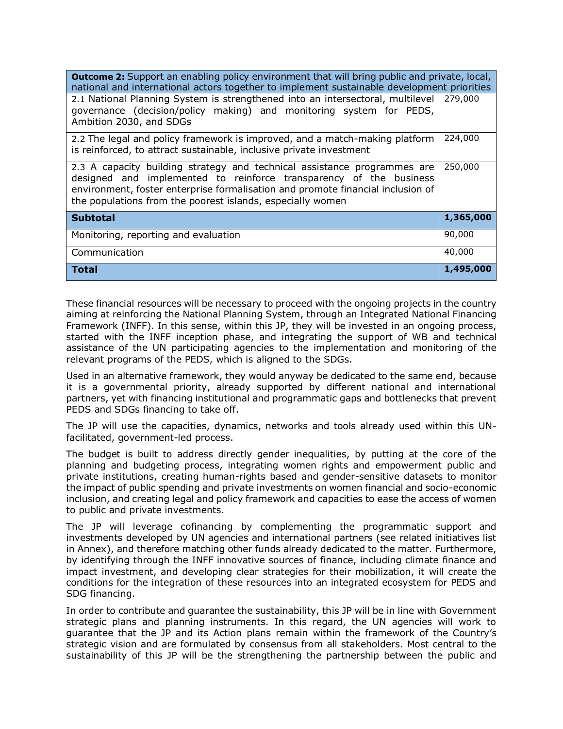| **Outcome 2:** Support an enabling policy environment that will bring public and private, local, national and international actors together to implement sustainable development priorities | |
|---|---|
| 2.1 National Planning System is strengthened into an intersectoral, multilevel governance (decision/policy making) and monitoring system for PEDS, Ambition 2030, and SDGs | 279,000 |
| 2.2 The legal and policy framework is improved, and a match-making platform is reinforced, to attract sustainable, inclusive private investment | 224,000 |
| 2.3 A capacity building strategy and technical assistance programmes are designed and implemented to reinforce transparency of the business environment, foster enterprise formalisation and promote financial inclusion of the populations from the poorest islands, especially women | 250,000 |
| **Subtotal** | **1,365,000** |
| Monitoring, reporting and evaluation | 90,000 |
| Communication | 40,000 |
| **Total** | **1,495,000** |

These financial resources will be necessary to proceed with the ongoing projects in the country aiming at reinforcing the National Planning System, through an Integrated National Financing Framework (INFF). In this sense, within this JP, they will be invested in an ongoing process, started with the INFF inception phase, and integrating the support of WB and technical assistance of the UN participating agencies to the implementation and monitoring of the relevant programs of the PEDS, which is aligned to the SDGs.

Used in an alternative framework, they would anyway be dedicated to the same end, because it is a governmental priority, already supported by different national and international partners, yet with financing institutional and programmatic gaps and bottlenecks that prevent PEDS and SDGs financing to take off.

The JP will use the capacities, dynamics, networks and tools already used within this UN-facilitated, government-led process.

The budget is built to address directly gender inequalities, by putting at the core of the planning and budgeting process, integrating women rights and empowerment public and private institutions, creating human-rights based and gender-sensitive datasets to monitor the impact of public spending and private investments on women financial and socio-economic inclusion, and creating legal and policy framework and capacities to ease the access of women to public and private investments.

The JP will leverage cofinancing by complementing the programmatic support and investments developed by UN agencies and international partners (see related initiatives list in Annex), and therefore matching other funds already dedicated to the matter. Furthermore, by identifying through the INFF innovative sources of finance, including climate finance and impact investment, and developing clear strategies for their mobilization, it will create the conditions for the integration of these resources into an integrated ecosystem for PEDS and SDG financing.

In order to contribute and guarantee the sustainability, this JP will be in line with Government strategic plans and planning instruments. In this regard, the UN agencies will work to guarantee that the JP and its Action plans remain within the framework of the Country's strategic vision and are formulated by consensus from all stakeholders. Most central to the sustainability of this JP will be the strengthening the partnership between the public and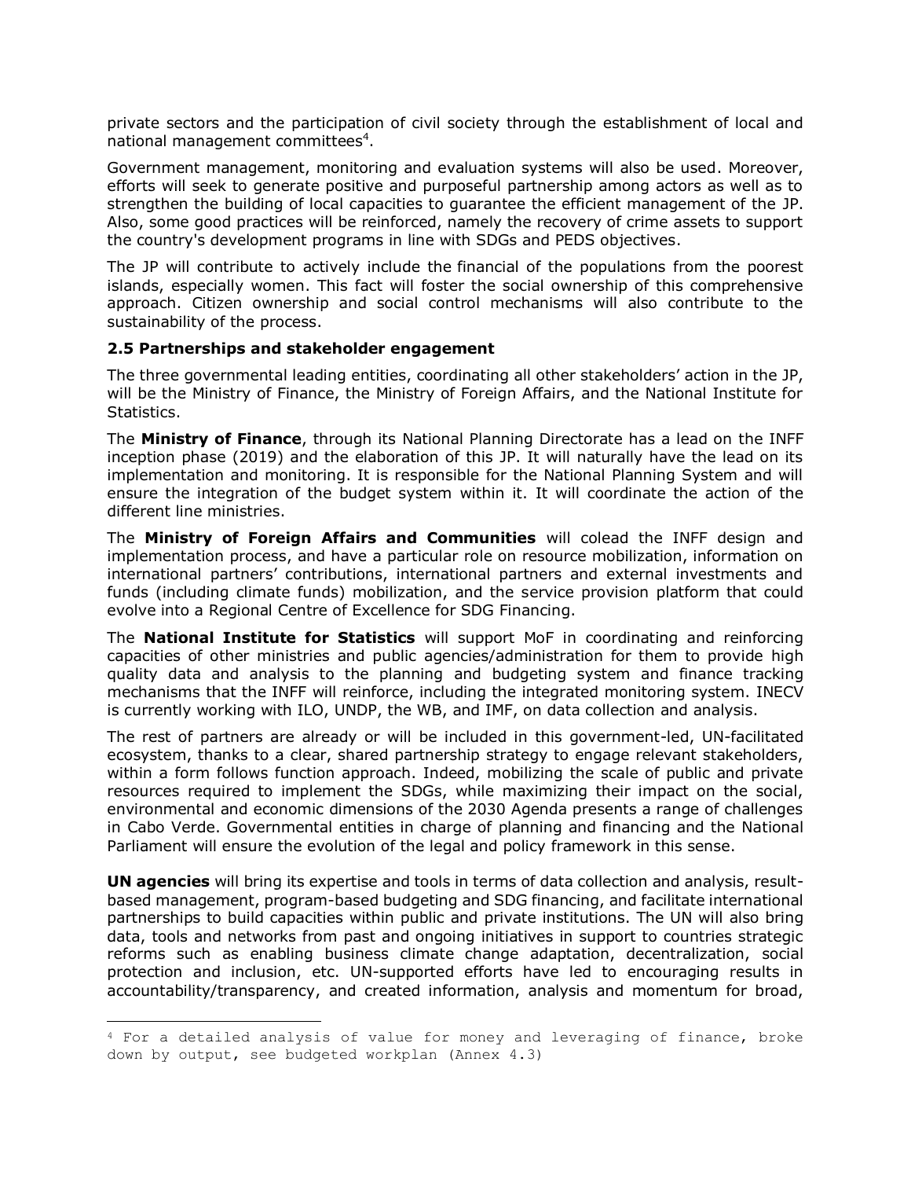private sectors and the participation of civil society through the establishment of local and national management committees[4].

Government management, monitoring and evaluation systems will also be used. Moreover, efforts will seek to generate positive and purposeful partnership among actors as well as to strengthen the building of local capacities to guarantee the efficient management of the JP. Also, some good practices will be reinforced, namely the recovery of crime assets to support the country's development programs in line with SDGs and PEDS objectives.

The JP will contribute to actively include the financial of the populations from the poorest islands, especially women. This fact will foster the social ownership of this comprehensive approach. Citizen ownership and social control mechanisms will also contribute to the sustainability of the process.

### 2.5 Partnerships and stakeholder engagement

The three governmental leading entities, coordinating all other stakeholders' action in the JP, will be the Ministry of Finance, the Ministry of Foreign Affairs, and the National Institute for Statistics.

The **Ministry of Finance**, through its National Planning Directorate has a lead on the INFF inception phase (2019) and the elaboration of this JP. It will naturally have the lead on its implementation and monitoring. It is responsible for the National Planning System and will ensure the integration of the budget system within it. It will coordinate the action of the different line ministries.

The **Ministry of Foreign Affairs and Communities** will colead the INFF design and implementation process, and have a particular role on resource mobilization, information on international partners' contributions, international partners and external investments and funds (including climate funds) mobilization, and the service provision platform that could evolve into a Regional Centre of Excellence for SDG Financing.

The **National Institute for Statistics** will support MoF in coordinating and reinforcing capacities of other ministries and public agencies/administration for them to provide high quality data and analysis to the planning and budgeting system and finance tracking mechanisms that the INFF will reinforce, including the integrated monitoring system. INECV is currently working with ILO, UNDP, the WB, and IMF, on data collection and analysis.

The rest of partners are already or will be included in this government-led, UN-facilitated ecosystem, thanks to a clear, shared partnership strategy to engage relevant stakeholders, within a form follows function approach. Indeed, mobilizing the scale of public and private resources required to implement the SDGs, while maximizing their impact on the social, environmental and economic dimensions of the 2030 Agenda presents a range of challenges in Cabo Verde. Governmental entities in charge of planning and financing and the National Parliament will ensure the evolution of the legal and policy framework in this sense.

**UN agencies** will bring its expertise and tools in terms of data collection and analysis, result-based management, program-based budgeting and SDG financing, and facilitate international partnerships to build capacities within public and private institutions. The UN will also bring data, tools and networks from past and ongoing initiatives in support to countries strategic reforms such as enabling business climate change adaptation, decentralization, social protection and inclusion, etc. UN-supported efforts have led to encouraging results in accountability/transparency, and created information, analysis and momentum for broad,

[4] For a detailed analysis of value for money and leveraging of finance, broke down by output, see budgeted workplan (Annex 4.3)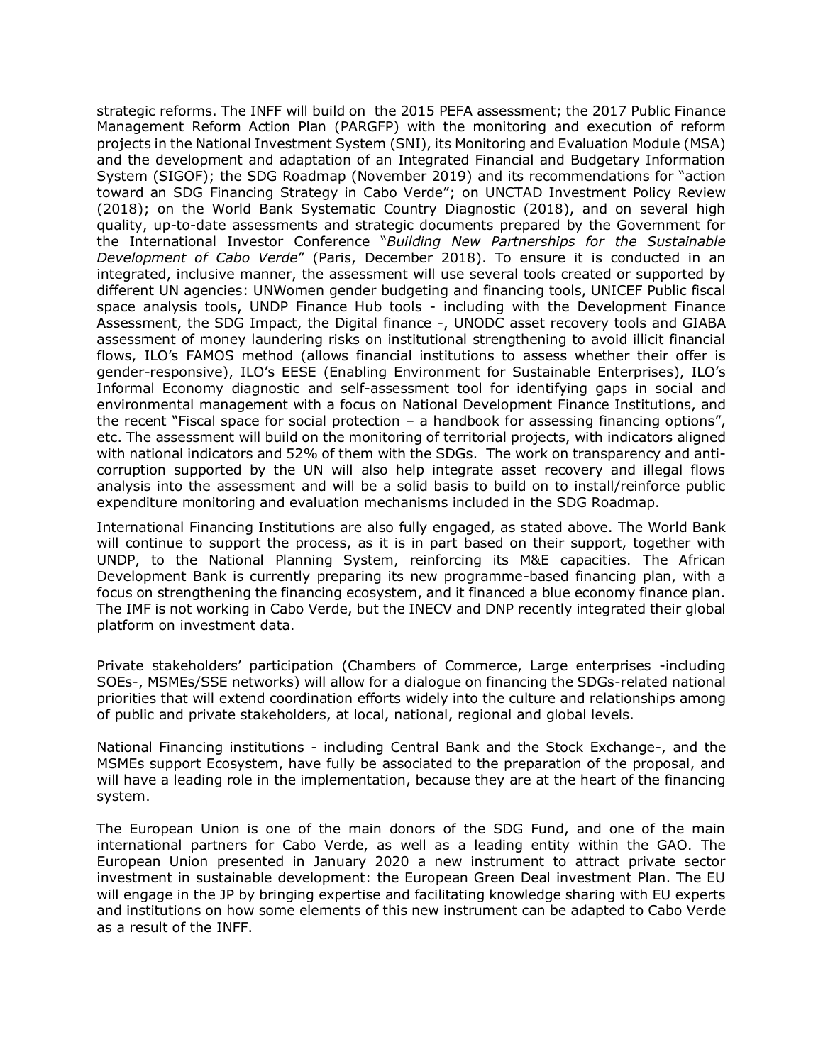strategic reforms. The INFF will build on the 2015 PEFA assessment; the 2017 Public Finance Management Reform Action Plan (PARGFP) with the monitoring and execution of reform projects in the National Investment System (SNI), its Monitoring and Evaluation Module (MSA) and the development and adaptation of an Integrated Financial and Budgetary Information System (SIGOF); the SDG Roadmap (November 2019) and its recommendations for "action toward an SDG Financing Strategy in Cabo Verde"; on UNCTAD Investment Policy Review (2018); on the World Bank Systematic Country Diagnostic (2018), and on several high quality, up-to-date assessments and strategic documents prepared by the Government for the International Investor Conference "*Building New Partnerships for the Sustainable Development of Cabo Verde*" (Paris, December 2018). To ensure it is conducted in an integrated, inclusive manner, the assessment will use several tools created or supported by different UN agencies: UNWomen gender budgeting and financing tools, UNICEF Public fiscal space analysis tools, UNDP Finance Hub tools - including with the Development Finance Assessment, the SDG Impact, the Digital finance -, UNODC asset recovery tools and GIABA assessment of money laundering risks on institutional strengthening to avoid illicit financial flows, ILO's FAMOS method (allows financial institutions to assess whether their offer is gender-responsive), ILO's EESE (Enabling Environment for Sustainable Enterprises), ILO's Informal Economy diagnostic and self-assessment tool for identifying gaps in social and environmental management with a focus on National Development Finance Institutions, and the recent "Fiscal space for social protection – a handbook for assessing financing options", etc. The assessment will build on the monitoring of territorial projects, with indicators aligned with national indicators and 52% of them with the SDGs. The work on transparency and anti-corruption supported by the UN will also help integrate asset recovery and illegal flows analysis into the assessment and will be a solid basis to build on to install/reinforce public expenditure monitoring and evaluation mechanisms included in the SDG Roadmap.

International Financing Institutions are also fully engaged, as stated above. The World Bank will continue to support the process, as it is in part based on their support, together with UNDP, to the National Planning System, reinforcing its M&E capacities. The African Development Bank is currently preparing its new programme-based financing plan, with a focus on strengthening the financing ecosystem, and it financed a blue economy finance plan. The IMF is not working in Cabo Verde, but the INECV and DNP recently integrated their global platform on investment data.

Private stakeholders' participation (Chambers of Commerce, Large enterprises -including SOEs-, MSMEs/SSE networks) will allow for a dialogue on financing the SDGs-related national priorities that will extend coordination efforts widely into the culture and relationships among of public and private stakeholders, at local, national, regional and global levels.

National Financing institutions - including Central Bank and the Stock Exchange-, and the MSMEs support Ecosystem, have fully be associated to the preparation of the proposal, and will have a leading role in the implementation, because they are at the heart of the financing system.

The European Union is one of the main donors of the SDG Fund, and one of the main international partners for Cabo Verde, as well as a leading entity within the GAO. The European Union presented in January 2020 a new instrument to attract private sector investment in sustainable development: the European Green Deal investment Plan. The EU will engage in the JP by bringing expertise and facilitating knowledge sharing with EU experts and institutions on how some elements of this new instrument can be adapted to Cabo Verde as a result of the INFF.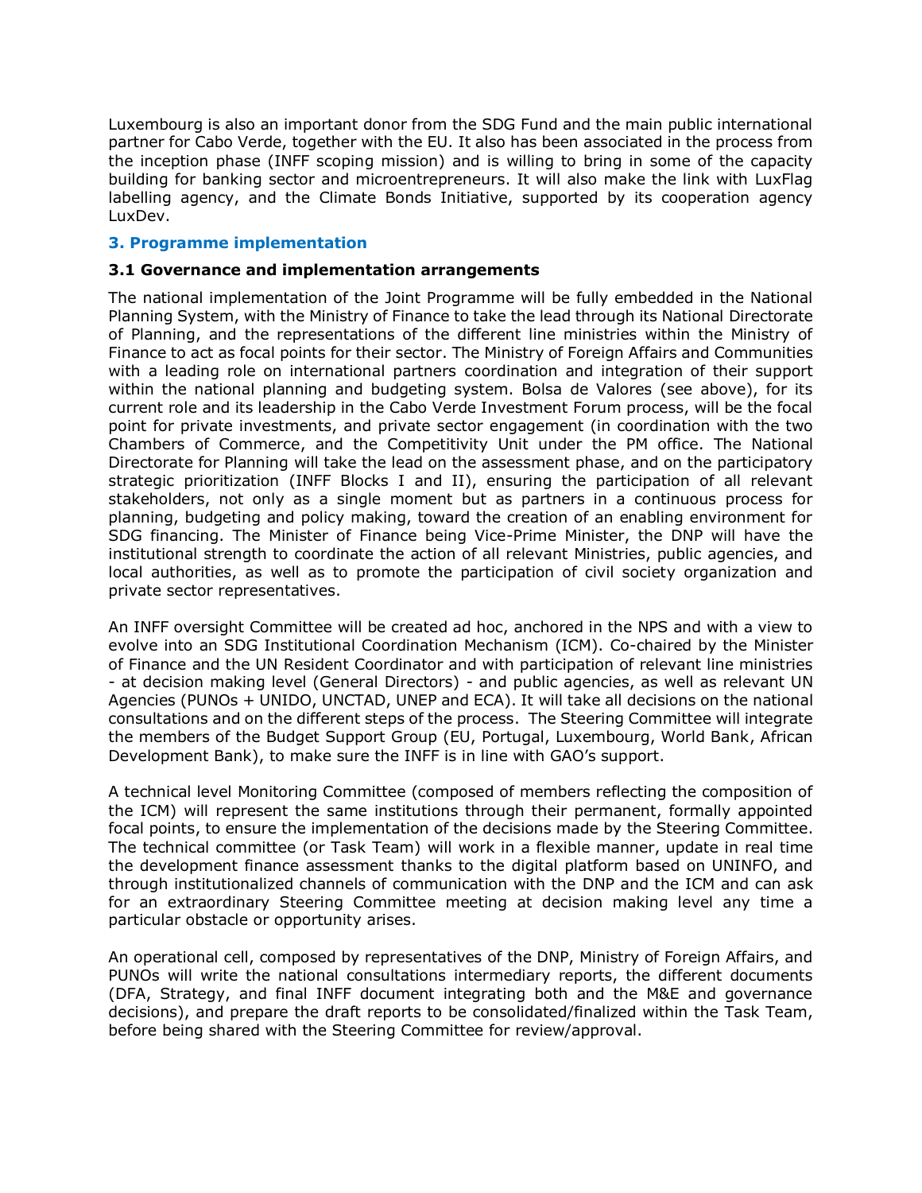Luxembourg is also an important donor from the SDG Fund and the main public international partner for Cabo Verde, together with the EU. It also has been associated in the process from the inception phase (INFF scoping mission) and is willing to bring in some of the capacity building for banking sector and microentrepreneurs. It will also make the link with LuxFlag labelling agency, and the Climate Bonds Initiative, supported by its cooperation agency LuxDev.

## 3. Programme implementation

### 3.1 Governance and implementation arrangements

The national implementation of the Joint Programme will be fully embedded in the National Planning System, with the Ministry of Finance to take the lead through its National Directorate of Planning, and the representations of the different line ministries within the Ministry of Finance to act as focal points for their sector. The Ministry of Foreign Affairs and Communities with a leading role on international partners coordination and integration of their support within the national planning and budgeting system. Bolsa de Valores (see above), for its current role and its leadership in the Cabo Verde Investment Forum process, will be the focal point for private investments, and private sector engagement (in coordination with the two Chambers of Commerce, and the Competitivity Unit under the PM office. The National Directorate for Planning will take the lead on the assessment phase, and on the participatory strategic prioritization (INFF Blocks I and II), ensuring the participation of all relevant stakeholders, not only as a single moment but as partners in a continuous process for planning, budgeting and policy making, toward the creation of an enabling environment for SDG financing. The Minister of Finance being Vice-Prime Minister, the DNP will have the institutional strength to coordinate the action of all relevant Ministries, public agencies, and local authorities, as well as to promote the participation of civil society organization and private sector representatives.

An INFF oversight Committee will be created ad hoc, anchored in the NPS and with a view to evolve into an SDG Institutional Coordination Mechanism (ICM). Co-chaired by the Minister of Finance and the UN Resident Coordinator and with participation of relevant line ministries - at decision making level (General Directors) - and public agencies, as well as relevant UN Agencies (PUNOs + UNIDO, UNCTAD, UNEP and ECA). It will take all decisions on the national consultations and on the different steps of the process. The Steering Committee will integrate the members of the Budget Support Group (EU, Portugal, Luxembourg, World Bank, African Development Bank), to make sure the INFF is in line with GAO's support.

A technical level Monitoring Committee (composed of members reflecting the composition of the ICM) will represent the same institutions through their permanent, formally appointed focal points, to ensure the implementation of the decisions made by the Steering Committee. The technical committee (or Task Team) will work in a flexible manner, update in real time the development finance assessment thanks to the digital platform based on UNINFO, and through institutionalized channels of communication with the DNP and the ICM and can ask for an extraordinary Steering Committee meeting at decision making level any time a particular obstacle or opportunity arises.

An operational cell, composed by representatives of the DNP, Ministry of Foreign Affairs, and PUNOs will write the national consultations intermediary reports, the different documents (DFA, Strategy, and final INFF document integrating both and the M&E and governance decisions), and prepare the draft reports to be consolidated/finalized within the Task Team, before being shared with the Steering Committee for review/approval.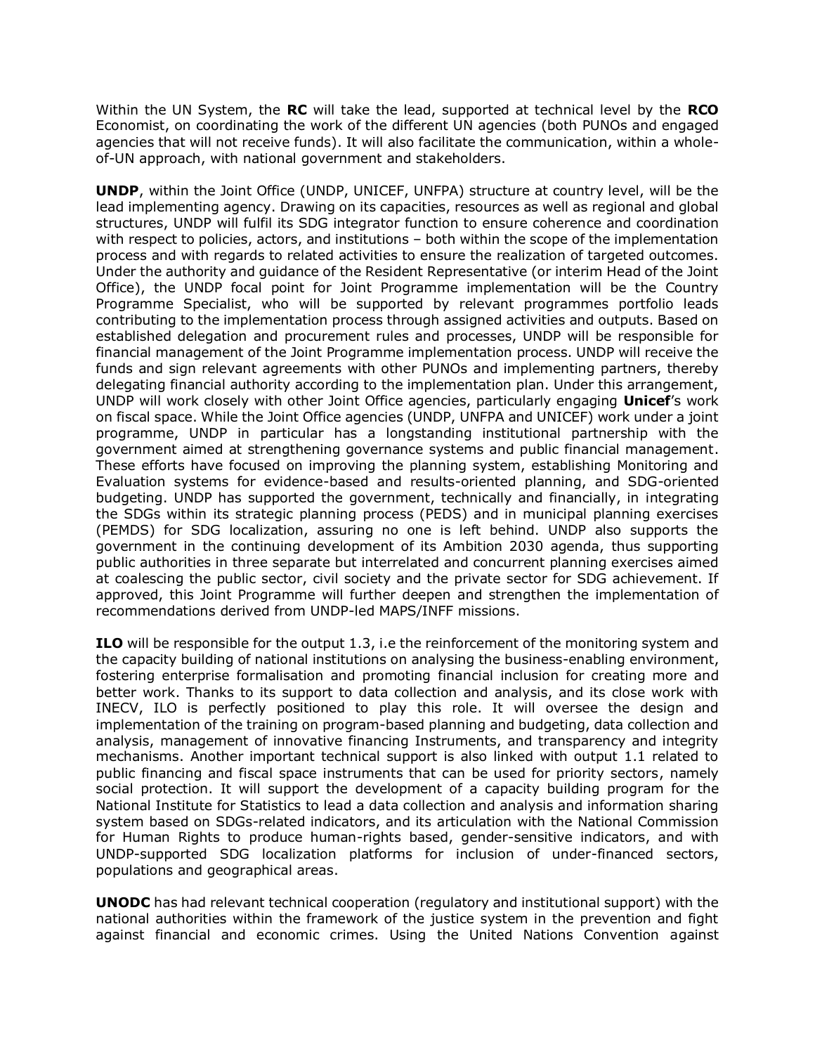Within the UN System, the **RC** will take the lead, supported at technical level by the **RCO** Economist, on coordinating the work of the different UN agencies (both PUNOs and engaged agencies that will not receive funds). It will also facilitate the communication, within a whole-of-UN approach, with national government and stakeholders.

**UNDP**, within the Joint Office (UNDP, UNICEF, UNFPA) structure at country level, will be the lead implementing agency. Drawing on its capacities, resources as well as regional and global structures, UNDP will fulfil its SDG integrator function to ensure coherence and coordination with respect to policies, actors, and institutions – both within the scope of the implementation process and with regards to related activities to ensure the realization of targeted outcomes. Under the authority and guidance of the Resident Representative (or interim Head of the Joint Office), the UNDP focal point for Joint Programme implementation will be the Country Programme Specialist, who will be supported by relevant programmes portfolio leads contributing to the implementation process through assigned activities and outputs. Based on established delegation and procurement rules and processes, UNDP will be responsible for financial management of the Joint Programme implementation process. UNDP will receive the funds and sign relevant agreements with other PUNOs and implementing partners, thereby delegating financial authority according to the implementation plan. Under this arrangement, UNDP will work closely with other Joint Office agencies, particularly engaging **Unicef**'s work on fiscal space. While the Joint Office agencies (UNDP, UNFPA and UNICEF) work under a joint programme, UNDP in particular has a longstanding institutional partnership with the government aimed at strengthening governance systems and public financial management. These efforts have focused on improving the planning system, establishing Monitoring and Evaluation systems for evidence-based and results-oriented planning, and SDG-oriented budgeting. UNDP has supported the government, technically and financially, in integrating the SDGs within its strategic planning process (PEDS) and in municipal planning exercises (PEMDS) for SDG localization, assuring no one is left behind. UNDP also supports the government in the continuing development of its Ambition 2030 agenda, thus supporting public authorities in three separate but interrelated and concurrent planning exercises aimed at coalescing the public sector, civil society and the private sector for SDG achievement. If approved, this Joint Programme will further deepen and strengthen the implementation of recommendations derived from UNDP-led MAPS/INFF missions.

**ILO** will be responsible for the output 1.3, i.e the reinforcement of the monitoring system and the capacity building of national institutions on analysing the business-enabling environment, fostering enterprise formalisation and promoting financial inclusion for creating more and better work. Thanks to its support to data collection and analysis, and its close work with INECV, ILO is perfectly positioned to play this role. It will oversee the design and implementation of the training on program-based planning and budgeting, data collection and analysis, management of innovative financing Instruments, and transparency and integrity mechanisms. Another important technical support is also linked with output 1.1 related to public financing and fiscal space instruments that can be used for priority sectors, namely social protection. It will support the development of a capacity building program for the National Institute for Statistics to lead a data collection and analysis and information sharing system based on SDGs-related indicators, and its articulation with the National Commission for Human Rights to produce human-rights based, gender-sensitive indicators, and with UNDP-supported SDG localization platforms for inclusion of under-financed sectors, populations and geographical areas.

**UNODC** has had relevant technical cooperation (regulatory and institutional support) with the national authorities within the framework of the justice system in the prevention and fight against financial and economic crimes. Using the United Nations Convention against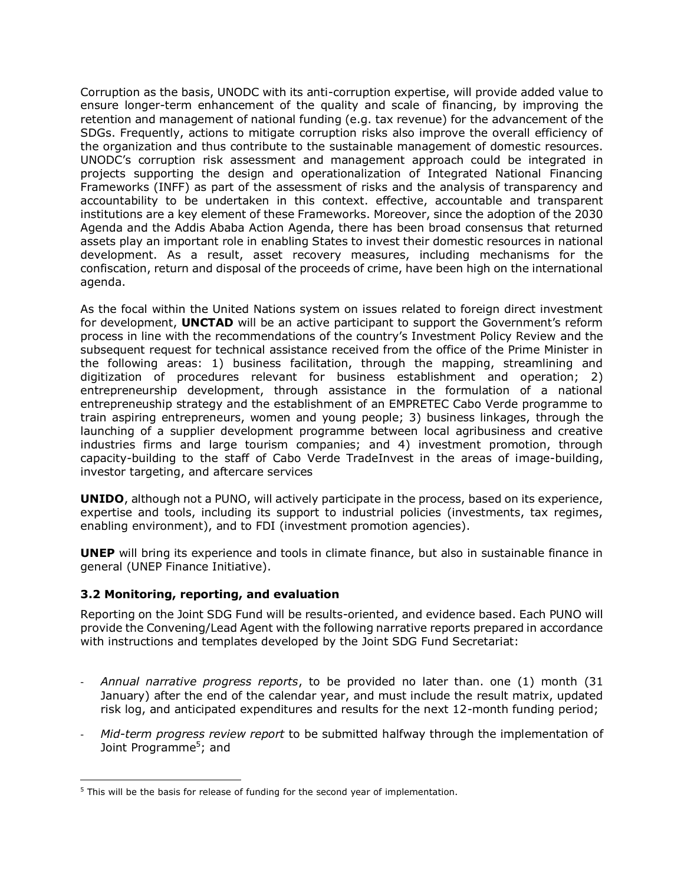Corruption as the basis, UNODC with its anti-corruption expertise, will provide added value to ensure longer-term enhancement of the quality and scale of financing, by improving the retention and management of national funding (e.g. tax revenue) for the advancement of the SDGs. Frequently, actions to mitigate corruption risks also improve the overall efficiency of the organization and thus contribute to the sustainable management of domestic resources. UNODC's corruption risk assessment and management approach could be integrated in projects supporting the design and operationalization of Integrated National Financing Frameworks (INFF) as part of the assessment of risks and the analysis of transparency and accountability to be undertaken in this context. effective, accountable and transparent institutions are a key element of these Frameworks. Moreover, since the adoption of the 2030 Agenda and the Addis Ababa Action Agenda, there has been broad consensus that returned assets play an important role in enabling States to invest their domestic resources in national development. As a result, asset recovery measures, including mechanisms for the confiscation, return and disposal of the proceeds of crime, have been high on the international agenda.

As the focal within the United Nations system on issues related to foreign direct investment for development, **UNCTAD** will be an active participant to support the Government's reform process in line with the recommendations of the country's Investment Policy Review and the subsequent request for technical assistance received from the office of the Prime Minister in the following areas: 1) business facilitation, through the mapping, streamlining and digitization of procedures relevant for business establishment and operation; 2) entrepreneurship development, through assistance in the formulation of a national entrepreneuship strategy and the establishment of an EMPRETEC Cabo Verde programme to train aspiring entrepreneurs, women and young people; 3) business linkages, through the launching of a supplier development programme between local agribusiness and creative industries firms and large tourism companies; and 4) investment promotion, through capacity-building to the staff of Cabo Verde TradeInvest in the areas of image-building, investor targeting, and aftercare services

**UNIDO**, although not a PUNO, will actively participate in the process, based on its experience, expertise and tools, including its support to industrial policies (investments, tax regimes, enabling environment), and to FDI (investment promotion agencies).

**UNEP** will bring its experience and tools in climate finance, but also in sustainable finance in general (UNEP Finance Initiative).

### 3.2 Monitoring, reporting, and evaluation

Reporting on the Joint SDG Fund will be results-oriented, and evidence based. Each PUNO will provide the Convening/Lead Agent with the following narrative reports prepared in accordance with instructions and templates developed by the Joint SDG Fund Secretariat:

- *Annual narrative progress reports*, to be provided no later than. one (1) month (31 January) after the end of the calendar year, and must include the result matrix, updated risk log, and anticipated expenditures and results for the next 12-month funding period;
- *Mid-term progress review report* to be submitted halfway through the implementation of Joint Programme[5]; and

[5] This will be the basis for release of funding for the second year of implementation.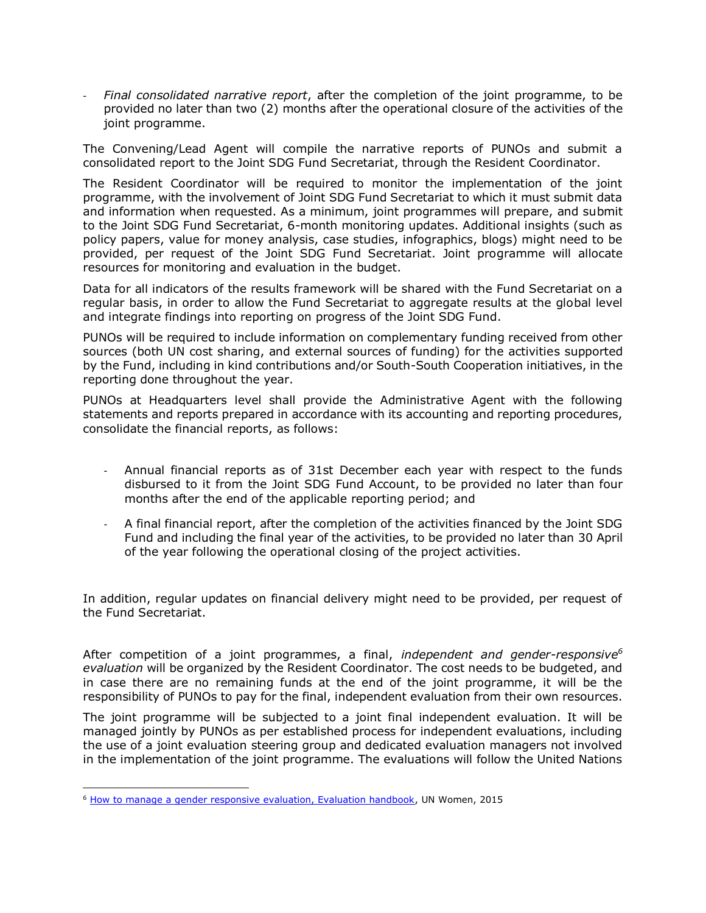- *Final consolidated narrative report*, after the completion of the joint programme, to be provided no later than two (2) months after the operational closure of the activities of the joint programme.

The Convening/Lead Agent will compile the narrative reports of PUNOs and submit a consolidated report to the Joint SDG Fund Secretariat, through the Resident Coordinator.

The Resident Coordinator will be required to monitor the implementation of the joint programme, with the involvement of Joint SDG Fund Secretariat to which it must submit data and information when requested. As a minimum, joint programmes will prepare, and submit to the Joint SDG Fund Secretariat, 6-month monitoring updates. Additional insights (such as policy papers, value for money analysis, case studies, infographics, blogs) might need to be provided, per request of the Joint SDG Fund Secretariat. Joint programme will allocate resources for monitoring and evaluation in the budget.

Data for all indicators of the results framework will be shared with the Fund Secretariat on a regular basis, in order to allow the Fund Secretariat to aggregate results at the global level and integrate findings into reporting on progress of the Joint SDG Fund.

PUNOs will be required to include information on complementary funding received from other sources (both UN cost sharing, and external sources of funding) for the activities supported by the Fund, including in kind contributions and/or South-South Cooperation initiatives, in the reporting done throughout the year.

PUNOs at Headquarters level shall provide the Administrative Agent with the following statements and reports prepared in accordance with its accounting and reporting procedures, consolidate the financial reports, as follows:

- Annual financial reports as of 31st December each year with respect to the funds disbursed to it from the Joint SDG Fund Account, to be provided no later than four months after the end of the applicable reporting period; and
- A final financial report, after the completion of the activities financed by the Joint SDG Fund and including the final year of the activities, to be provided no later than 30 April of the year following the operational closing of the project activities.

In addition, regular updates on financial delivery might need to be provided, per request of the Fund Secretariat.

After competition of a joint programmes, a final, *independent and gender-responsive*[6] *evaluation* will be organized by the Resident Coordinator. The cost needs to be budgeted, and in case there are no remaining funds at the end of the joint programme, it will be the responsibility of PUNOs to pay for the final, independent evaluation from their own resources.

The joint programme will be subjected to a joint final independent evaluation. It will be managed jointly by PUNOs as per established process for independent evaluations, including the use of a joint evaluation steering group and dedicated evaluation managers not involved in the implementation of the joint programme. The evaluations will follow the United Nations

[6] How to manage a gender responsive evaluation, Evaluation handbook, UN Women, 2015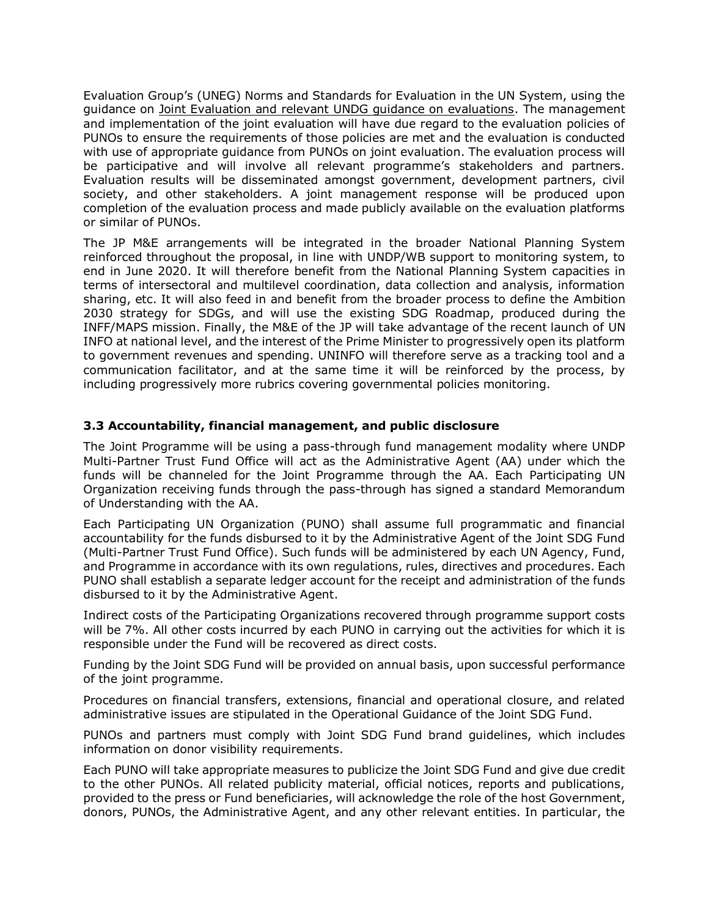Evaluation Group's (UNEG) Norms and Standards for Evaluation in the UN System, using the guidance on Joint Evaluation and relevant UNDG guidance on evaluations. The management and implementation of the joint evaluation will have due regard to the evaluation policies of PUNOs to ensure the requirements of those policies are met and the evaluation is conducted with use of appropriate guidance from PUNOs on joint evaluation. The evaluation process will be participative and will involve all relevant programme's stakeholders and partners. Evaluation results will be disseminated amongst government, development partners, civil society, and other stakeholders. A joint management response will be produced upon completion of the evaluation process and made publicly available on the evaluation platforms or similar of PUNOs.

The JP M&E arrangements will be integrated in the broader National Planning System reinforced throughout the proposal, in line with UNDP/WB support to monitoring system, to end in June 2020. It will therefore benefit from the National Planning System capacities in terms of intersectoral and multilevel coordination, data collection and analysis, information sharing, etc. It will also feed in and benefit from the broader process to define the Ambition 2030 strategy for SDGs, and will use the existing SDG Roadmap, produced during the INFF/MAPS mission. Finally, the M&E of the JP will take advantage of the recent launch of UN INFO at national level, and the interest of the Prime Minister to progressively open its platform to government revenues and spending. UNINFO will therefore serve as a tracking tool and a communication facilitator, and at the same time it will be reinforced by the process, by including progressively more rubrics covering governmental policies monitoring.

### 3.3 Accountability, financial management, and public disclosure

The Joint Programme will be using a pass-through fund management modality where UNDP Multi-Partner Trust Fund Office will act as the Administrative Agent (AA) under which the funds will be channeled for the Joint Programme through the AA. Each Participating UN Organization receiving funds through the pass-through has signed a standard Memorandum of Understanding with the AA.

Each Participating UN Organization (PUNO) shall assume full programmatic and financial accountability for the funds disbursed to it by the Administrative Agent of the Joint SDG Fund (Multi-Partner Trust Fund Office). Such funds will be administered by each UN Agency, Fund, and Programme in accordance with its own regulations, rules, directives and procedures. Each PUNO shall establish a separate ledger account for the receipt and administration of the funds disbursed to it by the Administrative Agent.

Indirect costs of the Participating Organizations recovered through programme support costs will be 7%. All other costs incurred by each PUNO in carrying out the activities for which it is responsible under the Fund will be recovered as direct costs.

Funding by the Joint SDG Fund will be provided on annual basis, upon successful performance of the joint programme.

Procedures on financial transfers, extensions, financial and operational closure, and related administrative issues are stipulated in the Operational Guidance of the Joint SDG Fund.

PUNOs and partners must comply with Joint SDG Fund brand guidelines, which includes information on donor visibility requirements.

Each PUNO will take appropriate measures to publicize the Joint SDG Fund and give due credit to the other PUNOs. All related publicity material, official notices, reports and publications, provided to the press or Fund beneficiaries, will acknowledge the role of the host Government, donors, PUNOs, the Administrative Agent, and any other relevant entities. In particular, the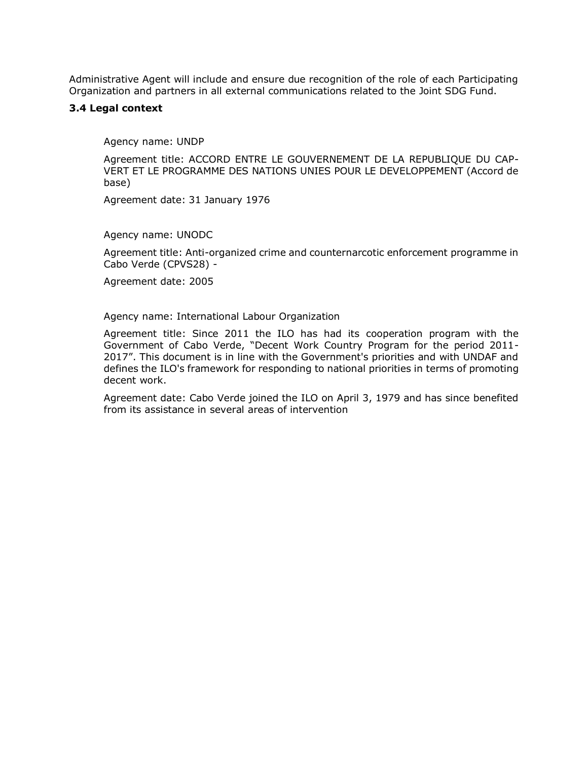Administrative Agent will include and ensure due recognition of the role of each Participating Organization and partners in all external communications related to the Joint SDG Fund.

### 3.4 Legal context

Agency name: UNDP

Agreement title: ACCORD ENTRE LE GOUVERNEMENT DE LA REPUBLIQUE DU CAP-VERT ET LE PROGRAMME DES NATIONS UNIES POUR LE DEVELOPPEMENT (Accord de base)

Agreement date: 31 January 1976

Agency name: UNODC

Agreement title: Anti-organized crime and counternarcotic enforcement programme in Cabo Verde (CPVS28) -

Agreement date: 2005

Agency name: International Labour Organization

Agreement title: Since 2011 the ILO has had its cooperation program with the Government of Cabo Verde, "Decent Work Country Program for the period 2011-2017". This document is in line with the Government's priorities and with UNDAF and defines the ILO's framework for responding to national priorities in terms of promoting decent work.

Agreement date: Cabo Verde joined the ILO on April 3, 1979 and has since benefited from its assistance in several areas of intervention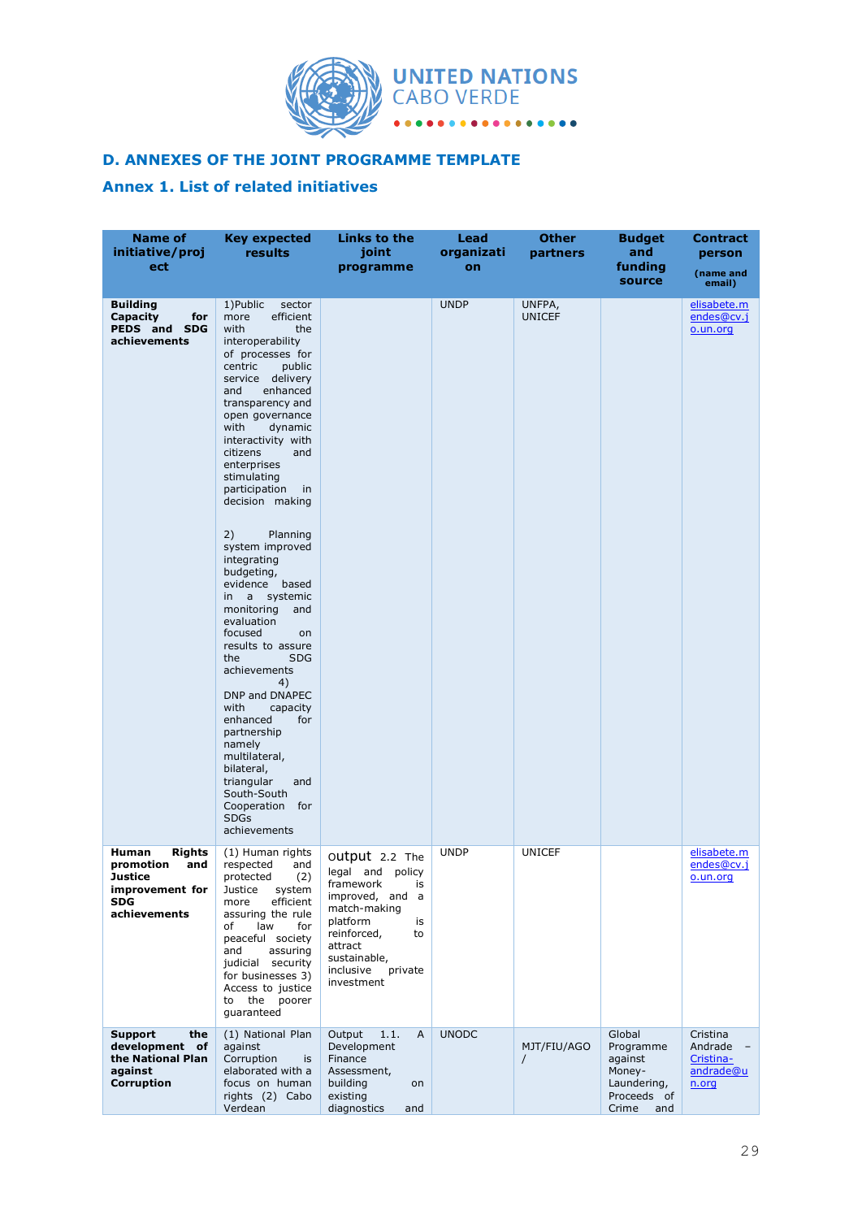## D. ANNEXES OF THE JOINT PROGRAMME TEMPLATE

### Annex 1. List of related initiatives

| Name of initiative/project | Key expected results | Links to the joint programme | Lead organization | Other partners | Budget and funding source | Contract person (name and email) |
|---|---|---|---|---|---|---|
| **Building Capacity for PEDS and SDG achievements** | 1)Public sector more efficient with the interoperability of processes for centric public service delivery and enhanced transparency and open governance with dynamic interactivity with citizens and enterprises stimulating participation in decision making<br><br>2) Planning system improved integrating budgeting, evidence based in a systemic monitoring and evaluation focused on results to assure the SDG achievements 4) DNP and DNAPEC with capacity enhanced for partnership namely multilateral, bilateral, triangular and South-South Cooperation for SDGs achievements | | UNDP | UNFPA, UNICEF | | elisabete.mendes@cv.jo.un.org |
| **Human Rights promotion and Justice improvement for SDG achievements** | (1) Human rights respected and protected (2) Justice system more efficient assuring the rule of law for peaceful society and assuring judicial security for businesses 3) Access to justice to the poorer guaranteed | output 2.2 The legal and policy framework is improved, and a match-making platform is reinforced, to attract sustainable, inclusive private investment | UNDP | UNICEF | | elisabete.mendes@cv.jo.un.org |
| **Support the development of the National Plan against Corruption** | (1) National Plan against Corruption is elaborated with a focus on human rights (2) Cabo Verdean | Output 1.1. A Development Finance Assessment, building on existing diagnostics and | UNODC | MJT/FIU/AGO / | Global Programme against Money-Laundering, Proceeds of Crime and | Cristina Andrade – Cristina-andrade@un.org |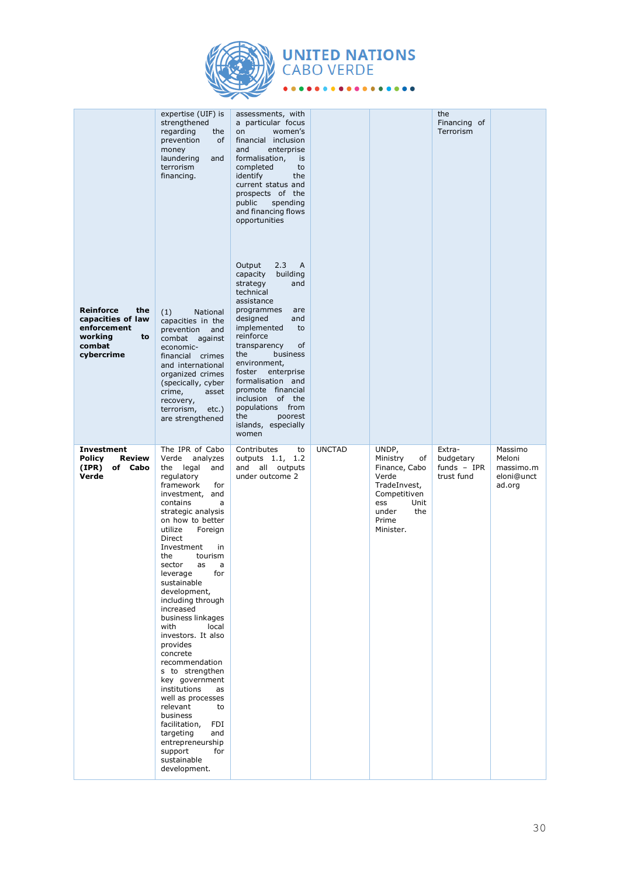| | | | | | | |
|---|---|---|---|---|---|---|
| | expertise (UIF) is strengthened regarding the prevention of money laundering and terrorism financing. | assessments, with a particular focus on women's financial inclusion and enterprise formalisation, is completed to identify the current status and prospects of the public spending and financing flows opportunities | | | the Financing of Terrorism | |
| **Reinforce the capacities of law enforcement working to combat cybercrime** | (1) National capacities in the prevention and combat against economic-financial crimes and international organized crimes (specically, cyber crime, asset recovery, terrorism, etc.) are strengthened | Output 2.3 A capacity building strategy and technical assistance programmes are designed and implemented to reinforce transparency of the business environment, foster enterprise formalisation and promote financial inclusion of the populations from the poorest islands, especially women | | | | |
| **Investment Policy Review (IPR) of Cabo Verde** | The IPR of Cabo Verde analyzes the legal and regulatory framework for investment, and contains a strategic analysis on how to better utilize Foreign Direct Investment in the tourism sector as a leverage for sustainable development, including through increased business linkages with local investors. It also provides concrete recommendations to strengthen key government institutions as well as processes relevant to business facilitation, FDI targeting and entrepreneurship support for sustainable development. | Contributes to outputs 1.1, 1.2 and all outputs under outcome 2 | UNCTAD | UNDP, Ministry of Finance, Cabo Verde TradeInvest, Competitiveness Unit under the Prime Minister. | Extra-budgetary funds – IPR trust fund | Massimo Meloni massimo.meloni@unctad.org |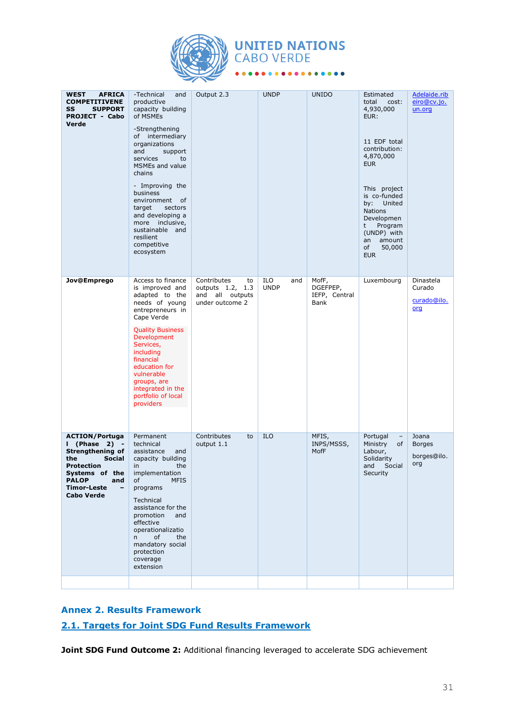| WEST AFRICA COMPETITIVENESS SUPPORT PROJECT - Cabo Verde | -Technical and productive capacity building of MSMEs<br><br>-Strengthening of intermediary organizations and support services to MSMEs and value chains<br><br>- Improving the business environment of target sectors and developing a more inclusive, sustainable and resilient competitive ecosystem | Output 2.3 | UNDP | UNIDO | Estimated total cost: 4,930,000 EUR:<br><br>11 EDF total contribution: 4,870,000 EUR<br><br>This project is co-funded by: United Nations Development Program (UNDP) with an amount of 50,000 EUR | Adelaide.ribeiro@cv.jo.un.org |
|---|---|---|---|---|---|---|
| **Jov@Emprego** | Access to finance is improved and adapted to the needs of young entrepreneurs in Cape Verde<br><br>Quality Business Development Services, including financial education for vulnerable groups, are integrated in the portfolio of local providers | Contributes to outputs 1.2, 1.3 and all outputs under outcome 2 | ILO and UNDP | MofF, DGEFPEP, IEFP, Central Bank | Luxembourg | Dinastela Curado<br><br>curado@ilo.org |
| **ACTION/Portugal (Phase 2) - Strengthening of the Social Protection Systems of the PALOP and Timor-Leste – Cabo Verde** | Permanent technical assistance and capacity building in the implementation of MFIS programs<br><br>Technical assistance for the promotion and effective operationalization of the mandatory social protection coverage extension | Contributes to output 1.1 | ILO | MFIS, INPS/MSSS, MofF | Portugal – Ministry of Labour, Solidarity and Social Security | Joana Borges<br><br>borges@ilo.org |
| | | | | | | |

## Annex 2. Results Framework

### 2.1. Targets for Joint SDG Fund Results Framework

**Joint SDG Fund Outcome 2:** Additional financing leveraged to accelerate SDG achievement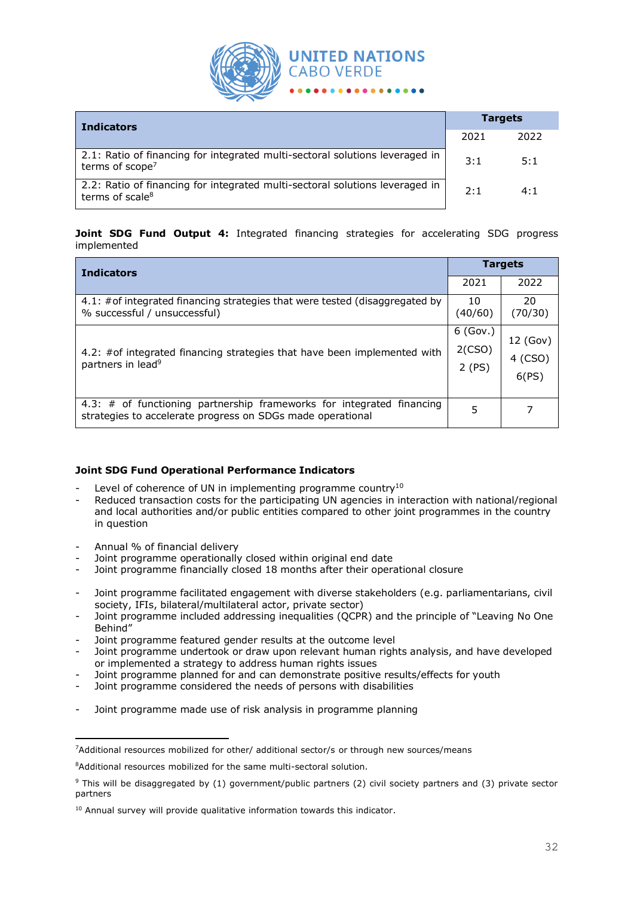| Indicators | Targets | |
|---|---|---|
| | 2021 | 2022 |
| 2.1: Ratio of financing for integrated multi-sectoral solutions leveraged in terms of scope[7] | 3:1 | 5:1 |
| 2.2: Ratio of financing for integrated multi-sectoral solutions leveraged in terms of scale[8] | 2:1 | 4:1 |

**Joint SDG Fund Output 4:** Integrated financing strategies for accelerating SDG progress implemented

| Indicators | Targets | |
|---|---|---|
| | 2021 | 2022 |
| 4.1: #of integrated financing strategies that were tested (disaggregated by % successful / unsuccessful) | 10 (40/60) | 20 (70/30) |
| 4.2: #of integrated financing strategies that have been implemented with partners in lead[9] | 6 (Gov.) 2(CSO) 2 (PS) | 12 (Gov) 4 (CSO) 6(PS) |
| 4.3: # of functioning partnership frameworks for integrated financing strategies to accelerate progress on SDGs made operational | 5 | 7 |

**Joint SDG Fund Operational Performance Indicators**

- Level of coherence of UN in implementing programme country[10]
- Reduced transaction costs for the participating UN agencies in interaction with national/regional and local authorities and/or public entities compared to other joint programmes in the country in question

- Annual % of financial delivery
- Joint programme operationally closed within original end date
- Joint programme financially closed 18 months after their operational closure

- Joint programme facilitated engagement with diverse stakeholders (e.g. parliamentarians, civil society, IFIs, bilateral/multilateral actor, private sector)
- Joint programme included addressing inequalities (QCPR) and the principle of "Leaving No One Behind"
- Joint programme featured gender results at the outcome level
- Joint programme undertook or draw upon relevant human rights analysis, and have developed or implemented a strategy to address human rights issues
- Joint programme planned for and can demonstrate positive results/effects for youth
- Joint programme considered the needs of persons with disabilities

- Joint programme made use of risk analysis in programme planning

---

[7] Additional resources mobilized for other/ additional sector/s or through new sources/means

[8] Additional resources mobilized for the same multi-sectoral solution.

[9] This will be disaggregated by (1) government/public partners (2) civil society partners and (3) private sector partners

[10] Annual survey will provide qualitative information towards this indicator.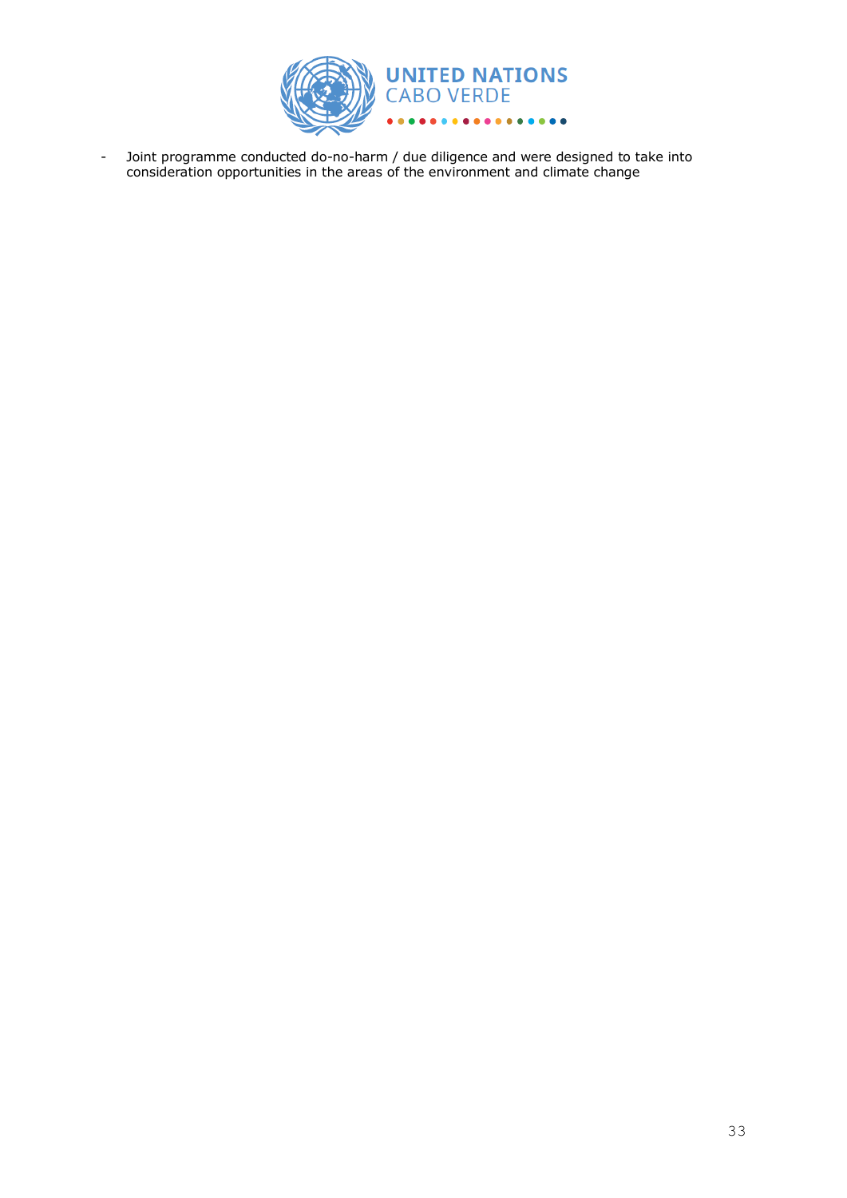- Joint programme conducted do-no-harm / due diligence and were designed to take into consideration opportunities in the areas of the environment and climate change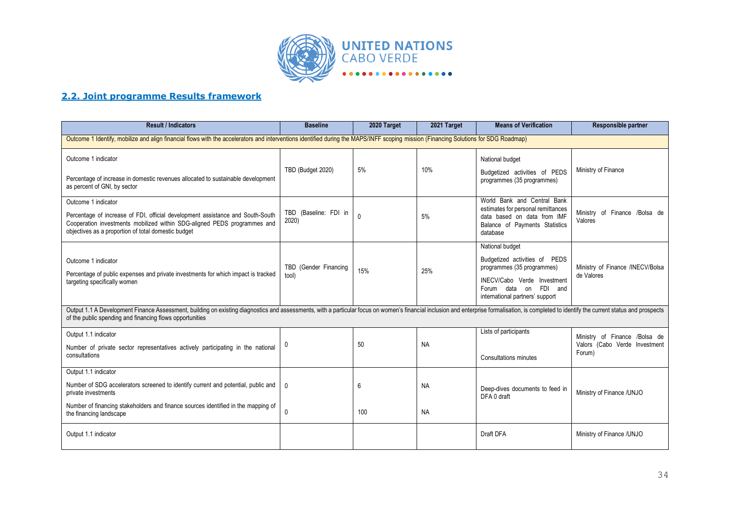## 2.2. Joint programme Results framework

| Result / Indicators | Baseline | 2020 Target | 2021 Target | Means of Verification | Responsible partner |
|---|---|---|---|---|---|
| Outcome 1 Identify, mobilize and align financial flows with the accelerators and interventions identified during the MAPS/INFF scoping mission (Financing Solutions for SDG Roadmap) | | | | | |
| Outcome 1 indicator<br><br>Percentage of increase in domestic revenues allocated to sustainable development as percent of GNI, by sector | TBD (Budget 2020) | 5% | 10% | National budget<br><br>Budgetized activities of PEDS programmes (35 programmes) | Ministry of Finance |
| Outcome 1 indicator<br><br>Percentage of increase of FDI, official development assistance and South-South Cooperation investments mobilized within SDG-aligned PEDS programmes and objectives as a proportion of total domestic budget | TBD (Baseline: FDI in 2020) | 0 | 5% | World Bank and Central Bank estimates for personal remittances data based on data from IMF Balance of Payments Statistics database | Ministry of Finance /Bolsa de Valores |
| Outcome 1 indicator<br><br>Percentage of public expenses and private investments for which impact is tracked targeting specifically women | TBD (Gender Financing tool) | 15% | 25% | National budget<br><br>Budgetized activities of PEDS programmes (35 programmes)<br><br>INECV/Cabo Verde Investment Forum data on FDI and international partners' support | Ministry of Finance /INECV/Bolsa de Valores |
| Output 1.1 A Development Finance Assessment, building on existing diagnostics and assessments, with a particular focus on women's financial inclusion and enterprise formalisation, is completed to identify the current status and prospects of the public spending and financing flows opportunities | | | | | |
| Output 1.1 indicator<br><br>Number of private sector representatives actively participating in the national consultations | 0 | 50 | NA | Lists of participants<br><br>Consultations minutes | Ministry of Finance /Bolsa de Valors (Cabo Verde Investment Forum) |
| Output 1.1 indicator<br><br>Number of SDG accelerators screened to identify current and potential, public and private investments<br><br>Number of financing stakeholders and finance sources identified in the mapping of the financing landscape | 0<br><br>0 | 6<br><br>100 | NA<br><br>NA | Deep-dives documents to feed in DFA 0 draft | Ministry of Finance /UNJO |
| Output 1.1 indicator | | | | Draft DFA | Ministry of Finance /UNJO |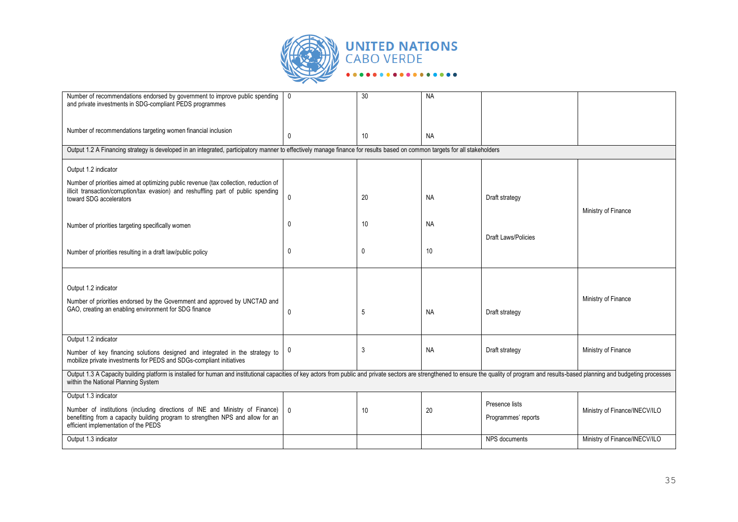| | | | | | |
|---|---|---|---|---|---|
| Number of recommendations endorsed by government to improve public spending and private investments in SDG-compliant PEDS programmes<br><br>Number of recommendations targeting women financial inclusion | 0<br><br>0 | 30<br><br>10 | NA<br><br>NA | | |
| Output 1.2 A Financing strategy is developed in an integrated, participatory manner to effectively manage finance for results based on common targets for all stakeholders | | | | | |
| Output 1.2 indicator<br><br>Number of priorities aimed at optimizing public revenue (tax collection, reduction of illicit transaction/corruption/tax evasion) and reshuffling part of public spending toward SDG accelerators<br><br>Number of priorities targeting specifically women<br><br>Number of priorities resulting in a draft law/public policy | 0<br><br>0<br><br>0 | 20<br><br>10<br><br>0 | NA<br><br>NA<br><br>10 | Draft strategy<br><br>Draft Laws/Policies | Ministry of Finance |
| Output 1.2 indicator<br><br>Number of priorities endorsed by the Government and approved by UNCTAD and GAO, creating an enabling environment for SDG finance | 0 | 5 | NA | Draft strategy | Ministry of Finance |
| Output 1.2 indicator<br><br>Number of key financing solutions designed and integrated in the strategy to mobilize private investments for PEDS and SDGs-compliant initiatives | 0 | 3 | NA | Draft strategy | Ministry of Finance |
| Output 1.3 A Capacity building platform is installed for human and institutional capacities of key actors from public and private sectors are strengthened to ensure the quality of program and results-based planning and budgeting processes within the National Planning System | | | | | |
| Output 1.3 indicator<br><br>Number of institutions (including directions of INE and Ministry of Finance) benefitting from a capacity building program to strengthen NPS and allow for an efficient implementation of the PEDS | 0 | 10 | 20 | Presence lists<br><br>Programmes' reports | Ministry of Finance/INECV/ILO |
| Output 1.3 indicator | | | | NPS documents | Ministry of Finance/INECV/ILO |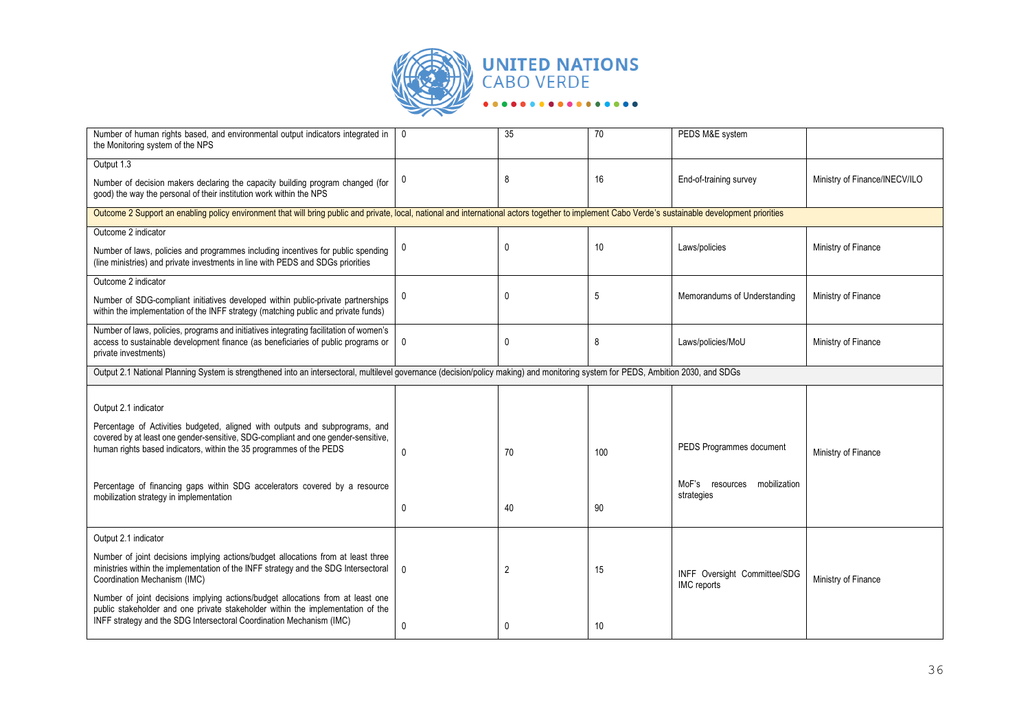| | | | | | |
|---|---|---|---|---|---|
| Number of human rights based, and environmental output indicators integrated in the Monitoring system of the NPS | 0 | 35 | 70 | PEDS M&E system | |
| Output 1.3<br><br>Number of decision makers declaring the capacity building program changed (for good) the way the personal of their institution work within the NPS | 0 | 8 | 16 | End-of-training survey | Ministry of Finance/INECV/ILO |
| Outcome 2 Support an enabling policy environment that will bring public and private, local, national and international actors together to implement Cabo Verde's sustainable development priorities | | | | | |
| Outcome 2 indicator<br><br>Number of laws, policies and programmes including incentives for public spending (line ministries) and private investments in line with PEDS and SDGs priorities | 0 | 0 | 10 | Laws/policies | Ministry of Finance |
| Outcome 2 indicator<br><br>Number of SDG-compliant initiatives developed within public-private partnerships within the implementation of the INFF strategy (matching public and private funds) | 0 | 0 | 5 | Memorandums of Understanding | Ministry of Finance |
| Number of laws, policies, programs and initiatives integrating facilitation of women's access to sustainable development finance (as beneficiaries of public programs or private investments) | 0 | 0 | 8 | Laws/policies/MoU | Ministry of Finance |
| Output 2.1 National Planning System is strengthened into an intersectoral, multilevel governance (decision/policy making) and monitoring system for PEDS, Ambition 2030, and SDGs | | | | | |
| Output 2.1 indicator<br><br>Percentage of Activities budgeted, aligned with outputs and subprograms, and covered by at least one gender-sensitive, SDG-compliant and one gender-sensitive, human rights based indicators, within the 35 programmes of the PEDS<br><br>Percentage of financing gaps within SDG accelerators covered by a resource mobilization strategy in implementation | 0<br><br>0 | 70<br><br>40 | 100<br><br>90 | PEDS Programmes document<br><br>MoF's resources mobilization strategies | Ministry of Finance |
| Output 2.1 indicator<br><br>Number of joint decisions implying actions/budget allocations from at least three ministries within the implementation of the INFF strategy and the SDG Intersectoral Coordination Mechanism (IMC)<br><br>Number of joint decisions implying actions/budget allocations from at least one public stakeholder and one private stakeholder within the implementation of the INFF strategy and the SDG Intersectoral Coordination Mechanism (IMC) | 0<br><br>0 | 2<br><br>0 | 15<br><br>10 | INFF Oversight Committee/SDG IMC reports | Ministry of Finance |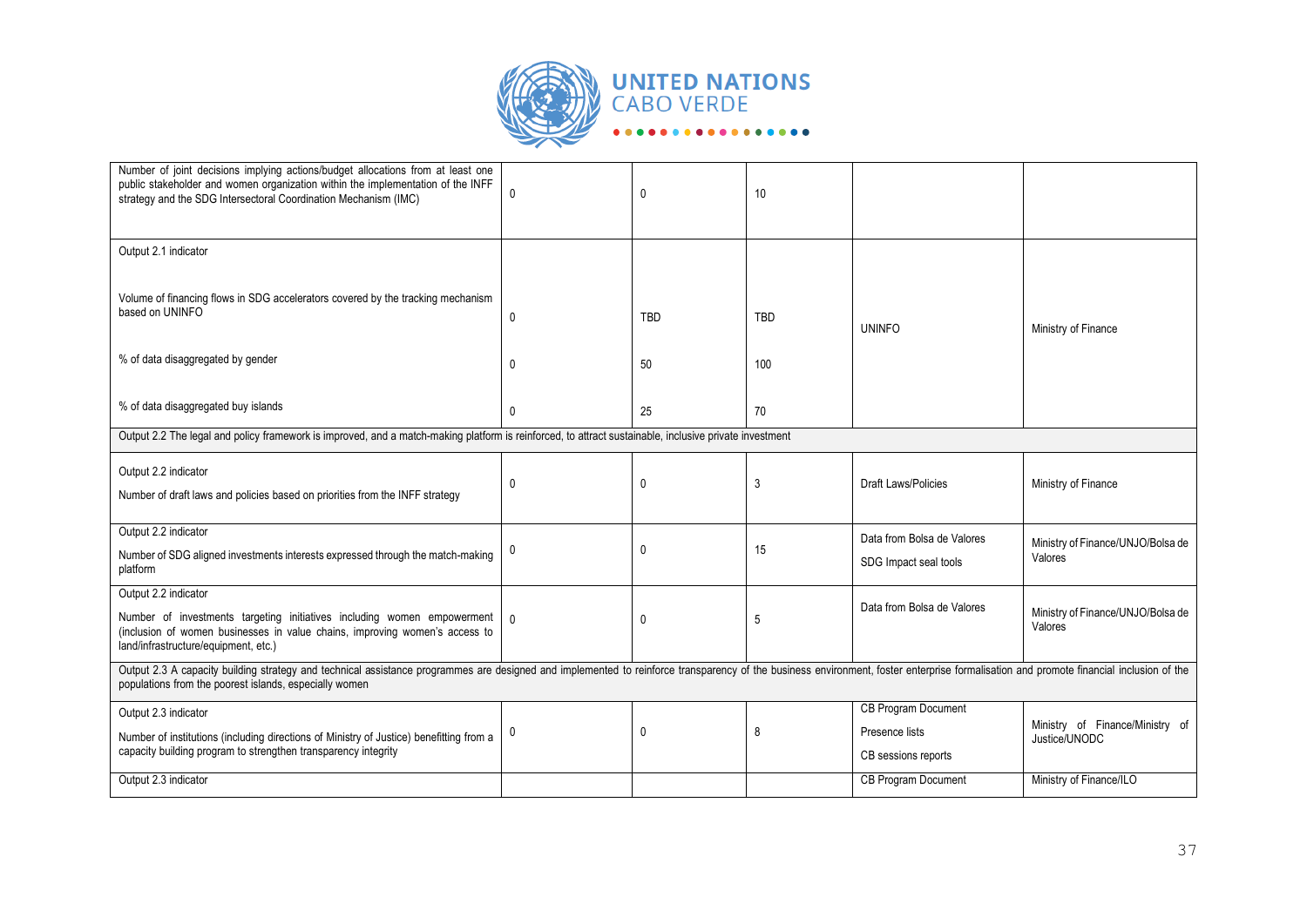| | | | | | |
|---|---|---|---|---|---|
| Number of joint decisions implying actions/budget allocations from at least one public stakeholder and women organization within the implementation of the INFF strategy and the SDG Intersectoral Coordination Mechanism (IMC) | 0 | 0 | 10 | | |
| Output 2.1 indicator<br><br>Volume of financing flows in SDG accelerators covered by the tracking mechanism based on UNINFO<br><br>% of data disaggregated by gender<br><br>% of data disaggregated buy islands | <br><br>0<br><br>0<br><br>0 | <br><br>TBD<br><br>50<br><br>25 | <br><br>TBD<br><br>100<br><br>70 | UNINFO | Ministry of Finance |
| Output 2.2 The legal and policy framework is improved, and a match-making platform is reinforced, to attract sustainable, inclusive private investment | | | | | |
| Output 2.2 indicator<br>Number of draft laws and policies based on priorities from the INFF strategy | 0 | 0 | 3 | Draft Laws/Policies | Ministry of Finance |
| Output 2.2 indicator<br>Number of SDG aligned investments interests expressed through the match-making platform | 0 | 0 | 15 | Data from Bolsa de Valores<br>SDG Impact seal tools | Ministry of Finance/UNJO/Bolsa de Valores |
| Output 2.2 indicator<br>Number of investments targeting initiatives including women empowerment (inclusion of women businesses in value chains, improving women's access to land/infrastructure/equipment, etc.) | 0 | 0 | 5 | Data from Bolsa de Valores | Ministry of Finance/UNJO/Bolsa de Valores |
| Output 2.3 A capacity building strategy and technical assistance programmes are designed and implemented to reinforce transparency of the business environment, foster enterprise formalisation and promote financial inclusion of the populations from the poorest islands, especially women | | | | | |
| Output 2.3 indicator<br>Number of institutions (including directions of Ministry of Justice) benefitting from a capacity building program to strengthen transparency integrity | 0 | 0 | 8 | CB Program Document<br>Presence lists<br>CB sessions reports | Ministry of Finance/Ministry of Justice/UNODC |
| Output 2.3 indicator | | | | CB Program Document | Ministry of Finance/ILO |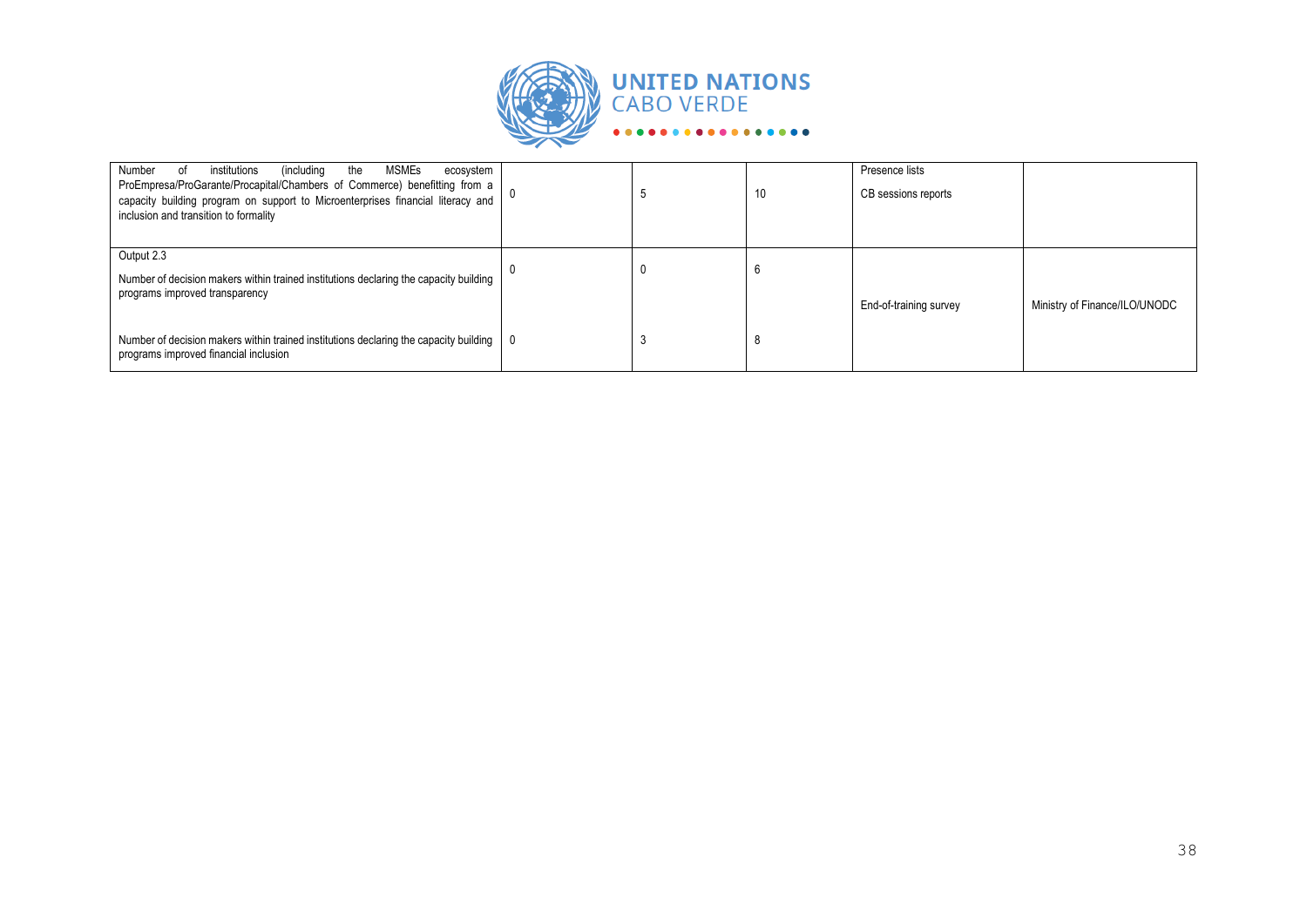| | | | | | |
|---|---|---|---|---|---|
| Number of institutions (including the MSMEs ecosystem ProEmpresa/ProGarante/Procapital/Chambers of Commerce) benefitting from a capacity building program on support to Microenterprises financial literacy and inclusion and transition to formality | 0 | 5 | 10 | Presence lists<br>CB sessions reports | |
| Output 2.3<br>Number of decision makers within trained institutions declaring the capacity building programs improved transparency | 0 | 0 | 6 | End-of-training survey | Ministry of Finance/ILO/UNODC |
| Number of decision makers within trained institutions declaring the capacity building programs improved financial inclusion | 0 | 3 | 8 | | |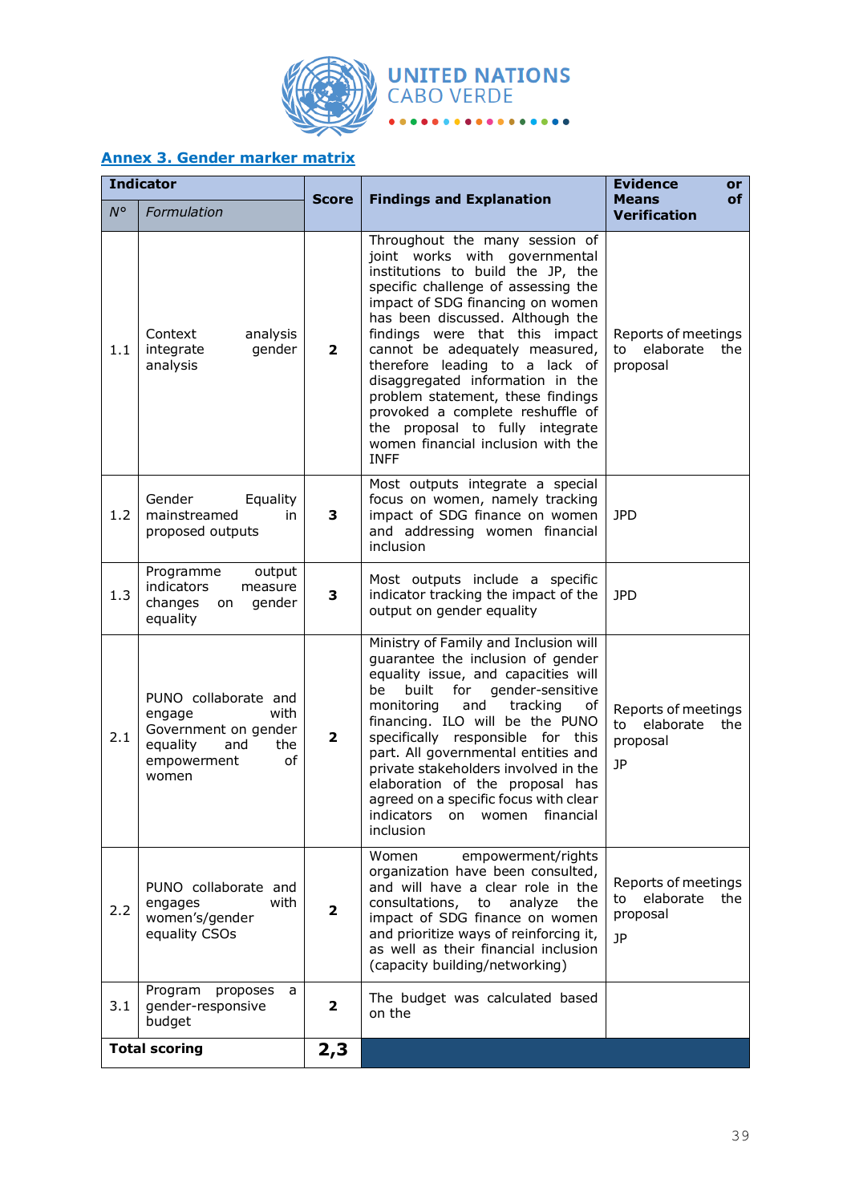## Annex 3. Gender marker matrix

| Indicator | | Score | Findings and Explanation | Evidence or Means of Verification |
|---|---|---|---|---|
| *N°* | *Formulation* | | | |
| 1.1 | Context analysis integrate gender analysis | **2** | Throughout the many session of joint works with governmental institutions to build the JP, the specific challenge of assessing the impact of SDG financing on women has been discussed. Although the findings were that this impact cannot be adequately measured, therefore leading to a lack of disaggregated information in the problem statement, these findings provoked a complete reshuffle of the proposal to fully integrate women financial inclusion with the INFF | Reports of meetings to elaborate the proposal |
| 1.2 | Gender Equality mainstreamed in proposed outputs | **3** | Most outputs integrate a special focus on women, namely tracking impact of SDG finance on women and addressing women financial inclusion | JPD |
| 1.3 | Programme output indicators measure changes on gender equality | **3** | Most outputs include a specific indicator tracking the impact of the output on gender equality | JPD |
| 2.1 | PUNO collaborate and engage with Government on gender equality and the empowerment of women | **2** | Ministry of Family and Inclusion will guarantee the inclusion of gender equality issue, and capacities will be built for gender-sensitive monitoring and tracking of financing. ILO will be the PUNO specifically responsible for this part. All governmental entities and private stakeholders involved in the elaboration of the proposal has agreed on a specific focus with clear indicators on women financial inclusion | Reports of meetings to elaborate the proposal<br><br>JP |
| 2.2 | PUNO collaborate and engages with women's/gender equality CSOs | **2** | Women empowerment/rights organization have been consulted, and will have a clear role in the consultations, to analyze the impact of SDG finance on women and prioritize ways of reinforcing it, as well as their financial inclusion (capacity building/networking) | Reports of meetings to elaborate the proposal<br><br>JP |
| 3.1 | Program proposes a gender-responsive budget | **2** | The budget was calculated based on the | |
| **Total scoring** | | **2,3** | | |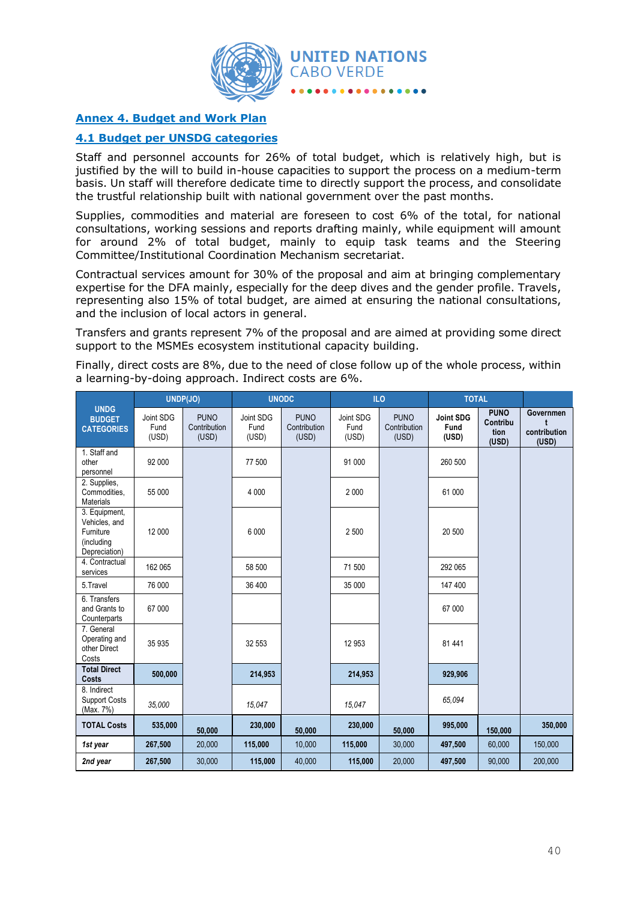## Annex 4. Budget and Work Plan

### 4.1 Budget per UNSDG categories

Staff and personnel accounts for 26% of total budget, which is relatively high, but is justified by the will to build in-house capacities to support the process on a medium-term basis. Un staff will therefore dedicate time to directly support the process, and consolidate the trustful relationship built with national government over the past months.

Supplies, commodities and material are foreseen to cost 6% of the total, for national consultations, working sessions and reports drafting mainly, while equipment will amount for around 2% of total budget, mainly to equip task teams and the Steering Committee/Institutional Coordination Mechanism secretariat.

Contractual services amount for 30% of the proposal and aim at bringing complementary expertise for the DFA mainly, especially for the deep dives and the gender profile. Travels, representing also 15% of total budget, are aimed at ensuring the national consultations, and the inclusion of local actors in general.

Transfers and grants represent 7% of the proposal and are aimed at providing some direct support to the MSMEs ecosystem institutional capacity building.

Finally, direct costs are 8%, due to the need of close follow up of the whole process, within a learning-by-doing approach. Indirect costs are 6%.

| UNDG BUDGET CATEGORIES | UNDP(JO) | | UNODC | | ILO | | TOTAL | | |
|---|---|---|---|---|---|---|---|---|---|
| | Joint SDG Fund (USD) | PUNO Contribution (USD) | Joint SDG Fund (USD) | PUNO Contribution (USD) | Joint SDG Fund (USD) | PUNO Contribution (USD) | **Joint SDG Fund (USD)** | **PUNO Contribution (USD)** | **Government contribution (USD)** |
| 1. Staff and other personnel | 92 000 | | 77 500 | | 91 000 | | 260 500 | | |
| 2. Supplies, Commodities, Materials | 55 000 | | 4 000 | | 2 000 | | 61 000 | | |
| 3. Equipment, Vehicles, and Furniture (including Depreciation) | 12 000 | | 6 000 | | 2 500 | | 20 500 | | |
| 4. Contractual services | 162 065 | | 58 500 | | 71 500 | | 292 065 | | |
| 5.Travel | 76 000 | | 36 400 | | 35 000 | | 147 400 | | |
| 6. Transfers and Grants to Counterparts | 67 000 | | | | | | 67 000 | | |
| 7. General Operating and other Direct Costs | 35 935 | | 32 553 | | 12 953 | | 81 441 | | |
| **Total Direct Costs** | **500,000** | | **214,953** | | **214,953** | | **929,906** | | |
| 8. Indirect Support Costs (Max. 7%) | *35,000* | | *15,047* | | *15,047* | | *65,094* | | |
| **TOTAL Costs** | **535,000** | **50,000** | **230,000** | **50,000** | **230,000** | **50,000** | **995,000** | **150,000** | **350,000** |
| ***1st year*** | **267,500** | 20,000 | **115,000** | 10,000 | **115,000** | 30,000 | **497,500** | 60,000 | 150,000 |
| ***2nd year*** | **267,500** | 30,000 | **115,000** | 40,000 | **115,000** | 20,000 | **497,500** | 90,000 | 200,000 |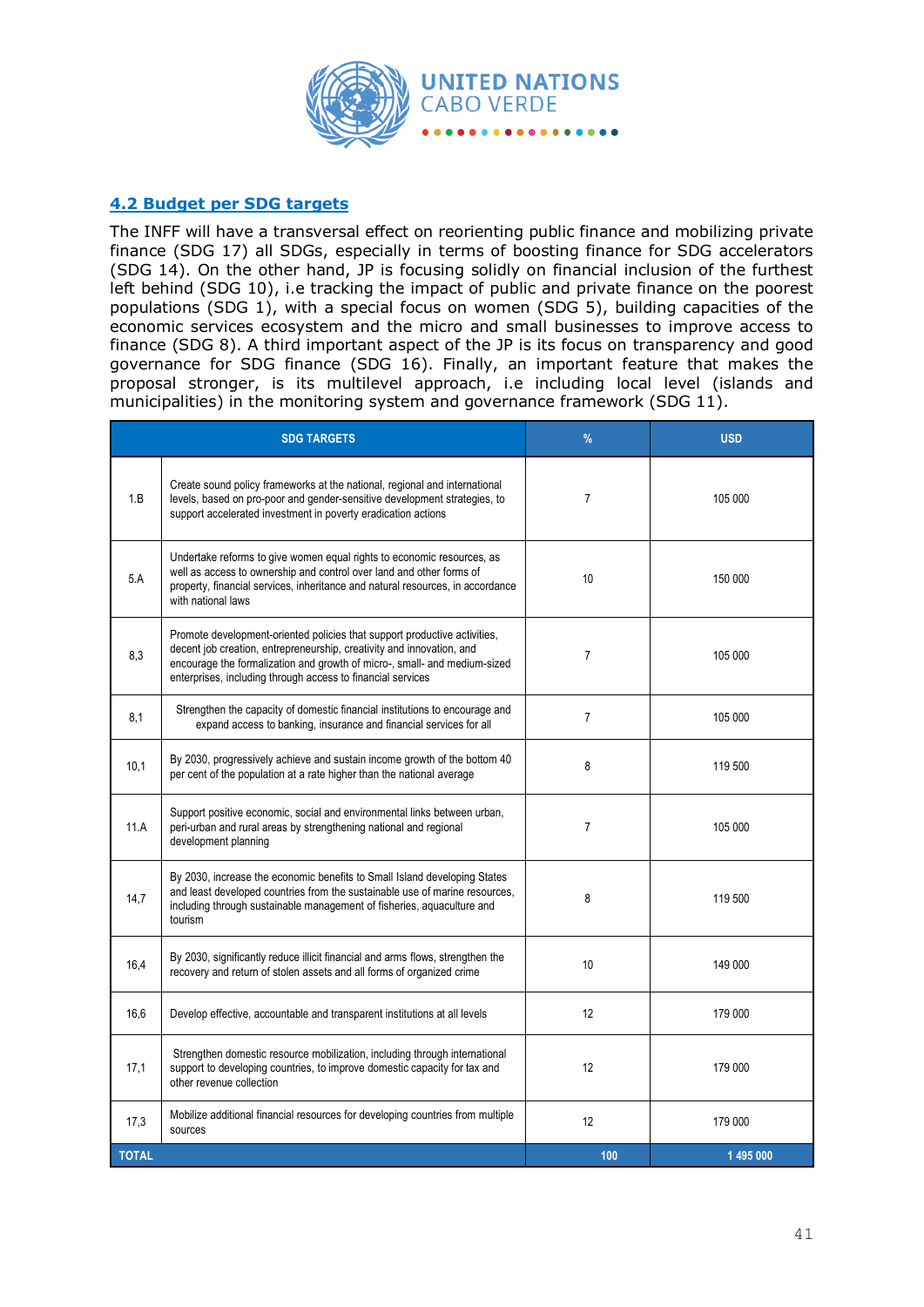## 4.2 Budget per SDG targets

The INFF will have a transversal effect on reorienting public finance and mobilizing private finance (SDG 17) all SDGs, especially in terms of boosting finance for SDG accelerators (SDG 14). On the other hand, JP is focusing solidly on financial inclusion of the furthest left behind (SDG 10), i.e tracking the impact of public and private finance on the poorest populations (SDG 1), with a special focus on women (SDG 5), building capacities of the economic services ecosystem and the micro and small businesses to improve access to finance (SDG 8). A third important aspect of the JP is its focus on transparency and good governance for SDG finance (SDG 16). Finally, an important feature that makes the proposal stronger, is its multilevel approach, i.e including local level (islands and municipalities) in the monitoring system and governance framework (SDG 11).

| SDG TARGETS | | % | USD |
|---|---|---|---|
| 1.B | Create sound policy frameworks at the national, regional and international levels, based on pro-poor and gender-sensitive development strategies, to support accelerated investment in poverty eradication actions | 7 | 105 000 |
| 5.A | Undertake reforms to give women equal rights to economic resources, as well as access to ownership and control over land and other forms of property, financial services, inheritance and natural resources, in accordance with national laws | 10 | 150 000 |
| 8,3 | Promote development-oriented policies that support productive activities, decent job creation, entrepreneurship, creativity and innovation, and encourage the formalization and growth of micro-, small- and medium-sized enterprises, including through access to financial services | 7 | 105 000 |
| 8,1 | Strengthen the capacity of domestic financial institutions to encourage and expand access to banking, insurance and financial services for all | 7 | 105 000 |
| 10,1 | By 2030, progressively achieve and sustain income growth of the bottom 40 per cent of the population at a rate higher than the national average | 8 | 119 500 |
| 11.A | Support positive economic, social and environmental links between urban, peri-urban and rural areas by strengthening national and regional development planning | 7 | 105 000 |
| 14,7 | By 2030, increase the economic benefits to Small Island developing States and least developed countries from the sustainable use of marine resources, including through sustainable management of fisheries, aquaculture and tourism | 8 | 119 500 |
| 16,4 | By 2030, significantly reduce illicit financial and arms flows, strengthen the recovery and return of stolen assets and all forms of organized crime | 10 | 149 000 |
| 16,6 | Develop effective, accountable and transparent institutions at all levels | 12 | 179 000 |
| 17,1 | Strengthen domestic resource mobilization, including through international support to developing countries, to improve domestic capacity for tax and other revenue collection | 12 | 179 000 |
| 17,3 | Mobilize additional financial resources for developing countries from multiple sources | 12 | 179 000 |
| **TOTAL** | | **100** | **1 495 000** |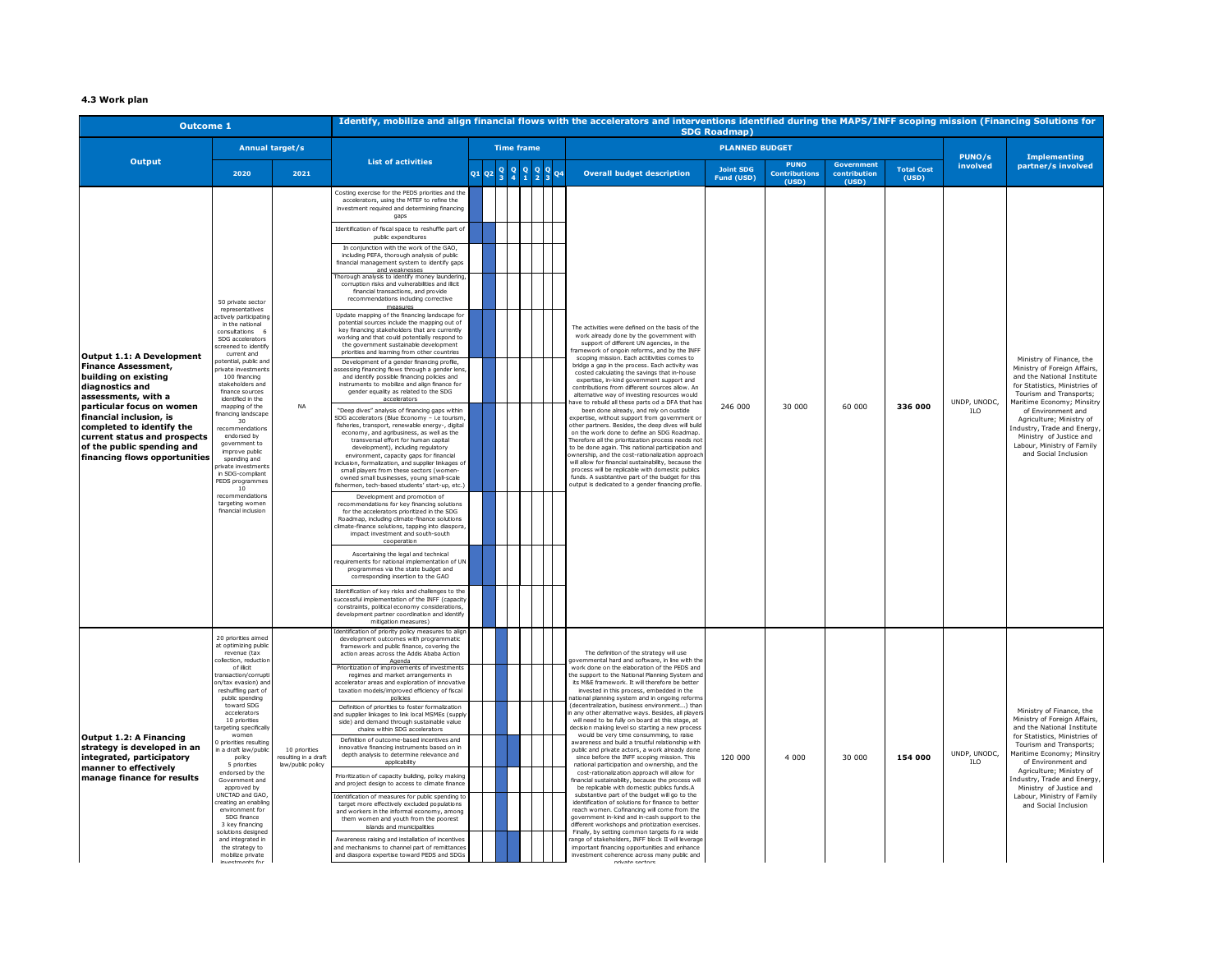### 4.3 Work plan

| Outcome 1 | Identify, mobilize and align financial flows with the accelerators and interventions identified during the MAPS/INFF scoping mission (Financing Solutions for SDG Roadmap) | | | | | | | | | | | | | | | | | |
|---|---|---|---|---|---|---|---|---|---|---|---|---|---|---|---|---|---|---|
| Output | Annual target/s | | List of activities | Time frame | | | | | | | | Overall budget description | PLANNED BUDGET | | | | PUNO/s involved | Implementing partner/s involved |
| | 2020 | 2021 | | Q1 | Q2 | Q3 | Q4 | Q1 | Q2 | Q3 | Q4 | | Joint SDG Fund (USD) | PUNO Contributions (USD) | Government contribution (USD) | Total Cost (USD) | | |
| **Output 1.1: A Development Finance Assessment, building on existing diagnostics and assessments, with a particular focus on women financial inclusion, is completed to identify the current status and prospects of the public spending and financing flows opportunities** | 50 private sector representatives actively participating in the national consultations 6 SDG accelerators screened to identify current and potential, public and private investments 100 financing stakeholders and finance sources identified in the mapping of the financing landscape 30 recommendations endorsed by government to improve public spending and private investments in SDG-compliant PEDS programmes 10 recommendations targeting women financial inclusion | NA | Costing exercise for the PEDS priorities and the accelerators, using the MTEF to refine the investment required and determining financing gaps | X | | | | | | | | The activities were defined on the basis of the work already done by the government with support of different UN agencies, in the framework of ongoin reforms, and by the INFF scoping mission. Each acttivities comes to bridge a gap in the process. Each activity was costed calculating the savings that in-house expertise, in-kind government support and contributions from different sources allow. An alternative way of investing resources would have to rebuild all these parts of a DFA that has been done already, and rely on oustide expertise, without support from government or other partners. Besides, the deep dives will build on the work done to define an SDG Roadmap. Therefore all the prioritization process needs not to be done again. This national participation and ownership, and the cost-rationalization approach will allow for financial sustainability, because the process will be replicable with domestic publics funds. A susbtantive part of the budget for this output is dedicated to a gender financing profile. | 246 000 | 30 000 | 60 000 | **336 000** | UNDP, UNODC, ILO | Ministry of Finance, the Ministry of Foreign Affairs, and the National Institute for Statistics, Ministries of Tourism and Transports; Maritime Economy; Minsitry of Environment and Agriculture; Ministry of Industry, Trade and Energy, Ministry of Justice and Labour, Ministry of Family and Social Inclusion |
| | | | Identification of fiscal space to reshuffle part of public expenditures | | X | | | | | | | | | | | | | |
| | | | In conjunction with the work of the GAO, including PEFA, thorough analysis of public financial management system to identify gaps and weaknesses | | X | | | | | | | | | | | | | |
| | | | Thorough analysis to identify money laundering, corruption risks and vulnerabilities and illicit financial transactions, and provide recommendations including corrective measures | | X | | | | | | | | | | | | | |
| | | | Update mapping of the financing landscape for potential sources include the mapping out of key financing stakeholders that are currently working and that could potentially respond to the government sustainable development priorities and learning from other countries | | X | | | | | | | | | | | | | |
| | | | Development of a gender financing profile, assessing financing flows through a gender lens, and identify possible financing policies and instruments to mobilize and align finance for gender equality as related to the SDG accelerators | | X | | | | | | | | | | | | | |
| | | | "Deep dives" analysis of financing gaps within SDG accelerators (Blue Economy – i.e tourism, fisheries, transport, renewable energy-, digital economy, and agribusiness, as well as the transversal effort for human capital development), including regulatory environment, capacity gaps for financial inclusion, formalization, and supplier linkages of small players from these sectors (women-owned small businesses, young small-scale fishermen, tech-based students' start-up, etc.) | | X | | | | | | | | | | | | | |
| | | | Development and promotion of recommendations for key financing solutions for the accelerators prioritized in the SDG Roadmap, including climate-finance solutions climate-finance solutions, tapping into diaspora, impact investment and south-south cooperation | | X | | | | | | | | | | | | | |
| | | | Ascertaining the legal and technical requirements for national implementation of UN programmes via the state budget and corresponding insertion to the GAO | X | X | | | | | | | | | | | | | |
| | | | Identification of key risks and challenges to the successful implementation of the INFF (capacity constraints, political economy considerations, development partner coordination and identify mitigation measures) | | X | | | | | | | | | | | | | |
| **Output 1.2: A Financing strategy is developed in an integrated, participatory manner to effectively manage finance for results** | 20 priorities aimed at optimizing public revenue (tax collection, reduction of illicit transaction/corruption/tax evasion) and reshuffling part of public spending toward SDG accelerators 10 priorities targeting specifically women 0 priorities resulting in a draft law/public policy 5 priorities endorsed by the Government and approved by UNCTAD and GAO, creating an enabling environment for SDG finance 3 key financing solutions designed and integrated in the strategy to mobilize private investments for | 10 priorities resulting in a draft law/public policy | Identification of priority policy measures to align development outcomes with programmatic framework and public finance, covering the action areas across the Addis Ababa Action Agenda | | | X | | | | | | The definition of the strategy will use governmental hard and software, in line with the work done on the elaboration of the PEDS and the support to the National Planning System and its M&E framework. It will therefore be better invested in this process, embedded in the national planning system and in ongoing reforms (decentralization, business environment...) than in any other alternative ways. Besides, all players will need to be fully on board at this stage, at decision making level so starting a new process would be very time consumming, to raise awareness and build a trsutful relationship with public and private actors, a work already done since before the INFF scoping mission. This national participation and ownership, and the cost-rationalization approach will allow for financial sustainability, because the process will be replicable with domestic publics funds.A substantive part of the budget will go to the identification of solutions for finance to better reach women. Cofinancing will come from the government in-kind and in-cash support to the different workshops and priotization exercises. Finally, by setting common targets fo ra wide range of stakeholders, INFF block II will leverage important financing opportunities and enhance investment coherence across many public and private sectors | 120 000 | 4 000 | 30 000 | **154 000** | UNDP, UNODC, ILO | Ministry of Finance, the Ministry of Foreign Affairs, and the National Institute for Statistics, Ministries of Tourism and Transports; Maritime Economy; Minsitry of Environment and Agriculture; Ministry of Industry, Trade and Energy, Ministry of Justice and Labour, Ministry of Family and Social Inclusion |
| | | | Prioritization of improvements of investments regimes and market arrangements in accelerator areas and exploration of innovative taxation models/improved efficiency of fiscal policies | | | X | | | | | | | | | | | | |
| | | | Definition of priorities to foster formalization and supplier linkages to link local MSMEs (supply side) and demand through sustainable value chains within SDG accelerators | | | X | | | | | | | | | | | | |
| | | | Definition of outcome-based incentives and innovative financing instruments based on in depth analysis to determine relevance and applicability | | | X | X | | | | | | | | | | | |
| | | | Prioritization of capacity building, policy making and project design to access to climate finance | | | X | | | | | | | | | | | | |
| | | | Identification of measures for public spending to target more effectively excluded populations and workers in the informal economy, among them women and youth from the poorest islands and municipalities | | | X | | | | | | | | | | | | |
| | | | Awareness raising and installation of incentives and mechanisms to channel part of remittances and diaspora expertise toward PEDS and SDGs | | | X | X | | | | | | | | | | | |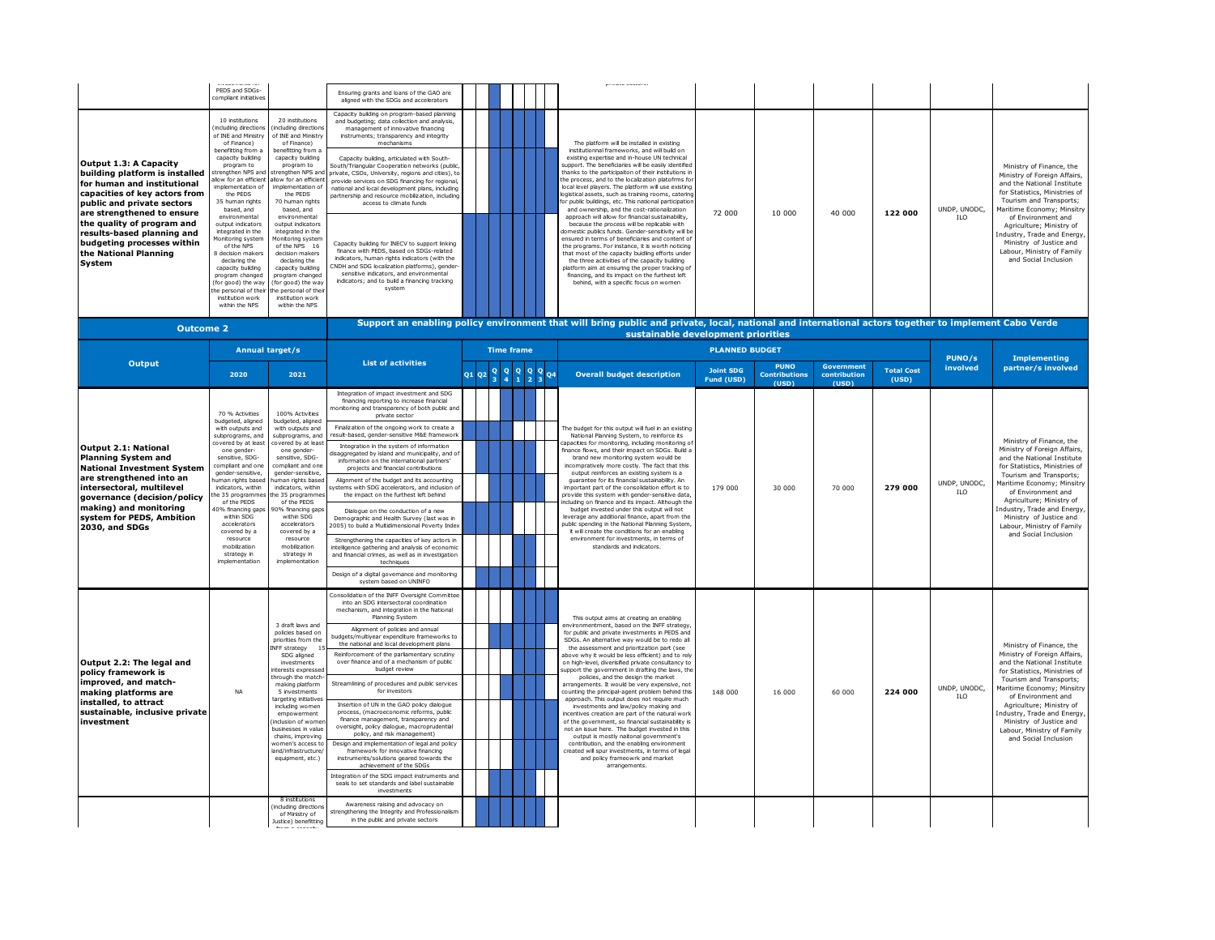| Output | Annual target/s 2020 | Annual target/s 2021 | List of activities | Overall budget description | Joint SDG Fund (USD) | PUNO Contributions (USD) | Government contribution (USD) | Total Cost (USD) | PUNO/s involved | Implementing partner/s involved |
|---|---|---|---|---|---|---|---|---|---|---|
| | ...investments for PEDS and SDGs-compliant initiatives | | Ensuring grants and loans of the GAO are aligned with the SDGs and accelerators | ...private sectors. | | | | | | |
| **Output 1.3: A Capacity building platform is installed for human and institutional capacities of key actors from public and private sectors are strengthened to ensure the quality of program and results-based planning and budgeting processes within the National Planning System** | 10 institutions (including directions of INE and Ministry of Finance) benefitting from a capacity building program to strengthen NPS and allow for an efficient implementation of the PEDS 35 human rights based, and environmental output indicators integrated in the Monitoring system of the NPS 8 decision makers declaring the capacity building program changed (for good) the way the personal of their institution work within the NPS | 20 institutions (including directions of INE and Ministry of Finance) benefitting from a capacity building program to strengthen NPS and allow for an efficient implementation of the PEDS 70 human rights based, and environmental output indicators integrated in the Monitoring system of the NPS 16 decision makers declaring the capacity building program changed (for good) the way the personal of their institution work within the NPS | Capacity building on program-based planning and budgeting; data collection and analysis, management of innovative financing instruments; transparency and integrity mechanisms<br>Capacity building, articulated with South-South/Triangular Cooperation networks (public, private, CSOs, University, regions and cities), to provide services on SDG financing for regional, national and local development plans, including partnership and resource mobilization, including access to climate funds<br>Capacity building for INECV to support linking finance with PEDS, based on SDGs-related indicators, human rights indicators (with the CNDH and SDG localization platforms), gender-sensitive indicators, and environmental indicators; and to build a financing tracking system | The platform will be installed in existing institutionnal frameworks, and will build on existing expertise and in-house UN technical support. The beneficiaries will be easily identified thanks to the participaiton of their institutions in the process, and to the localization platforms for local level players. The platform will use existing logistical assets, such as training rooms, catering for public buildings, etc. This national participation and ownership, and the cost-rationalization approach will allow for financial sustainability, because the process will be replicable with domestic publics funds. Gender-sensitivity will be ensured in terms of beneficiaries and content of the programs. For instance, it is worth noticing that most of the capacity building efforts under the three activities of the capacity building platform aim at ensuring the proper tracking of financing, and its impact on the furthest left behind, with a specific focus on women | 72 000 | 10 000 | 40 000 | **122 000** | UNDP, UNODC, ILO | Ministry of Finance, the Ministry of Foreign Affairs, and the National Institute for Statistics, Ministries of Tourism and Transports; Maritime Economy; Minsitry of Environment and Agriculture; Ministry of Industry, Trade and Energy, Ministry of Justice and Labour, Ministry of Family and Social Inclusion |

**Outcome 2** — Support an enabling policy environment that will bring public and private, local, national and international actors together to implement Cabo Verde sustainable development priorities

| Output | Annual target/s 2020 | Annual target/s 2021 | List of activities | Overall budget description | Joint SDG Fund (USD) | PUNO Contributions (USD) | Government contribution (USD) | Total Cost (USD) | PUNO/s involved | Implementing partner/s involved |
|---|---|---|---|---|---|---|---|---|---|---|
| **Output 2.1: National Planning System and National Investment System are strengthened into an intersectoral, multilevel governance (decision/policy making) and monitoring system for PEDS, Ambition 2030, and SDGs** | 70 % Activities budgeted, aligned with outputs and subprograms, and covered by at least one gender-sensitive, SDG-compliant and one gender-sensitive, human rights based indicators, within the 35 programmes of the PEDS 40% financing gaps within SDG accelerators covered by a resource mobilization strategy in implementation | 100% Activities budgeted, aligned with outputs and subprograms, and covered by at least one gender-sensitive, SDG-compliant and one gender-sensitive, human rights based indicators, within the 35 programmes of the PEDS 90% financing gaps within SDG accelerators covered by a resource mobilization strategy in implementation | Integration of impact investment and SDG financing reporting to increase financial monitoring and transparency of both public and private sector<br>Finalization of the ongoing work to create a result-based, gender-sensitive M&E framework<br>Integration in the system of information disaggregated by island and municipality, and of information on the international partners' projects and financial contributions<br>Alignment of the budget and its accounting systems with SDG accelerators, and inclusion of the impact on the furthest left behind<br>Dialogue on the conduction of a new Demographic and Health Survey (last was in 2005) to build a Multidimensional Poverty Index<br>Strengthening the capacities of key actors in intelligence gathering and analysis of economic and financial crimes, as well as in investigation techniques<br>Design of a digital governance and monitoring system based on UNINFO | The budget for this output will fuel in an existing National Planning System, to reinforce its capacities for monitoring, including monitoring of finance flows, and their impact on SDGs. Build a brand new monitoring system would be incompratively more costly. The fact that this output reinforces an existing system is a guarantee for its financial sustainability. An important part of the consolidation effort is to provide this system with gender-sensitive data, including on finance and its impact. Although the budget invested under this output will not leverage any additional finance, apart from the public spending in the National Planning System, it will create the conditions for an enabling environment for investments, in terms of standards and indicators. | 179 000 | 30 000 | 70 000 | **279 000** | UNDP, UNODC, ILO | Ministry of Finance, the Ministry of Foreign Affairs, and the National Institute for Statistics, Ministries of Tourism and Transports; Maritime Economy; Minsitry of Environment and Agriculture; Ministry of Industry, Trade and Energy, Ministry of Justice and Labour, Ministry of Family and Social Inclusion |
| **Output 2.2: The legal and policy framework is improved, and match-making platforms are installed, to attract sustainable, inclusive private investment** | NA | 3 draft laws and policies based on priorities from the INFF strategy 15 SDG aligned investments interests expressed through the match-making platform 5 investments targeting initiatives including women empowerment (inclusion of women businesses in value chains, improving women's access to land/infrastructure/equipment, etc.) | Consolidation of the INFF Oversight Committee into an SDG intersectoral coordination mechanism, and integration in the National Planning System<br>Alignment of policies and annual budgets/multiyear expenditure frameworks to the national and local development plans<br>Reinforcement of the parliamentary scrutiny over finance and of a mechanism of public budget review<br>Streamlining of procedures and public services for investors<br>Insertion of UN in the GAO policy dialogue process, (macroeconomic reforms, public finance management, transparency and oversight, policy dialogue, macroprudential policy, and risk management)<br>Design and implementation of legal and policy framework for innovative financing instruments/solutions geared towards the achievement of the SDGs<br>Integration of the SDG impact instruments and seals to set standards and label sustainable investments | This output aims at creating an enabling environmentment, based on the INFF strategy, for public and private investments in PEDS and SDGs. An alternative way would be to redo all the assessment and priortization part (see above why it would be less efficient) and to rely on high-level, diversified private consultancy to support the government in drafting the laws, the policies, and the design the market arrangements. It would be very expensive, not counting the principal-agent problem behind this approach. This output does not require much investments and law/policy making and incentives creation are part of the natural work of the government, so financial sustainability is not an issue here. The budget invested in this output is mostly naitonal government's contribution, and the enabling environment created will spur investments, in terms of legal and policy frameowrk and market arrangements. | 148 000 | 16 000 | 60 000 | **224 000** | UNDP, UNODC, ILO | Ministry of Finance, the Ministry of Foreign Affairs, and the National Institute for Statistics, Ministries of Tourism and Transports; Maritime Economy; Minsitry of Environment and Agriculture; Ministry of Industry, Trade and Energy, Ministry of Justice and Labour, Ministry of Family and Social Inclusion |
| | | 8 institutions (including directions of Ministry of Justice) benefitting from a capacity... | Awareness raising and advocacy on strengthening the Integrity and Professionalism in the public and private sectors | | | | | | | |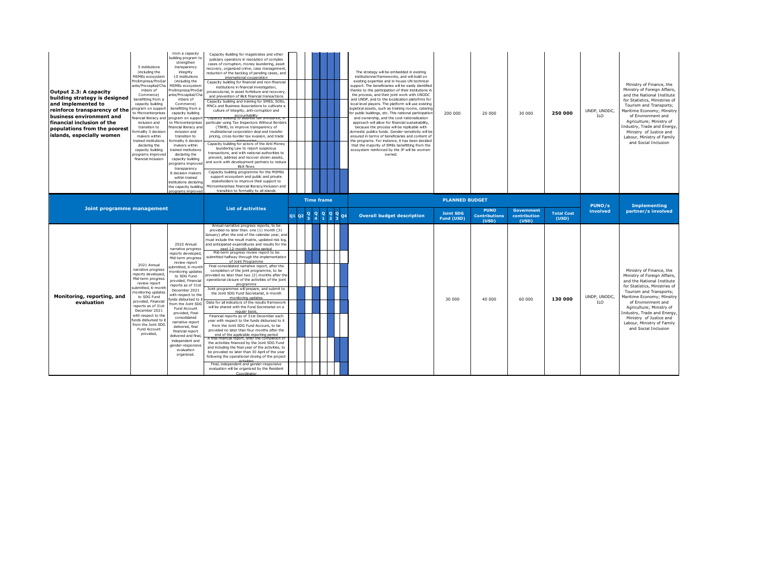| Output | Baseline | Target | List of activities | Q1 | Q2 | Q3 | Q4 | Q1 | Q2 | Q3 | Q4 | Overall budget description | Joint SDG Fund (USD) | PUNO Contributions (USD) | Government contribution (USD) | Total Cost (USD) | PUNO/s involved | Implementing partner/s involved |
|---|---|---|---|---|---|---|---|---|---|---|---|---|---|---|---|---|---|---|
| **Output 2.3: A capacity building strategy is designed and implemented to reinforce transparency of the business environment and financial inclusion of the populations from the poorest islands, especially women** | 5 institutions (including the MSMEs ecosystem ProEmpresa/ProGarante/Procapital/Chambers of Commerce) benefitting from a capacity building program on support to Microenterprises financial literacy and inclusion and transition to formality 3 decision makers within trained institutions declaring the capacity building programs improved financial inclusion | from a capacity building program to strengthen transparency integrity 10 institutions (including the MSMEs ecosystem ProEmpresa/ProGarante/Procapital/Chambers of Commerce) benefitting from a capacity building program on support to Microenterprises financial literacy and inclusion and transition to formality 6 decision makers within trained institutions declaring the capacity building programs improved transparency 8 decision makers within trained institutions declaring the capacity building programs improved | Capacity Building for magistrates and other judiciary operators in resolution of complex cases of corruption, money laundering, asset recovery, organized crime, case management, reduction of the backlog of pending cases, and international cooperation | | | | | | | | | The strategy will be embedded in existing institutionnal frameworks, and will build on existing expertise and in-house UN technical support. The beneficiaries will be easily identified thanks to the participation of their institutions in the process, and their joint work with UNODC and UNDP, and to the localization platofrms for local level players. The platform will use existing logistical assets, such as training rooms, catering for public buildings, etc. This national participation and ownership, and the cost-rationalization approach will allow for financial sustainability, because the process will be replicable with domestic publics funds. Gender-sensitivity will be ensured in terms of beneficiaries and content of the programs. For instance, it has been decided that the majority of SMEs benefitting from the ecosystem reinforced by the JP will be women-owned. | 200 000 | 20 000 | 30 000 | **250 000** | UNDP, UNODC, ILO | Ministry of Finance, the Ministry of Foreign Affairs, and the National Institute for Statistics, Ministries of Tourism and Transports; Maritime Economy; Minsitry of Environment and Agriculture; Ministry of Industry, Trade and Energy, Ministry of Justice and Labour, Ministry of Family and Social Inclusion |
| | | | Capacity building for financial and non-financial institutions in financial investigation, prosecutorial, in asset forfeiture and recovery, and prevention of illicit financial transactions | | | | | | | | | | | | | | | |
| | | | Capacity building and training for SMES, SOEs, MNCs and Business Associations to cultivate a culture of integrity, anti-corruption and accountability | | | | | | | | | | | | | | | |
| | | | Capacity building to address tax avoidance, in particular using Tax Inspectors Without Borders (TIWB), to improve transparency of multinational corporation deal and transfer pricing, cross-border tax evasion, and trade misinvoicing | | | | | | | | | | | | | | | |
| | | | Capacity building for actors of the Anti Money laundering Law to report suspicious transactions, and with national authorities to prevent, address and recover stolen assets, and work with development partners to reduce illicit flows | | | | | | | | | | | | | | | |
| | | | Capacity building programme for the MSMEs support ecosystem and public and private stakeholders to improve their support to Microenterprises financial literacy/inclusion and transition to formality to all islands | | | | | | | | | | | | | | | |

| Joint programme management | | | List of activities | Time frame | | | | | | | | Overall budget description | PLANNED BUDGET | | | | PUNO/s involved | Implementing partner/s involved |
|---|---|---|---|---|---|---|---|---|---|---|---|---|---|---|---|---|---|---|
| | | | | Q1 | Q2 | Q3 | Q4 | Q1 | Q2 | Q3 | Q4 | | Joint SDG Fund (USD) | PUNO Contributions (USD) | Government contribution (USD) | Total Cost (USD) | | |
| **Monitoring, reporting, and evaluation** | 2021 Annual narrative progress reports developed, Mid-term progress review report submitted, 6-month monitoring updates to SDG Fund provided, Financial reports as of 31st December 2021 with respect to the funds disbursed to it from the Joint SDG Fund Account provided, | 2022 Annual narrative progress reports developed, Mid-term progress review report submitted, 6-month monitoring updates to SDG Fund provided, Financial reports as of 31st December 2021 with respect to the funds disbursed to it from the Joint SDG Fund Account provided, Final consolidated narrative report delivered, final financial report delivered and final, independent and gender-responsive evaluation organized. | Annual narrative progress reports, to be provided no later than. one (1) month (31 January) after the end of the calendar year, and must include the result matrix, updated risk log, and anticipated expenditures and results for the next 12-month funding period | | | | | | | | | | 30 000 | 40 000 | 60 000 | **130 000** | UNDP, UNODC, ILO | Ministry of Finance, the Ministry of Foreign Affairs, and the National Institute for Statistics, Ministries of Tourism and Transports; Maritime Economy; Minsitry of Environment and Agriculture; Ministry of Industry, Trade and Energy, Ministry of Justice and Labour, Ministry of Family and Social Inclusion |
| | | | Mid-term progress review report to be submitted halfway through the implementation of Joint Programme | | | | | | | | | | | | | | | |
| | | | Final consolidated narrative report, after the completion of the joint programme, to be provided no later than two (2) months after the operational closure of the activities of the joint programme | | | | | | | | | | | | | | | |
| | | | Joint programmes will prepare, and submit to the Joint SDG Fund Secretariat, 6-month monitoring updates | | | | | | | | | | | | | | | |
| | | | Data for all indicators of the results framework will be shared with the Fund Secretariat on a regular basis, | | | | | | | | | | | | | | | |
| | | | Financial reports as of 31st December each year with respect to the funds disbursed to it from the Joint SDG Fund Account, to be provided no later than four months after the end of the applicable reporting period | | | | | | | | | | | | | | | |
| | | | A final financial report, after the completion of the activities financed by the Joint SDG Fund and including the final year of the activities, to be provided no later than 30 April of the year following the operational closing of the project activities | | | | | | | | | | | | | | | |
| | | | Final, independent and gender-responsive evaluation will be organized by the Resident Coordinator | | | | | | | | | | | | | | | |